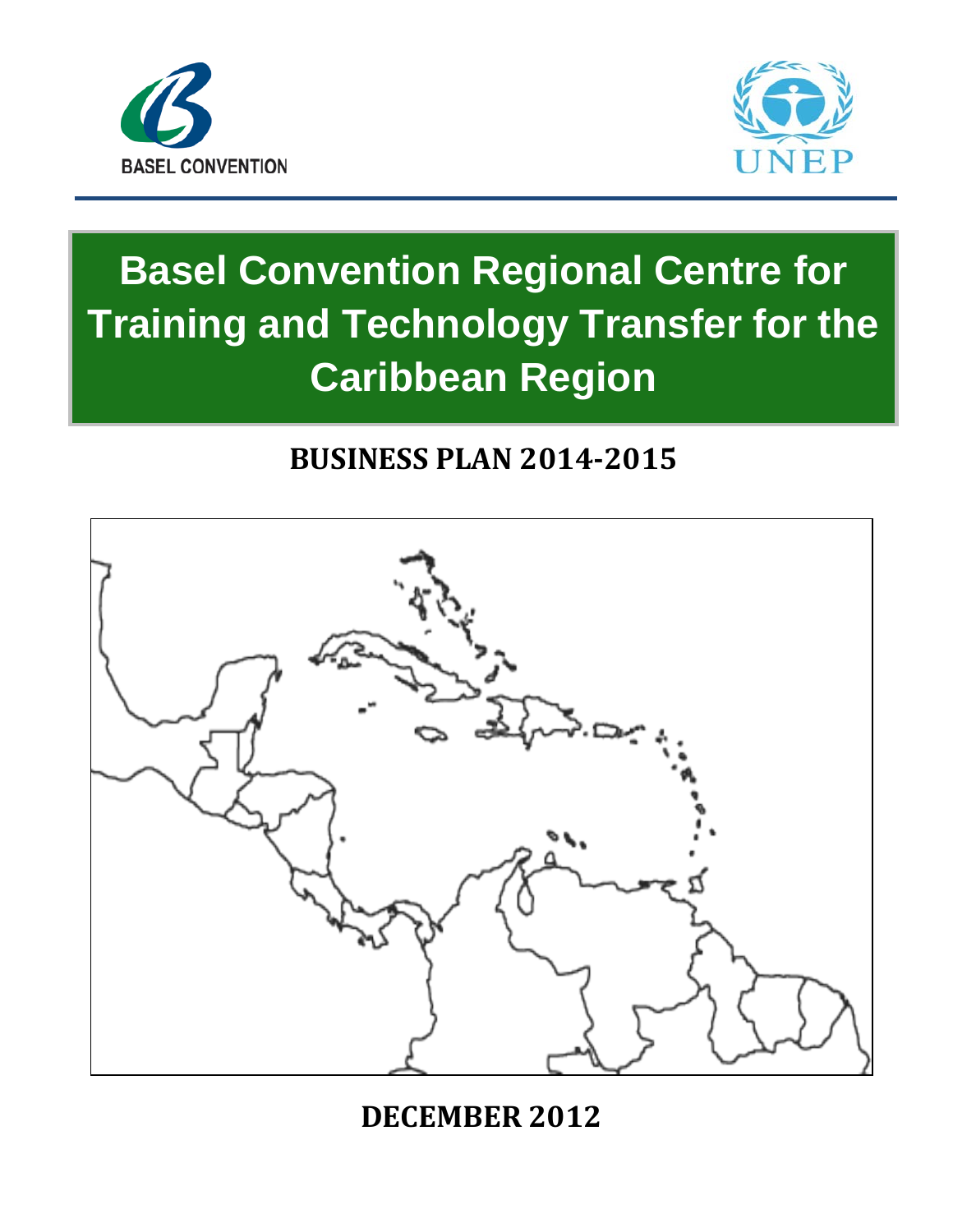BASEL CONVENTION

UNEP

# Basel Convention Regional Centre for Training and Technology Transfer for the Caribbean Region

## BUSINESS PLAN 2014-2015

**DECEMBER 2012**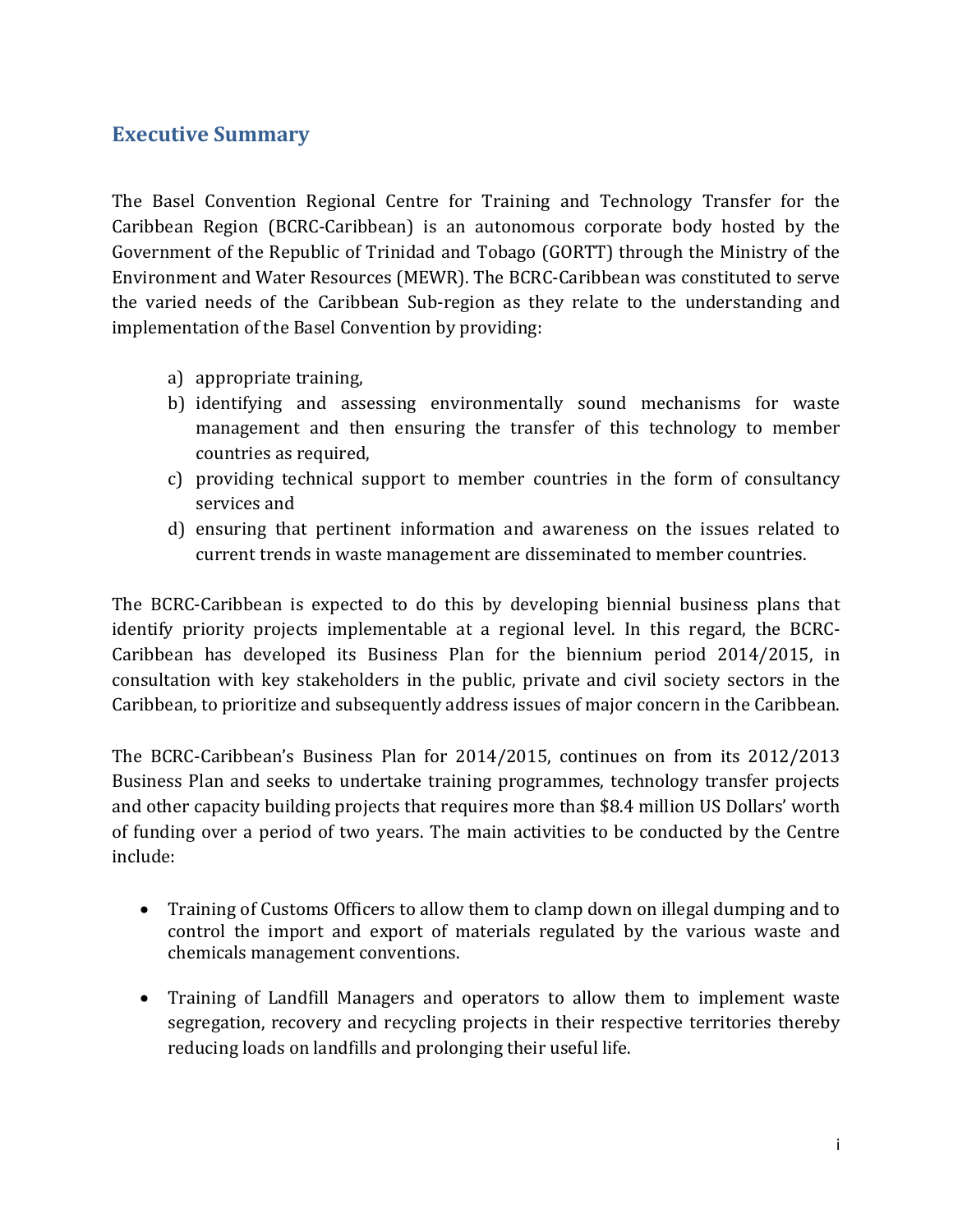## Executive Summary

The Basel Convention Regional Centre for Training and Technology Transfer for the Caribbean Region (BCRC-Caribbean) is an autonomous corporate body hosted by the Government of the Republic of Trinidad and Tobago (GORTT) through the Ministry of the Environment and Water Resources (MEWR). The BCRC-Caribbean was constituted to serve the varied needs of the Caribbean Sub-region as they relate to the understanding and implementation of the Basel Convention by providing:

a) appropriate training,
b) identifying and assessing environmentally sound mechanisms for waste management and then ensuring the transfer of this technology to member countries as required,
c) providing technical support to member countries in the form of consultancy services and
d) ensuring that pertinent information and awareness on the issues related to current trends in waste management are disseminated to member countries.

The BCRC-Caribbean is expected to do this by developing biennial business plans that identify priority projects implementable at a regional level. In this regard, the BCRC-Caribbean has developed its Business Plan for the biennium period 2014/2015, in consultation with key stakeholders in the public, private and civil society sectors in the Caribbean, to prioritize and subsequently address issues of major concern in the Caribbean.

The BCRC-Caribbean's Business Plan for 2014/2015, continues on from its 2012/2013 Business Plan and seeks to undertake training programmes, technology transfer projects and other capacity building projects that requires more than $8.4 million US Dollars' worth of funding over a period of two years. The main activities to be conducted by the Centre include:

- Training of Customs Officers to allow them to clamp down on illegal dumping and to control the import and export of materials regulated by the various waste and chemicals management conventions.

- Training of Landfill Managers and operators to allow them to implement waste segregation, recovery and recycling projects in their respective territories thereby reducing loads on landfills and prolonging their useful life.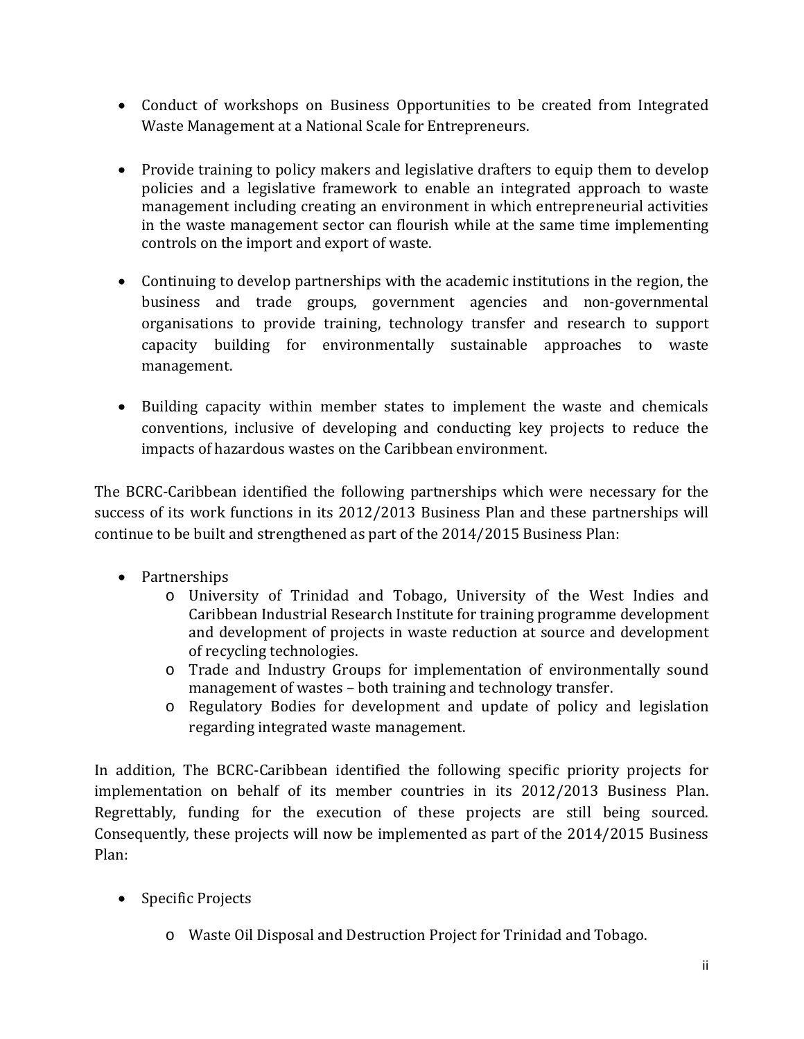- Conduct of workshops on Business Opportunities to be created from Integrated Waste Management at a National Scale for Entrepreneurs.

- Provide training to policy makers and legislative drafters to equip them to develop policies and a legislative framework to enable an integrated approach to waste management including creating an environment in which entrepreneurial activities in the waste management sector can flourish while at the same time implementing controls on the import and export of waste.

- Continuing to develop partnerships with the academic institutions in the region, the business and trade groups, government agencies and non-governmental organisations to provide training, technology transfer and research to support capacity building for environmentally sustainable approaches to waste management.

- Building capacity within member states to implement the waste and chemicals conventions, inclusive of developing and conducting key projects to reduce the impacts of hazardous wastes on the Caribbean environment.

The BCRC-Caribbean identified the following partnerships which were necessary for the success of its work functions in its 2012/2013 Business Plan and these partnerships will continue to be built and strengthened as part of the 2014/2015 Business Plan:

- Partnerships
  - University of Trinidad and Tobago, University of the West Indies and Caribbean Industrial Research Institute for training programme development and development of projects in waste reduction at source and development of recycling technologies.
  - Trade and Industry Groups for implementation of environmentally sound management of wastes – both training and technology transfer.
  - Regulatory Bodies for development and update of policy and legislation regarding integrated waste management.

In addition, The BCRC-Caribbean identified the following specific priority projects for implementation on behalf of its member countries in its 2012/2013 Business Plan. Regrettably, funding for the execution of these projects are still being sourced. Consequently, these projects will now be implemented as part of the 2014/2015 Business Plan:

- Specific Projects
  - Waste Oil Disposal and Destruction Project for Trinidad and Tobago.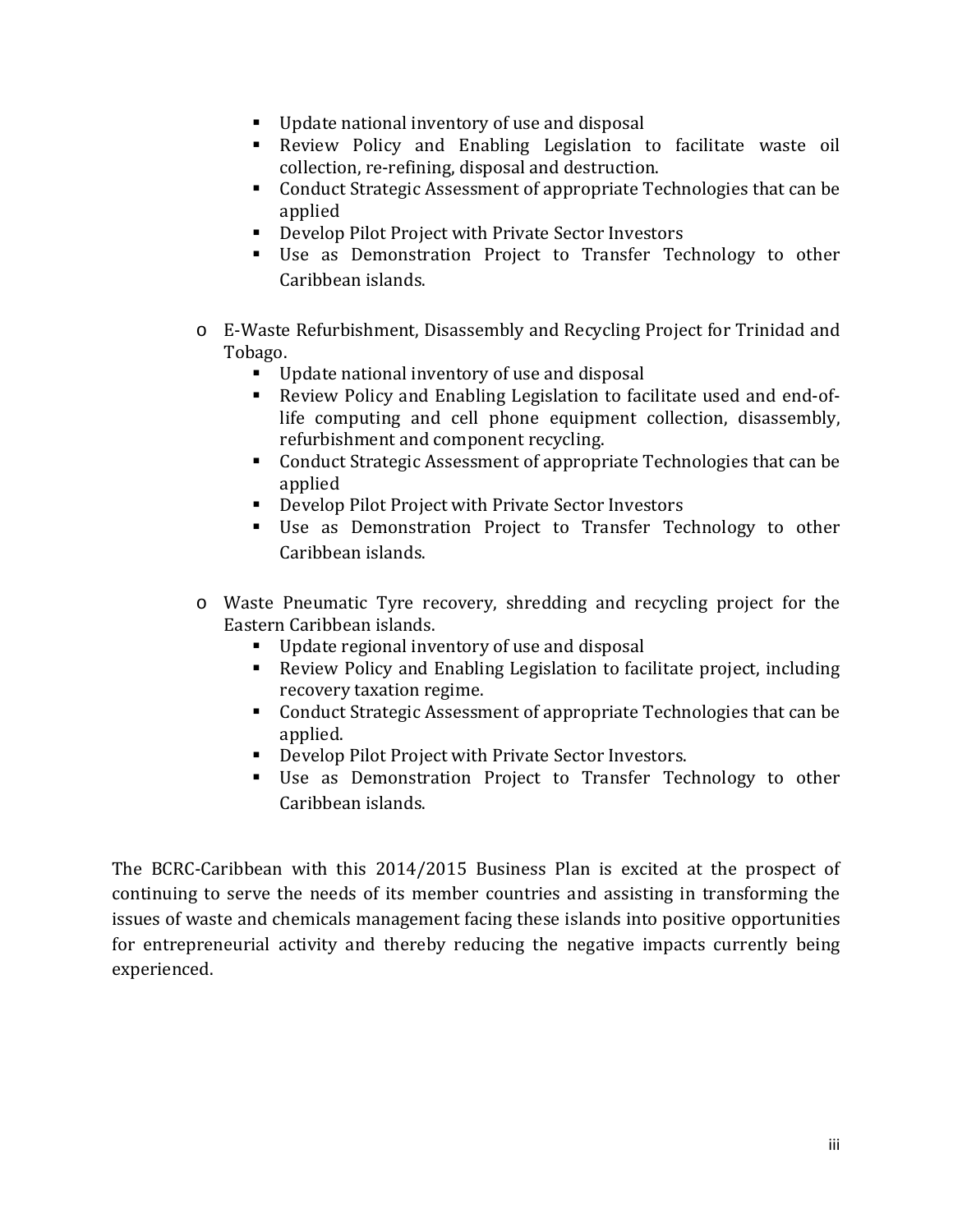- Update national inventory of use and disposal
        - Review Policy and Enabling Legislation to facilitate waste oil collection, re-refining, disposal and destruction.
        - Conduct Strategic Assessment of appropriate Technologies that can be applied
        - Develop Pilot Project with Private Sector Investors
        - Use as Demonstration Project to Transfer Technology to other Caribbean islands.

    - E-Waste Refurbishment, Disassembly and Recycling Project for Trinidad and Tobago.
        - Update national inventory of use and disposal
        - Review Policy and Enabling Legislation to facilitate used and end-of-life computing and cell phone equipment collection, disassembly, refurbishment and component recycling.
        - Conduct Strategic Assessment of appropriate Technologies that can be applied
        - Develop Pilot Project with Private Sector Investors
        - Use as Demonstration Project to Transfer Technology to other Caribbean islands.

    - Waste Pneumatic Tyre recovery, shredding and recycling project for the Eastern Caribbean islands.
        - Update regional inventory of use and disposal
        - Review Policy and Enabling Legislation to facilitate project, including recovery taxation regime.
        - Conduct Strategic Assessment of appropriate Technologies that can be applied.
        - Develop Pilot Project with Private Sector Investors.
        - Use as Demonstration Project to Transfer Technology to other Caribbean islands.

The BCRC-Caribbean with this 2014/2015 Business Plan is excited at the prospect of continuing to serve the needs of its member countries and assisting in transforming the issues of waste and chemicals management facing these islands into positive opportunities for entrepreneurial activity and thereby reducing the negative impacts currently being experienced.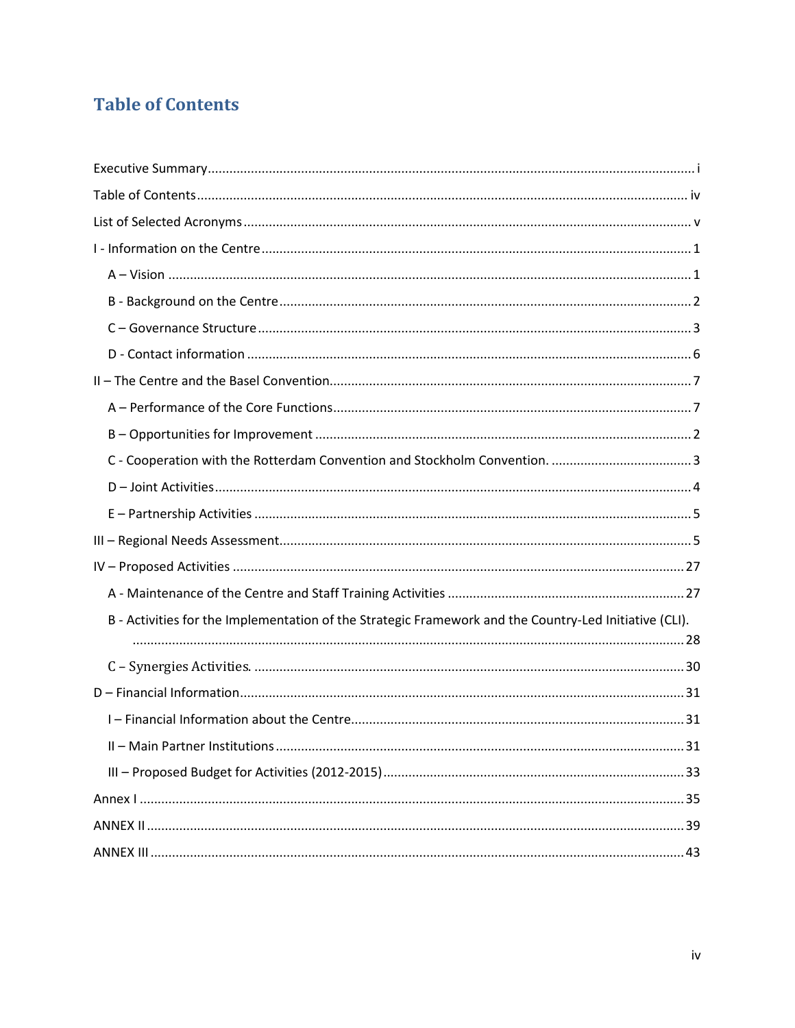# Table of Contents

Executive Summary ..................................................................................................................... i

Table of Contents ..................................................................................................................... iv

List of Selected Acronyms ......................................................................................................... v

I - Information on the Centre ...................................................................................................... 1

  A – Vision ................................................................................................................................ 1

  B - Background on the Centre ................................................................................................. 2

  C – Governance Structure ....................................................................................................... 3

  D - Contact information .......................................................................................................... 6

II – The Centre and the Basel Convention .................................................................................... 7

  A – Performance of the Core Functions ................................................................................... 7

  B – Opportunities for Improvement ........................................................................................ 2

  C - Cooperation with the Rotterdam Convention and Stockholm Convention. ....................... 3

  D – Joint Activities ................................................................................................................... 4

  E – Partnership Activities ........................................................................................................ 5

III – Regional Needs Assessment .................................................................................................. 5

IV – Proposed Activities ............................................................................................................. 27

  A - Maintenance of the Centre and Staff Training Activities ................................................. 27

  B - Activities for the Implementation of the Strategic Framework and the Country-Led Initiative (CLI). .............................................................................................................................. 28

  C – Synergies Activities. ........................................................................................................ 30

D – Financial Information ............................................................................................................ 31

  I – Financial Information about the Centre ........................................................................... 31

  II – Main Partner Institutions ................................................................................................ 31

  III – Proposed Budget for Activities (2012-2015) .................................................................... 33

Annex I ....................................................................................................................................... 35

ANNEX II ..................................................................................................................................... 39

ANNEX III .................................................................................................................................... 43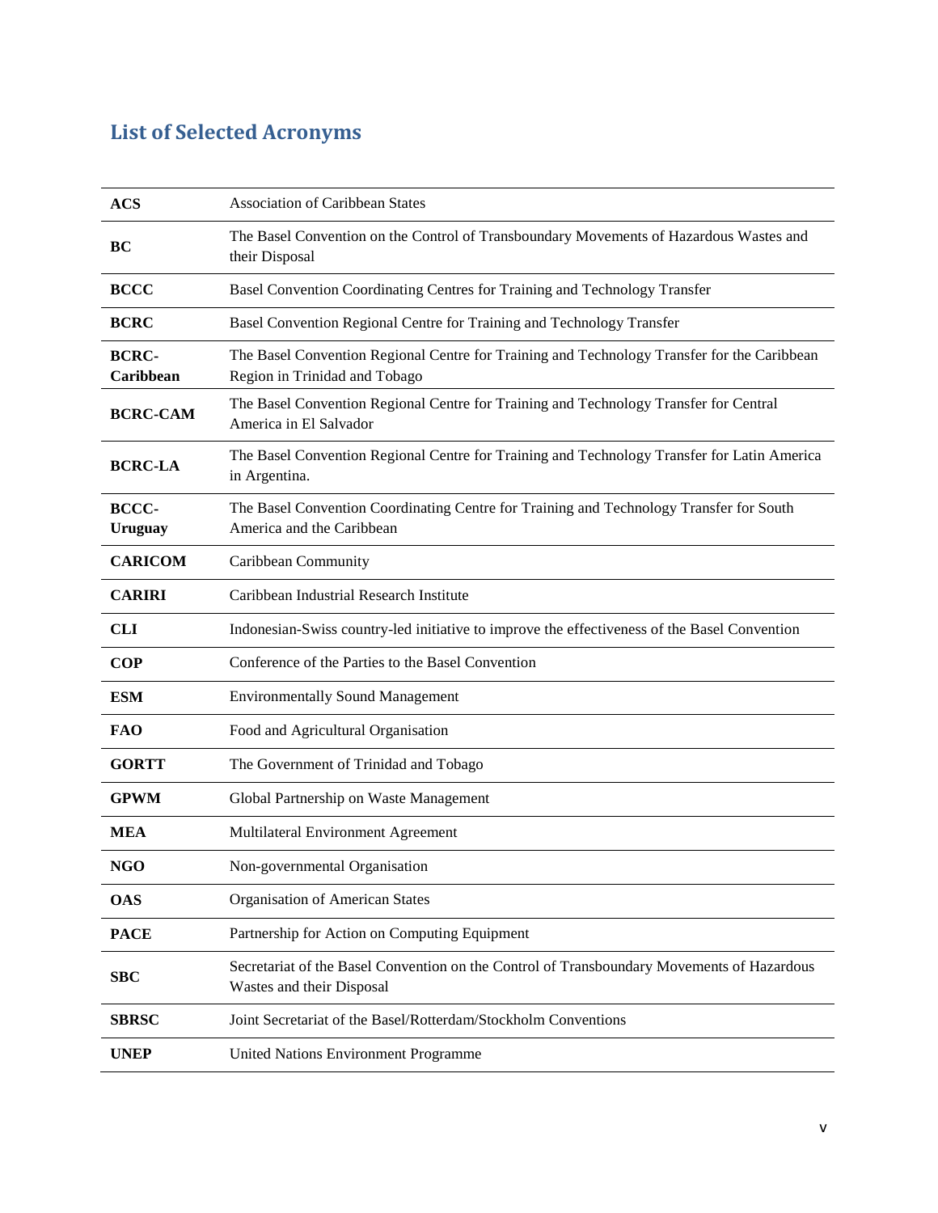## List of Selected Acronyms

| | |
|---|---|
| **ACS** | Association of Caribbean States |
| **BC** | The Basel Convention on the Control of Transboundary Movements of Hazardous Wastes and their Disposal |
| **BCCC** | Basel Convention Coordinating Centres for Training and Technology Transfer |
| **BCRC** | Basel Convention Regional Centre for Training and Technology Transfer |
| **BCRC-Caribbean** | The Basel Convention Regional Centre for Training and Technology Transfer for the Caribbean Region in Trinidad and Tobago |
| **BCRC-CAM** | The Basel Convention Regional Centre for Training and Technology Transfer for Central America in El Salvador |
| **BCRC-LA** | The Basel Convention Regional Centre for Training and Technology Transfer for Latin America in Argentina. |
| **BCCC-Uruguay** | The Basel Convention Coordinating Centre for Training and Technology Transfer for South America and the Caribbean |
| **CARICOM** | Caribbean Community |
| **CARIRI** | Caribbean Industrial Research Institute |
| **CLI** | Indonesian-Swiss country-led initiative to improve the effectiveness of the Basel Convention |
| **COP** | Conference of the Parties to the Basel Convention |
| **ESM** | Environmentally Sound Management |
| **FAO** | Food and Agricultural Organisation |
| **GORTT** | The Government of Trinidad and Tobago |
| **GPWM** | Global Partnership on Waste Management |
| **MEA** | Multilateral Environment Agreement |
| **NGO** | Non-governmental Organisation |
| **OAS** | Organisation of American States |
| **PACE** | Partnership for Action on Computing Equipment |
| **SBC** | Secretariat of the Basel Convention on the Control of Transboundary Movements of Hazardous Wastes and their Disposal |
| **SBRSC** | Joint Secretariat of the Basel/Rotterdam/Stockholm Conventions |
| **UNEP** | United Nations Environment Programme |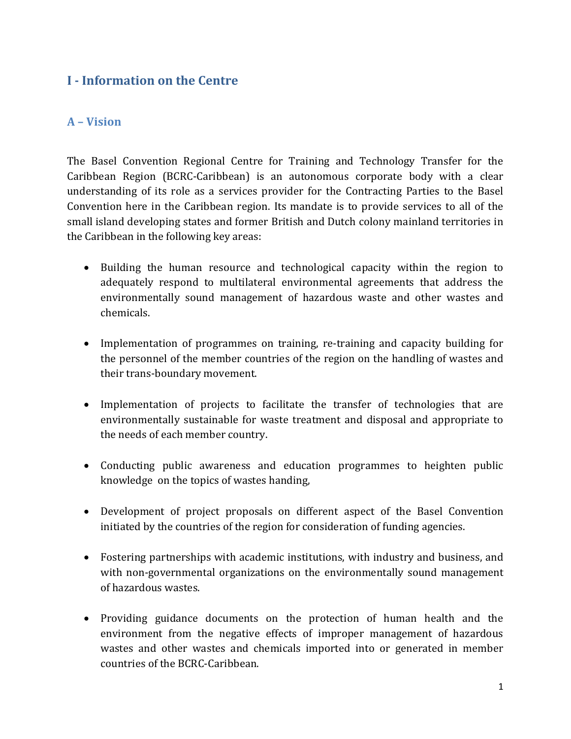## I - Information on the Centre

### A – Vision

The Basel Convention Regional Centre for Training and Technology Transfer for the Caribbean Region (BCRC-Caribbean) is an autonomous corporate body with a clear understanding of its role as a services provider for the Contracting Parties to the Basel Convention here in the Caribbean region. Its mandate is to provide services to all of the small island developing states and former British and Dutch colony mainland territories in the Caribbean in the following key areas:

- Building the human resource and technological capacity within the region to adequately respond to multilateral environmental agreements that address the environmentally sound management of hazardous waste and other wastes and chemicals.
- Implementation of programmes on training, re-training and capacity building for the personnel of the member countries of the region on the handling of wastes and their trans-boundary movement.
- Implementation of projects to facilitate the transfer of technologies that are environmentally sustainable for waste treatment and disposal and appropriate to the needs of each member country.
- Conducting public awareness and education programmes to heighten public knowledge on the topics of wastes handing,
- Development of project proposals on different aspect of the Basel Convention initiated by the countries of the region for consideration of funding agencies.
- Fostering partnerships with academic institutions, with industry and business, and with non-governmental organizations on the environmentally sound management of hazardous wastes.
- Providing guidance documents on the protection of human health and the environment from the negative effects of improper management of hazardous wastes and other wastes and chemicals imported into or generated in member countries of the BCRC-Caribbean.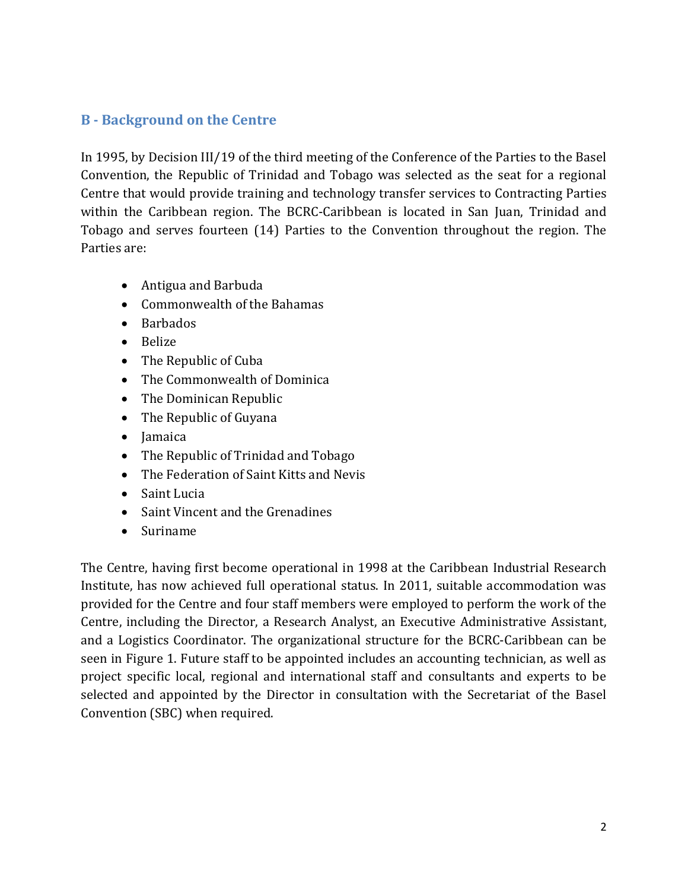## B - Background on the Centre

In 1995, by Decision III/19 of the third meeting of the Conference of the Parties to the Basel Convention, the Republic of Trinidad and Tobago was selected as the seat for a regional Centre that would provide training and technology transfer services to Contracting Parties within the Caribbean region. The BCRC-Caribbean is located in San Juan, Trinidad and Tobago and serves fourteen (14) Parties to the Convention throughout the region. The Parties are:

- Antigua and Barbuda
- Commonwealth of the Bahamas
- Barbados
- Belize
- The Republic of Cuba
- The Commonwealth of Dominica
- The Dominican Republic
- The Republic of Guyana
- Jamaica
- The Republic of Trinidad and Tobago
- The Federation of Saint Kitts and Nevis
- Saint Lucia
- Saint Vincent and the Grenadines
- Suriname

The Centre, having first become operational in 1998 at the Caribbean Industrial Research Institute, has now achieved full operational status. In 2011, suitable accommodation was provided for the Centre and four staff members were employed to perform the work of the Centre, including the Director, a Research Analyst, an Executive Administrative Assistant, and a Logistics Coordinator. The organizational structure for the BCRC-Caribbean can be seen in Figure 1. Future staff to be appointed includes an accounting technician, as well as project specific local, regional and international staff and consultants and experts to be selected and appointed by the Director in consultation with the Secretariat of the Basel Convention (SBC) when required.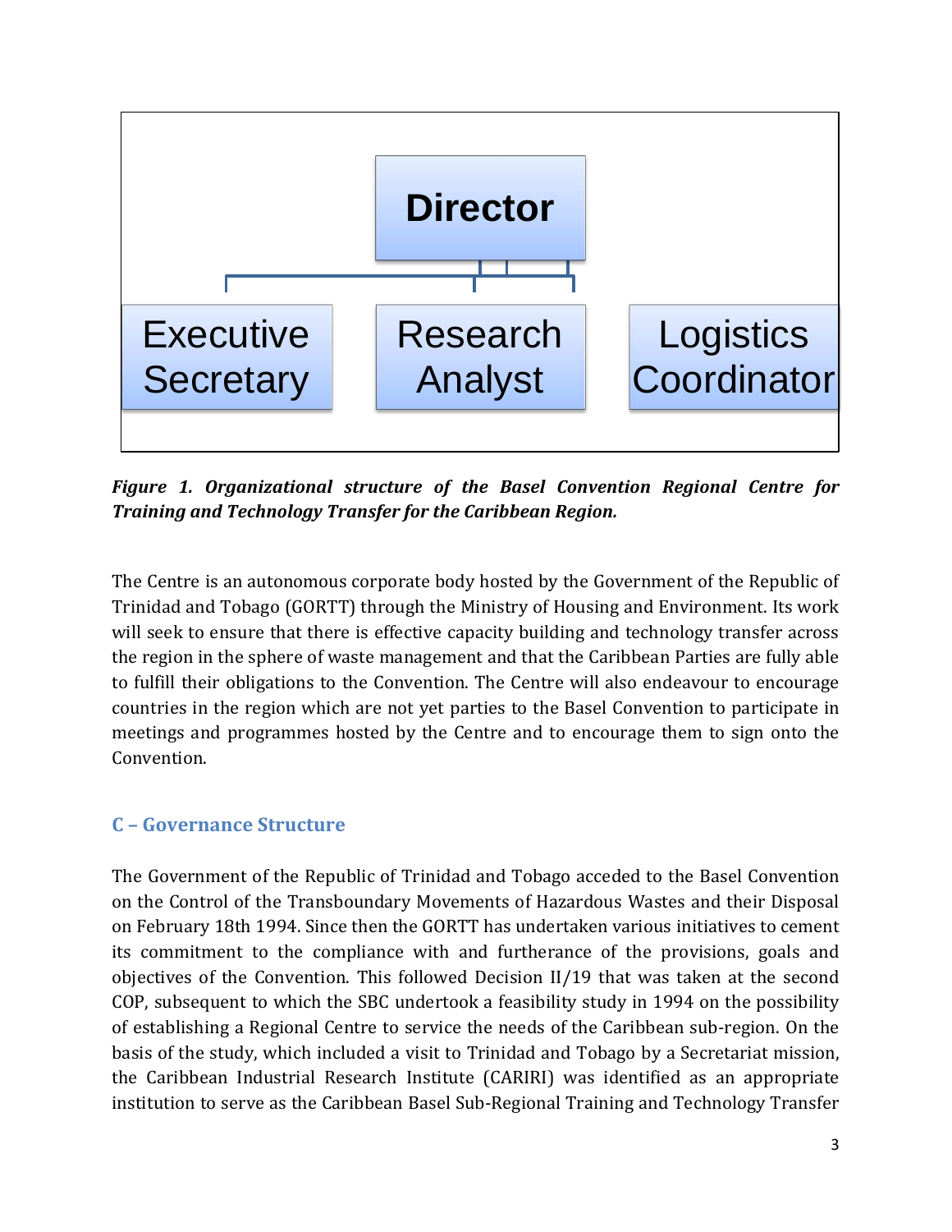Director

Executive Secretary | Research Analyst | Logistics Coordinator

***Figure 1. Organizational structure of the Basel Convention Regional Centre for Training and Technology Transfer for the Caribbean Region.***

The Centre is an autonomous corporate body hosted by the Government of the Republic of Trinidad and Tobago (GORTT) through the Ministry of Housing and Environment. Its work will seek to ensure that there is effective capacity building and technology transfer across the region in the sphere of waste management and that the Caribbean Parties are fully able to fulfill their obligations to the Convention. The Centre will also endeavour to encourage countries in the region which are not yet parties to the Basel Convention to participate in meetings and programmes hosted by the Centre and to encourage them to sign onto the Convention.

## C – Governance Structure

The Government of the Republic of Trinidad and Tobago acceded to the Basel Convention on the Control of the Transboundary Movements of Hazardous Wastes and their Disposal on February 18th 1994. Since then the GORTT has undertaken various initiatives to cement its commitment to the compliance with and furtherance of the provisions, goals and objectives of the Convention. This followed Decision II/19 that was taken at the second COP, subsequent to which the SBC undertook a feasibility study in 1994 on the possibility of establishing a Regional Centre to service the needs of the Caribbean sub-region. On the basis of the study, which included a visit to Trinidad and Tobago by a Secretariat mission, the Caribbean Industrial Research Institute (CARIRI) was identified as an appropriate institution to serve as the Caribbean Basel Sub-Regional Training and Technology Transfer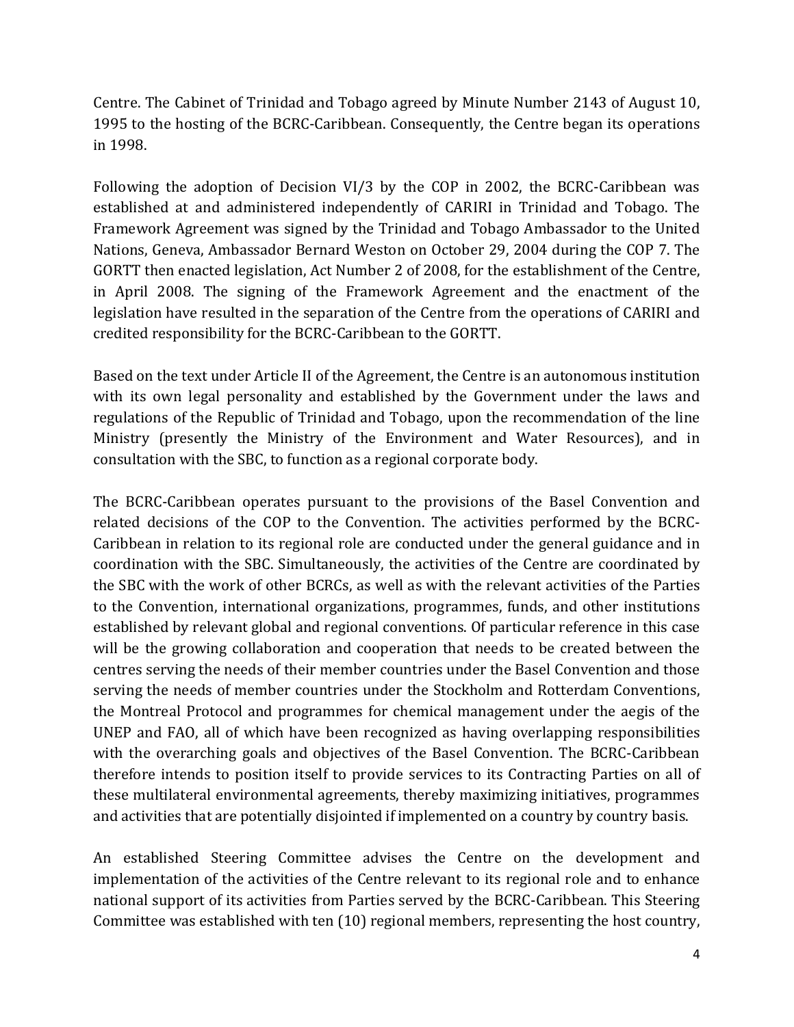Centre. The Cabinet of Trinidad and Tobago agreed by Minute Number 2143 of August 10, 1995 to the hosting of the BCRC-Caribbean. Consequently, the Centre began its operations in 1998.

Following the adoption of Decision VI/3 by the COP in 2002, the BCRC-Caribbean was established at and administered independently of CARIRI in Trinidad and Tobago. The Framework Agreement was signed by the Trinidad and Tobago Ambassador to the United Nations, Geneva, Ambassador Bernard Weston on October 29, 2004 during the COP 7. The GORTT then enacted legislation, Act Number 2 of 2008, for the establishment of the Centre, in April 2008. The signing of the Framework Agreement and the enactment of the legislation have resulted in the separation of the Centre from the operations of CARIRI and credited responsibility for the BCRC-Caribbean to the GORTT.

Based on the text under Article II of the Agreement, the Centre is an autonomous institution with its own legal personality and established by the Government under the laws and regulations of the Republic of Trinidad and Tobago, upon the recommendation of the line Ministry (presently the Ministry of the Environment and Water Resources), and in consultation with the SBC, to function as a regional corporate body.

The BCRC-Caribbean operates pursuant to the provisions of the Basel Convention and related decisions of the COP to the Convention. The activities performed by the BCRC-Caribbean in relation to its regional role are conducted under the general guidance and in coordination with the SBC. Simultaneously, the activities of the Centre are coordinated by the SBC with the work of other BCRCs, as well as with the relevant activities of the Parties to the Convention, international organizations, programmes, funds, and other institutions established by relevant global and regional conventions. Of particular reference in this case will be the growing collaboration and cooperation that needs to be created between the centres serving the needs of their member countries under the Basel Convention and those serving the needs of member countries under the Stockholm and Rotterdam Conventions, the Montreal Protocol and programmes for chemical management under the aegis of the UNEP and FAO, all of which have been recognized as having overlapping responsibilities with the overarching goals and objectives of the Basel Convention. The BCRC-Caribbean therefore intends to position itself to provide services to its Contracting Parties on all of these multilateral environmental agreements, thereby maximizing initiatives, programmes and activities that are potentially disjointed if implemented on a country by country basis.

An established Steering Committee advises the Centre on the development and implementation of the activities of the Centre relevant to its regional role and to enhance national support of its activities from Parties served by the BCRC-Caribbean. This Steering Committee was established with ten (10) regional members, representing the host country,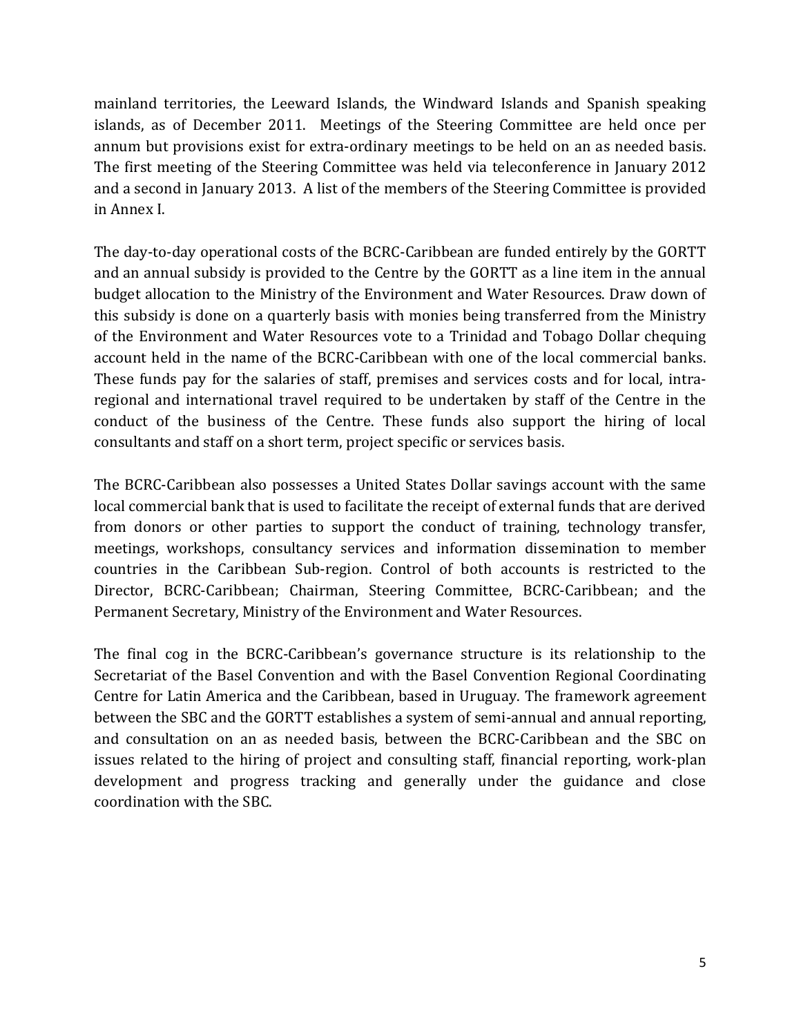mainland territories, the Leeward Islands, the Windward Islands and Spanish speaking islands, as of December 2011. Meetings of the Steering Committee are held once per annum but provisions exist for extra-ordinary meetings to be held on an as needed basis. The first meeting of the Steering Committee was held via teleconference in January 2012 and a second in January 2013. A list of the members of the Steering Committee is provided in Annex I.

The day-to-day operational costs of the BCRC-Caribbean are funded entirely by the GORTT and an annual subsidy is provided to the Centre by the GORTT as a line item in the annual budget allocation to the Ministry of the Environment and Water Resources. Draw down of this subsidy is done on a quarterly basis with monies being transferred from the Ministry of the Environment and Water Resources vote to a Trinidad and Tobago Dollar chequing account held in the name of the BCRC-Caribbean with one of the local commercial banks. These funds pay for the salaries of staff, premises and services costs and for local, intra-regional and international travel required to be undertaken by staff of the Centre in the conduct of the business of the Centre. These funds also support the hiring of local consultants and staff on a short term, project specific or services basis.

The BCRC-Caribbean also possesses a United States Dollar savings account with the same local commercial bank that is used to facilitate the receipt of external funds that are derived from donors or other parties to support the conduct of training, technology transfer, meetings, workshops, consultancy services and information dissemination to member countries in the Caribbean Sub-region. Control of both accounts is restricted to the Director, BCRC-Caribbean; Chairman, Steering Committee, BCRC-Caribbean; and the Permanent Secretary, Ministry of the Environment and Water Resources.

The final cog in the BCRC-Caribbean's governance structure is its relationship to the Secretariat of the Basel Convention and with the Basel Convention Regional Coordinating Centre for Latin America and the Caribbean, based in Uruguay. The framework agreement between the SBC and the GORTT establishes a system of semi-annual and annual reporting, and consultation on an as needed basis, between the BCRC-Caribbean and the SBC on issues related to the hiring of project and consulting staff, financial reporting, work-plan development and progress tracking and generally under the guidance and close coordination with the SBC.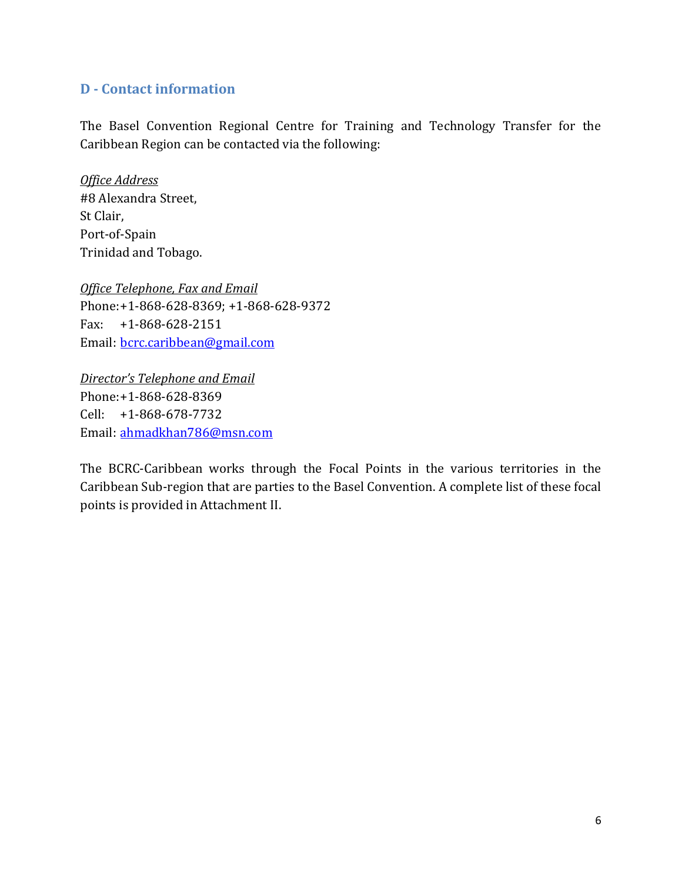## D - Contact information

The Basel Convention Regional Centre for Training and Technology Transfer for the Caribbean Region can be contacted via the following:

*Office Address*
#8 Alexandra Street,
St Clair,
Port-of-Spain
Trinidad and Tobago.

*Office Telephone, Fax and Email*
Phone: +1-868-628-8369; +1-868-628-9372
Fax: +1-868-628-2151
Email: bcrc.caribbean@gmail.com

*Director's Telephone and Email*
Phone: +1-868-628-8369
Cell: +1-868-678-7732
Email: ahmadkhan786@msn.com

The BCRC-Caribbean works through the Focal Points in the various territories in the Caribbean Sub-region that are parties to the Basel Convention. A complete list of these focal points is provided in Attachment II.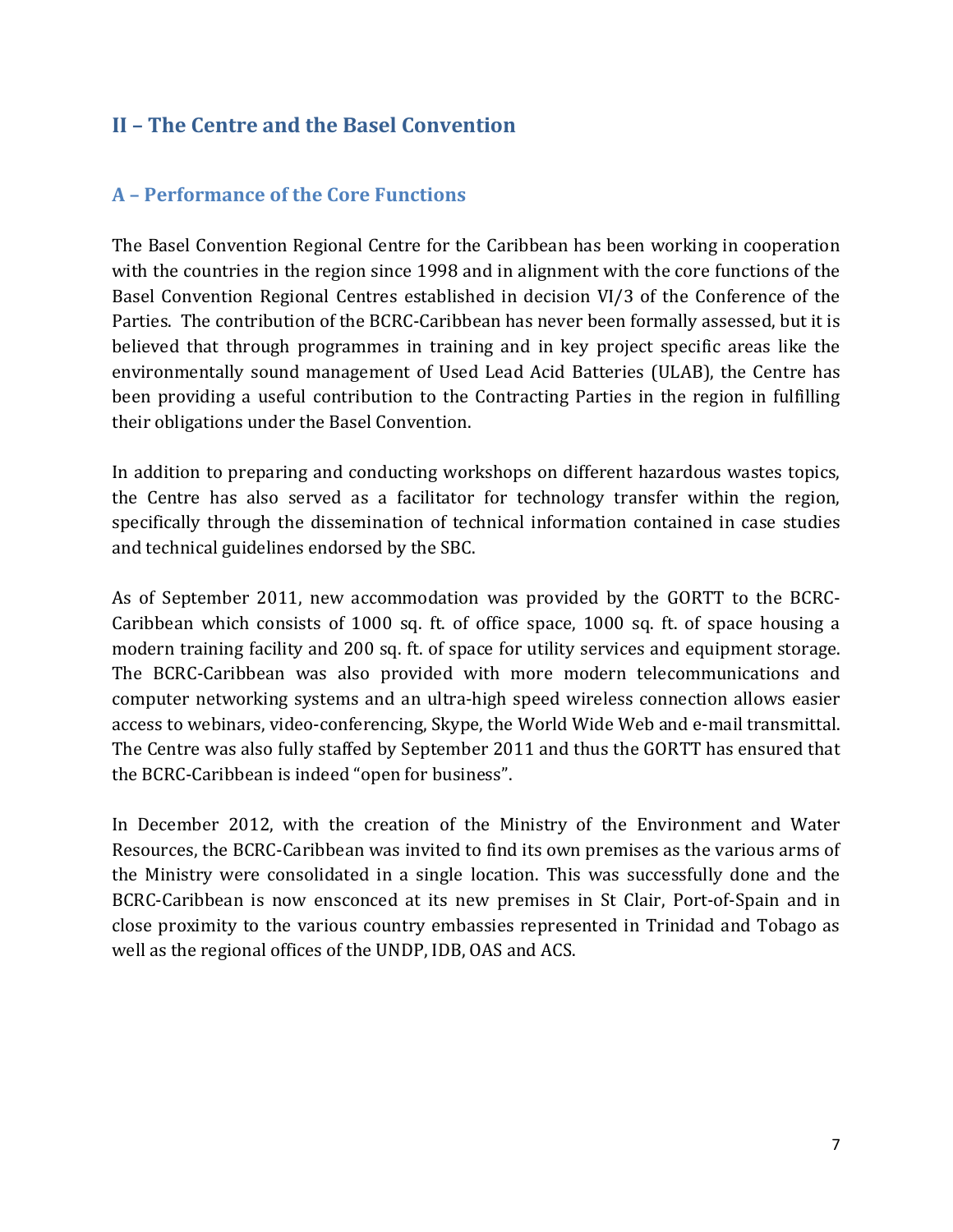## II – The Centre and the Basel Convention

### A – Performance of the Core Functions

The Basel Convention Regional Centre for the Caribbean has been working in cooperation with the countries in the region since 1998 and in alignment with the core functions of the Basel Convention Regional Centres established in decision VI/3 of the Conference of the Parties. The contribution of the BCRC-Caribbean has never been formally assessed, but it is believed that through programmes in training and in key project specific areas like the environmentally sound management of Used Lead Acid Batteries (ULAB), the Centre has been providing a useful contribution to the Contracting Parties in the region in fulfilling their obligations under the Basel Convention.

In addition to preparing and conducting workshops on different hazardous wastes topics, the Centre has also served as a facilitator for technology transfer within the region, specifically through the dissemination of technical information contained in case studies and technical guidelines endorsed by the SBC.

As of September 2011, new accommodation was provided by the GORTT to the BCRC-Caribbean which consists of 1000 sq. ft. of office space, 1000 sq. ft. of space housing a modern training facility and 200 sq. ft. of space for utility services and equipment storage. The BCRC-Caribbean was also provided with more modern telecommunications and computer networking systems and an ultra-high speed wireless connection allows easier access to webinars, video-conferencing, Skype, the World Wide Web and e-mail transmittal. The Centre was also fully staffed by September 2011 and thus the GORTT has ensured that the BCRC-Caribbean is indeed "open for business".

In December 2012, with the creation of the Ministry of the Environment and Water Resources, the BCRC-Caribbean was invited to find its own premises as the various arms of the Ministry were consolidated in a single location. This was successfully done and the BCRC-Caribbean is now ensconced at its new premises in St Clair, Port-of-Spain and in close proximity to the various country embassies represented in Trinidad and Tobago as well as the regional offices of the UNDP, IDB, OAS and ACS.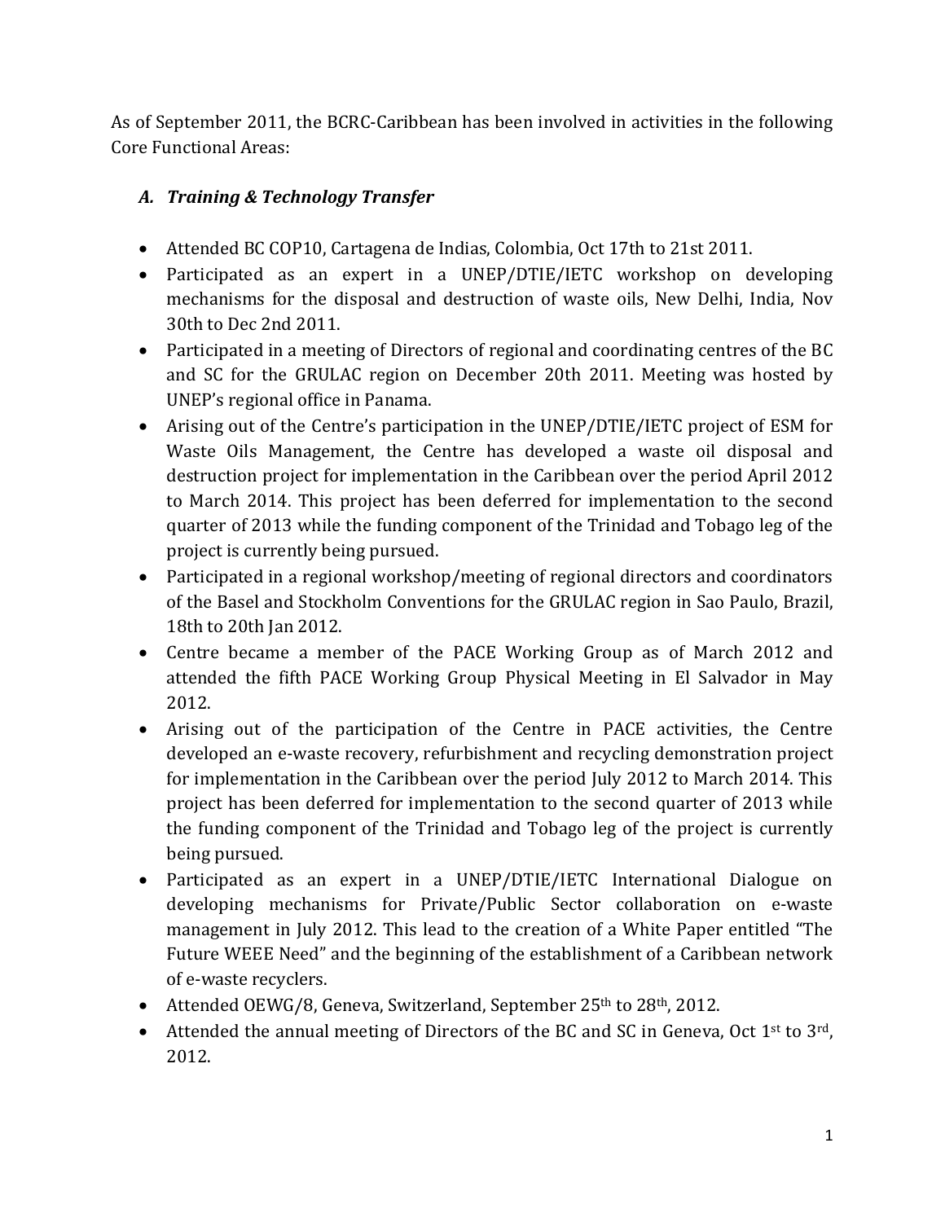As of September 2011, the BCRC-Caribbean has been involved in activities in the following Core Functional Areas:

### *A. Training & Technology Transfer*

- Attended BC COP10, Cartagena de Indias, Colombia, Oct 17th to 21st 2011.
- Participated as an expert in a UNEP/DTIE/IETC workshop on developing mechanisms for the disposal and destruction of waste oils, New Delhi, India, Nov 30th to Dec 2nd 2011.
- Participated in a meeting of Directors of regional and coordinating centres of the BC and SC for the GRULAC region on December 20th 2011. Meeting was hosted by UNEP's regional office in Panama.
- Arising out of the Centre's participation in the UNEP/DTIE/IETC project of ESM for Waste Oils Management, the Centre has developed a waste oil disposal and destruction project for implementation in the Caribbean over the period April 2012 to March 2014. This project has been deferred for implementation to the second quarter of 2013 while the funding component of the Trinidad and Tobago leg of the project is currently being pursued.
- Participated in a regional workshop/meeting of regional directors and coordinators of the Basel and Stockholm Conventions for the GRULAC region in Sao Paulo, Brazil, 18th to 20th Jan 2012.
- Centre became a member of the PACE Working Group as of March 2012 and attended the fifth PACE Working Group Physical Meeting in El Salvador in May 2012.
- Arising out of the participation of the Centre in PACE activities, the Centre developed an e-waste recovery, refurbishment and recycling demonstration project for implementation in the Caribbean over the period July 2012 to March 2014. This project has been deferred for implementation to the second quarter of 2013 while the funding component of the Trinidad and Tobago leg of the project is currently being pursued.
- Participated as an expert in a UNEP/DTIE/IETC International Dialogue on developing mechanisms for Private/Public Sector collaboration on e-waste management in July 2012. This lead to the creation of a White Paper entitled "The Future WEEE Need" and the beginning of the establishment of a Caribbean network of e-waste recyclers.
- Attended OEWG/8, Geneva, Switzerland, September 25th to 28th, 2012.
- Attended the annual meeting of Directors of the BC and SC in Geneva, Oct 1st to 3rd, 2012.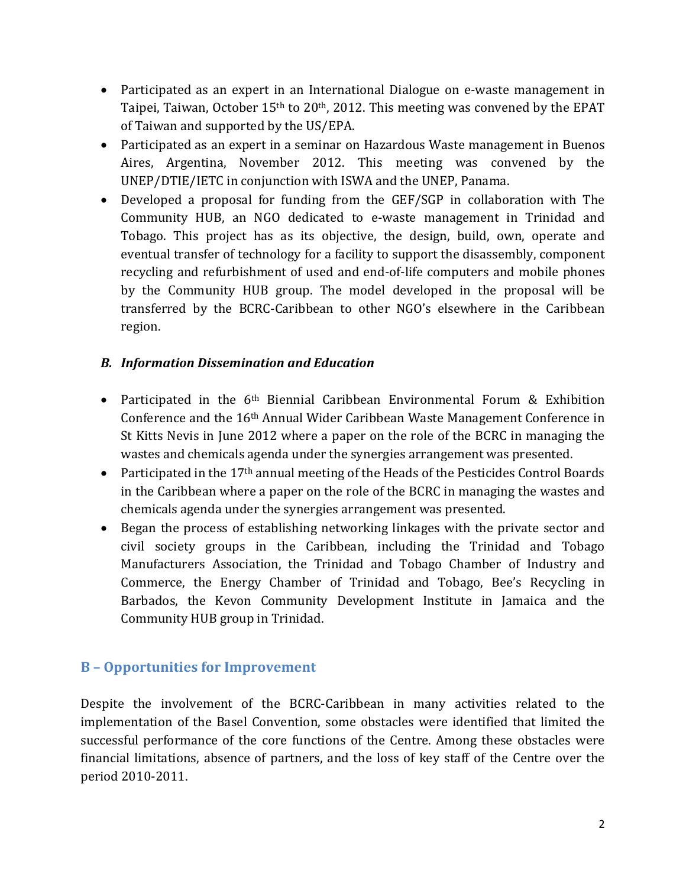- Participated as an expert in an International Dialogue on e-waste management in Taipei, Taiwan, October 15th to 20th, 2012. This meeting was convened by the EPAT of Taiwan and supported by the US/EPA.
- Participated as an expert in a seminar on Hazardous Waste management in Buenos Aires, Argentina, November 2012. This meeting was convened by the UNEP/DTIE/IETC in conjunction with ISWA and the UNEP, Panama.
- Developed a proposal for funding from the GEF/SGP in collaboration with The Community HUB, an NGO dedicated to e-waste management in Trinidad and Tobago. This project has as its objective, the design, build, own, operate and eventual transfer of technology for a facility to support the disassembly, component recycling and refurbishment of used and end-of-life computers and mobile phones by the Community HUB group. The model developed in the proposal will be transferred by the BCRC-Caribbean to other NGO's elsewhere in the Caribbean region.

### *B. Information Dissemination and Education*

- Participated in the 6th Biennial Caribbean Environmental Forum & Exhibition Conference and the 16th Annual Wider Caribbean Waste Management Conference in St Kitts Nevis in June 2012 where a paper on the role of the BCRC in managing the wastes and chemicals agenda under the synergies arrangement was presented.
- Participated in the 17th annual meeting of the Heads of the Pesticides Control Boards in the Caribbean where a paper on the role of the BCRC in managing the wastes and chemicals agenda under the synergies arrangement was presented.
- Began the process of establishing networking linkages with the private sector and civil society groups in the Caribbean, including the Trinidad and Tobago Manufacturers Association, the Trinidad and Tobago Chamber of Industry and Commerce, the Energy Chamber of Trinidad and Tobago, Bee's Recycling in Barbados, the Kevon Community Development Institute in Jamaica and the Community HUB group in Trinidad.

## B – Opportunities for Improvement

Despite the involvement of the BCRC-Caribbean in many activities related to the implementation of the Basel Convention, some obstacles were identified that limited the successful performance of the core functions of the Centre. Among these obstacles were financial limitations, absence of partners, and the loss of key staff of the Centre over the period 2010-2011.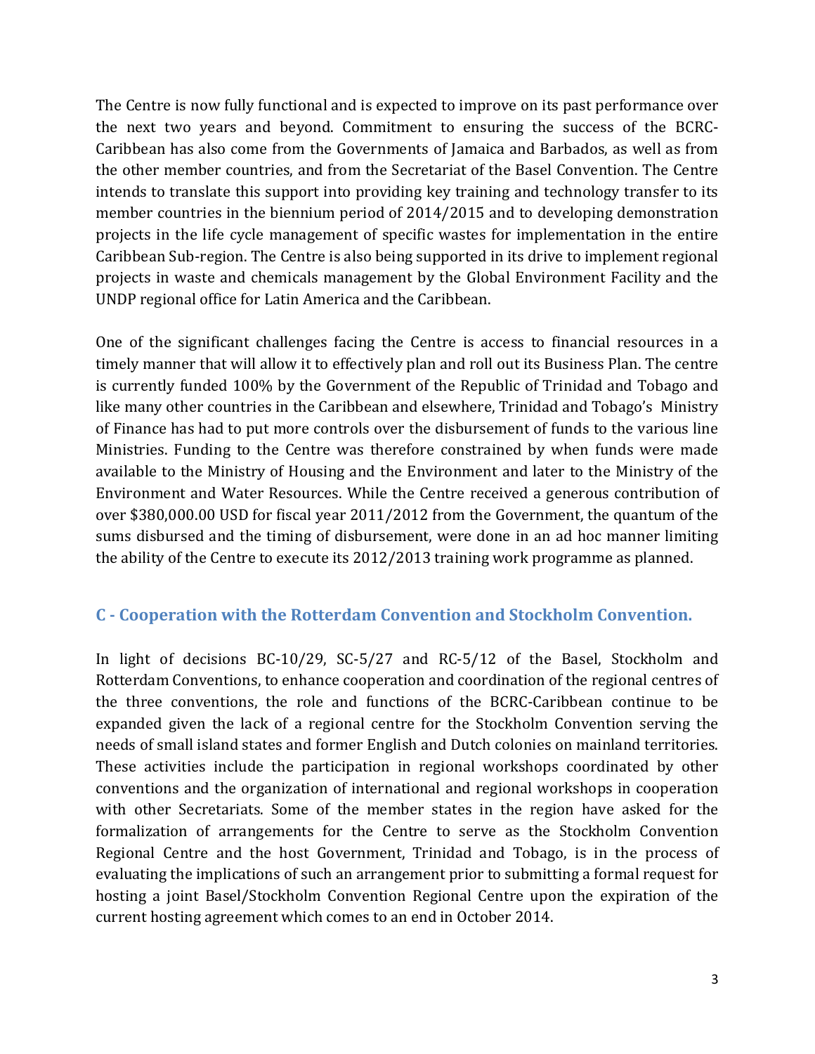The Centre is now fully functional and is expected to improve on its past performance over the next two years and beyond. Commitment to ensuring the success of the BCRC-Caribbean has also come from the Governments of Jamaica and Barbados, as well as from the other member countries, and from the Secretariat of the Basel Convention. The Centre intends to translate this support into providing key training and technology transfer to its member countries in the biennium period of 2014/2015 and to developing demonstration projects in the life cycle management of specific wastes for implementation in the entire Caribbean Sub-region. The Centre is also being supported in its drive to implement regional projects in waste and chemicals management by the Global Environment Facility and the UNDP regional office for Latin America and the Caribbean.

One of the significant challenges facing the Centre is access to financial resources in a timely manner that will allow it to effectively plan and roll out its Business Plan. The centre is currently funded 100% by the Government of the Republic of Trinidad and Tobago and like many other countries in the Caribbean and elsewhere, Trinidad and Tobago's Ministry of Finance has had to put more controls over the disbursement of funds to the various line Ministries. Funding to the Centre was therefore constrained by when funds were made available to the Ministry of Housing and the Environment and later to the Ministry of the Environment and Water Resources. While the Centre received a generous contribution of over $380,000.00 USD for fiscal year 2011/2012 from the Government, the quantum of the sums disbursed and the timing of disbursement, were done in an ad hoc manner limiting the ability of the Centre to execute its 2012/2013 training work programme as planned.

## C - Cooperation with the Rotterdam Convention and Stockholm Convention.

In light of decisions BC-10/29, SC-5/27 and RC-5/12 of the Basel, Stockholm and Rotterdam Conventions, to enhance cooperation and coordination of the regional centres of the three conventions, the role and functions of the BCRC-Caribbean continue to be expanded given the lack of a regional centre for the Stockholm Convention serving the needs of small island states and former English and Dutch colonies on mainland territories. These activities include the participation in regional workshops coordinated by other conventions and the organization of international and regional workshops in cooperation with other Secretariats. Some of the member states in the region have asked for the formalization of arrangements for the Centre to serve as the Stockholm Convention Regional Centre and the host Government, Trinidad and Tobago, is in the process of evaluating the implications of such an arrangement prior to submitting a formal request for hosting a joint Basel/Stockholm Convention Regional Centre upon the expiration of the current hosting agreement which comes to an end in October 2014.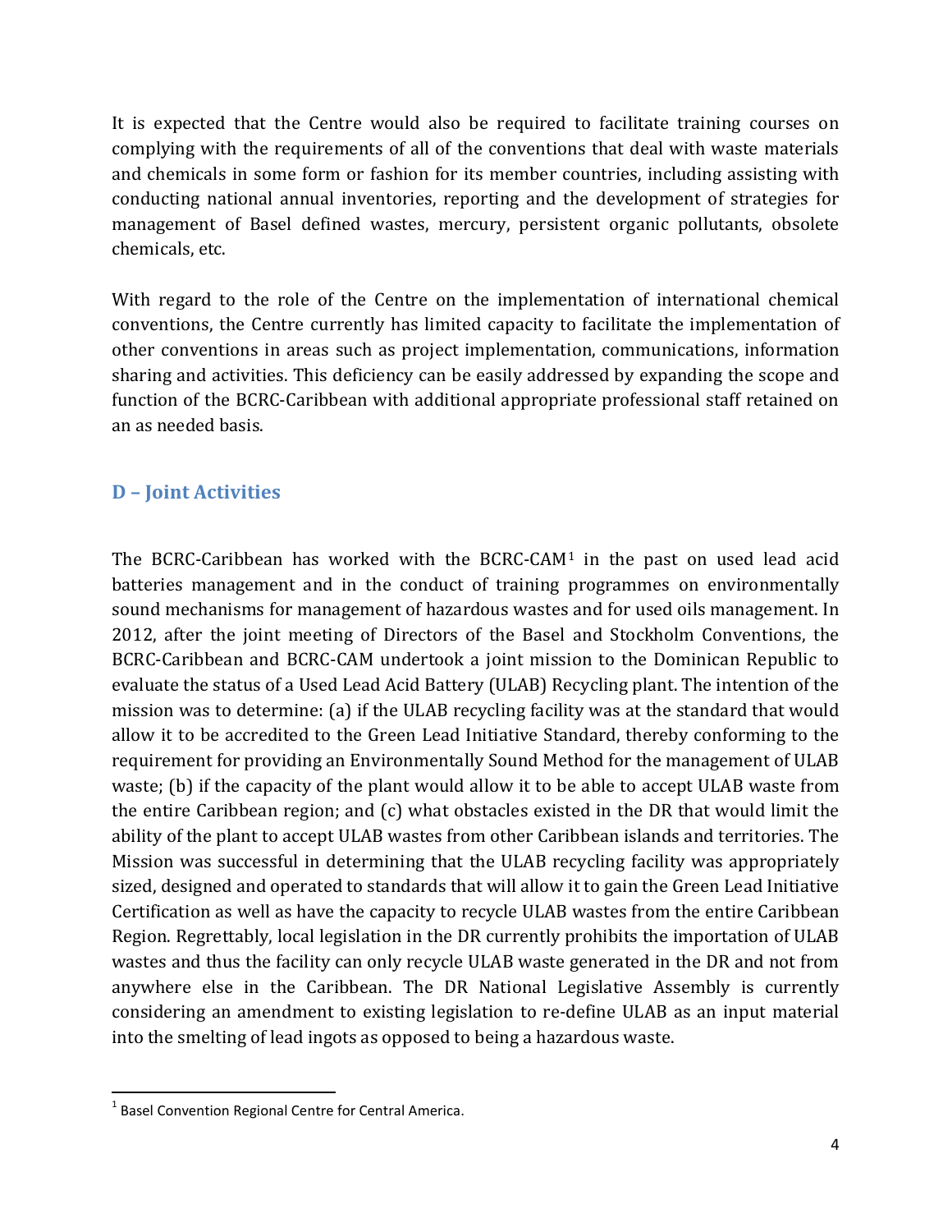It is expected that the Centre would also be required to facilitate training courses on complying with the requirements of all of the conventions that deal with waste materials and chemicals in some form or fashion for its member countries, including assisting with conducting national annual inventories, reporting and the development of strategies for management of Basel defined wastes, mercury, persistent organic pollutants, obsolete chemicals, etc.

With regard to the role of the Centre on the implementation of international chemical conventions, the Centre currently has limited capacity to facilitate the implementation of other conventions in areas such as project implementation, communications, information sharing and activities. This deficiency can be easily addressed by expanding the scope and function of the BCRC-Caribbean with additional appropriate professional staff retained on an as needed basis.

## D – Joint Activities

The BCRC-Caribbean has worked with the BCRC-CAM[1] in the past on used lead acid batteries management and in the conduct of training programmes on environmentally sound mechanisms for management of hazardous wastes and for used oils management. In 2012, after the joint meeting of Directors of the Basel and Stockholm Conventions, the BCRC-Caribbean and BCRC-CAM undertook a joint mission to the Dominican Republic to evaluate the status of a Used Lead Acid Battery (ULAB) Recycling plant. The intention of the mission was to determine: (a) if the ULAB recycling facility was at the standard that would allow it to be accredited to the Green Lead Initiative Standard, thereby conforming to the requirement for providing an Environmentally Sound Method for the management of ULAB waste; (b) if the capacity of the plant would allow it to be able to accept ULAB waste from the entire Caribbean region; and (c) what obstacles existed in the DR that would limit the ability of the plant to accept ULAB wastes from other Caribbean islands and territories. The Mission was successful in determining that the ULAB recycling facility was appropriately sized, designed and operated to standards that will allow it to gain the Green Lead Initiative Certification as well as have the capacity to recycle ULAB wastes from the entire Caribbean Region. Regrettably, local legislation in the DR currently prohibits the importation of ULAB wastes and thus the facility can only recycle ULAB waste generated in the DR and not from anywhere else in the Caribbean. The DR National Legislative Assembly is currently considering an amendment to existing legislation to re-define ULAB as an input material into the smelting of lead ingots as opposed to being a hazardous waste.

---

[1] Basel Convention Regional Centre for Central America.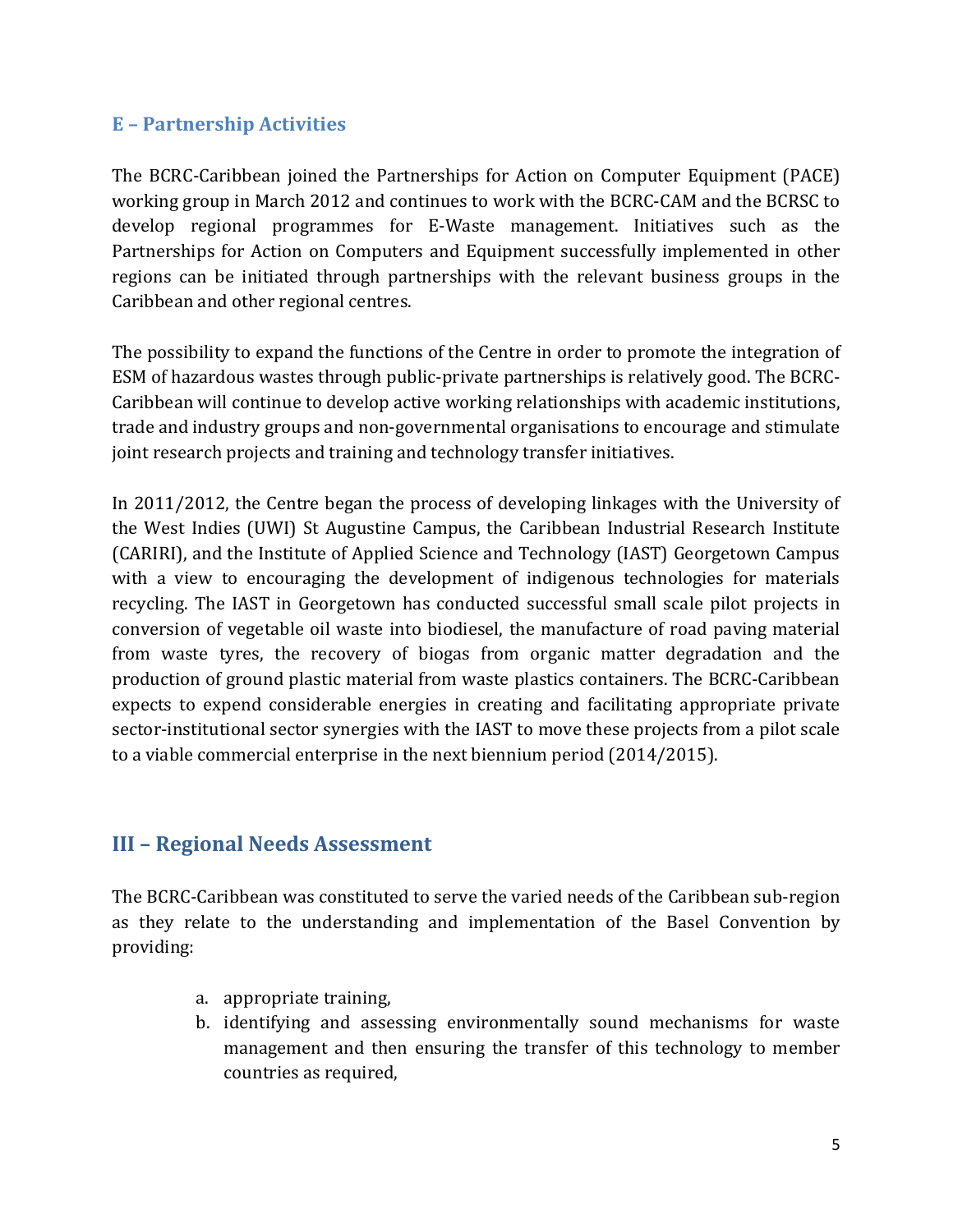### E – Partnership Activities

The BCRC-Caribbean joined the Partnerships for Action on Computer Equipment (PACE) working group in March 2012 and continues to work with the BCRC-CAM and the BCRSC to develop regional programmes for E-Waste management. Initiatives such as the Partnerships for Action on Computers and Equipment successfully implemented in other regions can be initiated through partnerships with the relevant business groups in the Caribbean and other regional centres.

The possibility to expand the functions of the Centre in order to promote the integration of ESM of hazardous wastes through public-private partnerships is relatively good. The BCRC-Caribbean will continue to develop active working relationships with academic institutions, trade and industry groups and non-governmental organisations to encourage and stimulate joint research projects and training and technology transfer initiatives.

In 2011/2012, the Centre began the process of developing linkages with the University of the West Indies (UWI) St Augustine Campus, the Caribbean Industrial Research Institute (CARIRI), and the Institute of Applied Science and Technology (IAST) Georgetown Campus with a view to encouraging the development of indigenous technologies for materials recycling. The IAST in Georgetown has conducted successful small scale pilot projects in conversion of vegetable oil waste into biodiesel, the manufacture of road paving material from waste tyres, the recovery of biogas from organic matter degradation and the production of ground plastic material from waste plastics containers. The BCRC-Caribbean expects to expend considerable energies in creating and facilitating appropriate private sector-institutional sector synergies with the IAST to move these projects from a pilot scale to a viable commercial enterprise in the next biennium period (2014/2015).

## III – Regional Needs Assessment

The BCRC-Caribbean was constituted to serve the varied needs of the Caribbean sub-region as they relate to the understanding and implementation of the Basel Convention by providing:

a. appropriate training,
b. identifying and assessing environmentally sound mechanisms for waste management and then ensuring the transfer of this technology to member countries as required,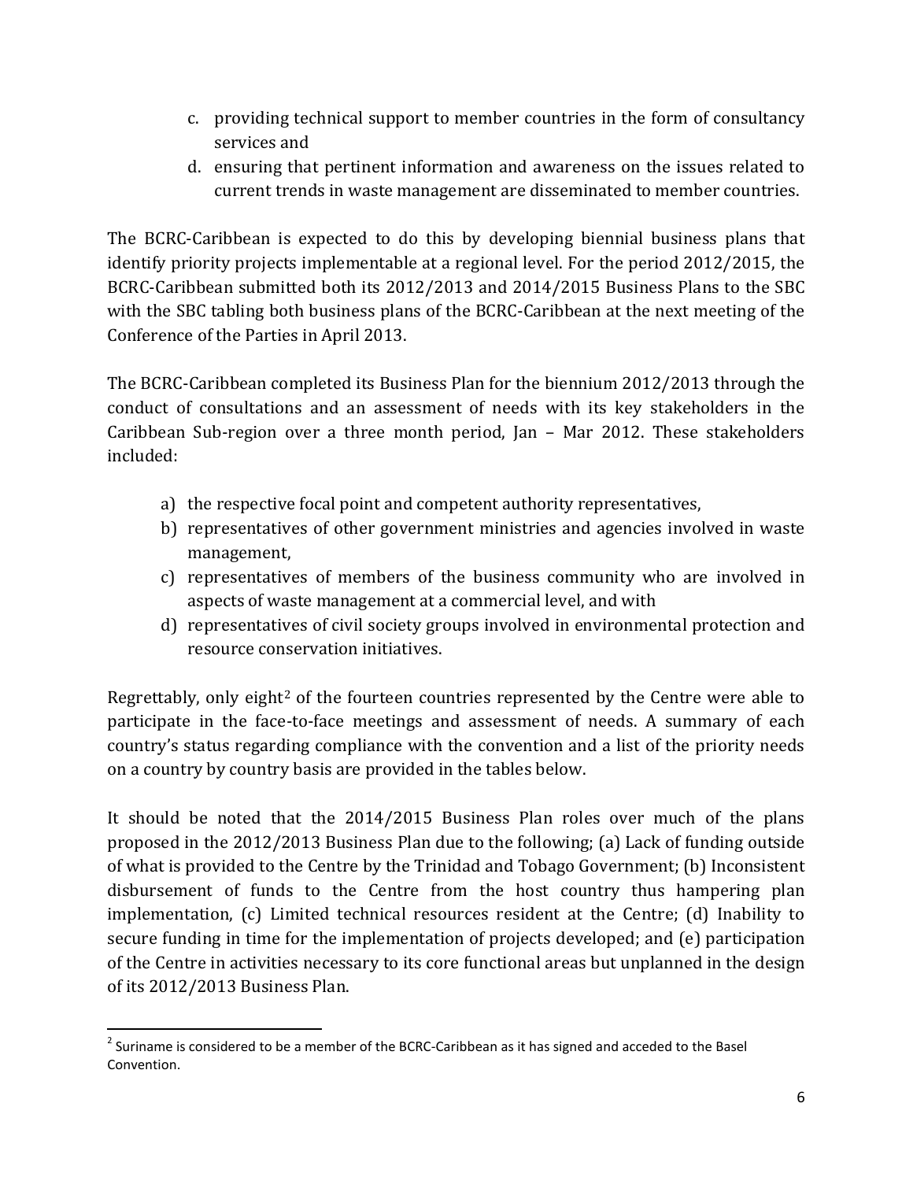c. providing technical support to member countries in the form of consultancy services and
d. ensuring that pertinent information and awareness on the issues related to current trends in waste management are disseminated to member countries.

The BCRC-Caribbean is expected to do this by developing biennial business plans that identify priority projects implementable at a regional level. For the period 2012/2015, the BCRC-Caribbean submitted both its 2012/2013 and 2014/2015 Business Plans to the SBC with the SBC tabling both business plans of the BCRC-Caribbean at the next meeting of the Conference of the Parties in April 2013.

The BCRC-Caribbean completed its Business Plan for the biennium 2012/2013 through the conduct of consultations and an assessment of needs with its key stakeholders in the Caribbean Sub-region over a three month period, Jan – Mar 2012. These stakeholders included:

a) the respective focal point and competent authority representatives,
b) representatives of other government ministries and agencies involved in waste management,
c) representatives of members of the business community who are involved in aspects of waste management at a commercial level, and with
d) representatives of civil society groups involved in environmental protection and resource conservation initiatives.

Regrettably, only eight[2] of the fourteen countries represented by the Centre were able to participate in the face-to-face meetings and assessment of needs. A summary of each country's status regarding compliance with the convention and a list of the priority needs on a country by country basis are provided in the tables below.

It should be noted that the 2014/2015 Business Plan roles over much of the plans proposed in the 2012/2013 Business Plan due to the following; (a) Lack of funding outside of what is provided to the Centre by the Trinidad and Tobago Government; (b) Inconsistent disbursement of funds to the Centre from the host country thus hampering plan implementation, (c) Limited technical resources resident at the Centre; (d) Inability to secure funding in time for the implementation of projects developed; and (e) participation of the Centre in activities necessary to its core functional areas but unplanned in the design of its 2012/2013 Business Plan.

[2] Suriname is considered to be a member of the BCRC-Caribbean as it has signed and acceded to the Basel Convention.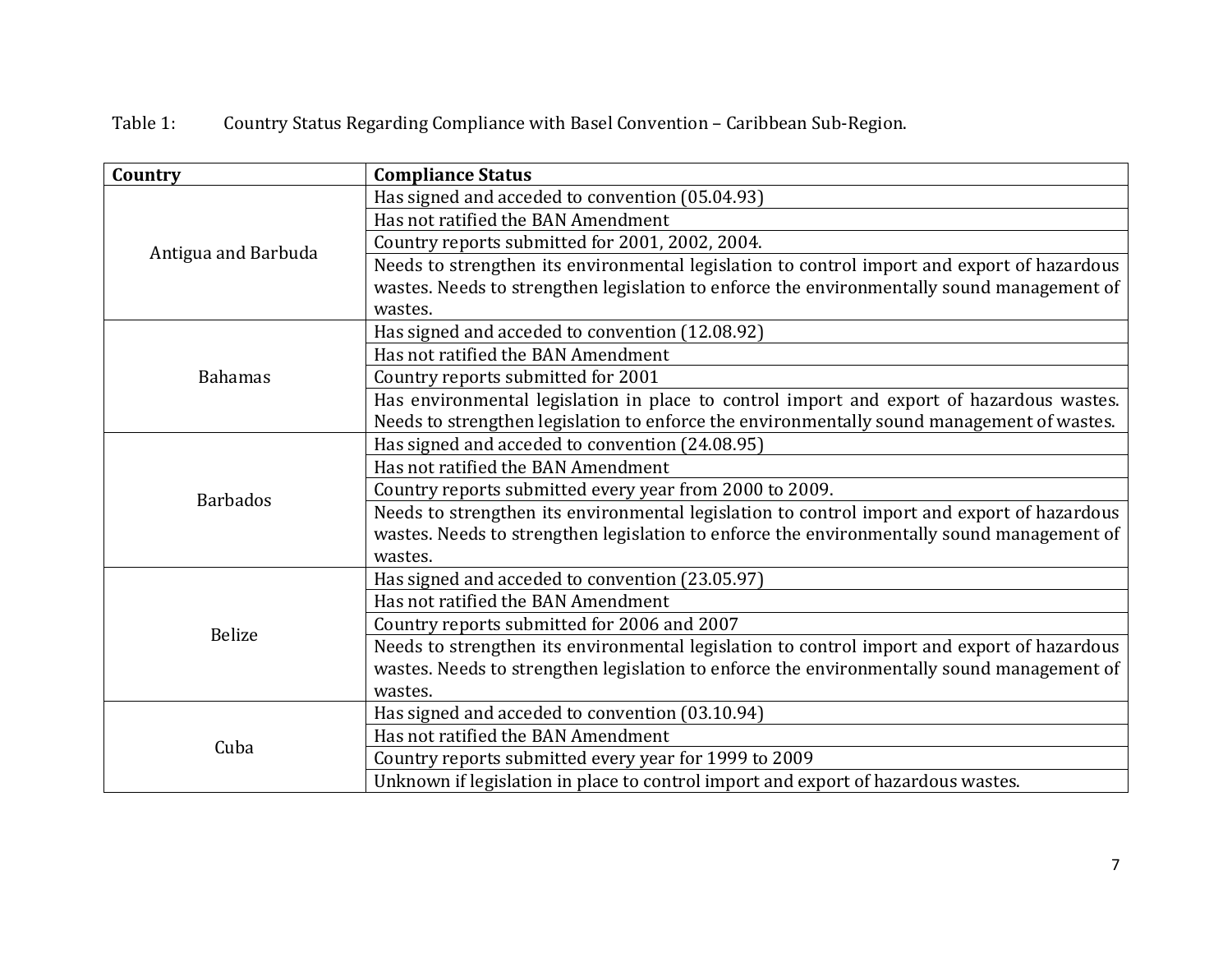Table 1: Country Status Regarding Compliance with Basel Convention – Caribbean Sub-Region.

| Country | Compliance Status |
| --- | --- |
| Antigua and Barbuda | Has signed and acceded to convention (05.04.93) |
| | Has not ratified the BAN Amendment |
| | Country reports submitted for 2001, 2002, 2004. |
| | Needs to strengthen its environmental legislation to control import and export of hazardous wastes. Needs to strengthen legislation to enforce the environmentally sound management of wastes. |
| Bahamas | Has signed and acceded to convention (12.08.92) |
| | Has not ratified the BAN Amendment |
| | Country reports submitted for 2001 |
| | Has environmental legislation in place to control import and export of hazardous wastes. Needs to strengthen legislation to enforce the environmentally sound management of wastes. |
| Barbados | Has signed and acceded to convention (24.08.95) |
| | Has not ratified the BAN Amendment |
| | Country reports submitted every year from 2000 to 2009. |
| | Needs to strengthen its environmental legislation to control import and export of hazardous wastes. Needs to strengthen legislation to enforce the environmentally sound management of wastes. |
| Belize | Has signed and acceded to convention (23.05.97) |
| | Has not ratified the BAN Amendment |
| | Country reports submitted for 2006 and 2007 |
| | Needs to strengthen its environmental legislation to control import and export of hazardous wastes. Needs to strengthen legislation to enforce the environmentally sound management of wastes. |
| Cuba | Has signed and acceded to convention (03.10.94) |
| | Has not ratified the BAN Amendment |
| | Country reports submitted every year for 1999 to 2009 |
| | Unknown if legislation in place to control import and export of hazardous wastes. |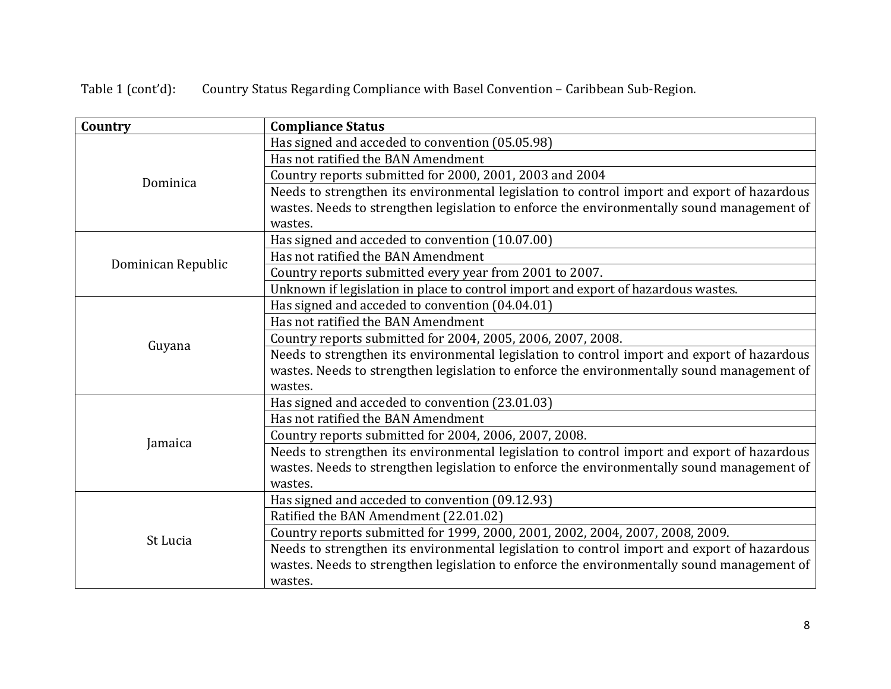Table 1 (cont'd): Country Status Regarding Compliance with Basel Convention – Caribbean Sub-Region.

| Country | Compliance Status |
|---|---|
| Dominica | Has signed and acceded to convention (05.05.98) |
| | Has not ratified the BAN Amendment |
| | Country reports submitted for 2000, 2001, 2003 and 2004 |
| | Needs to strengthen its environmental legislation to control import and export of hazardous wastes. Needs to strengthen legislation to enforce the environmentally sound management of wastes. |
| Dominican Republic | Has signed and acceded to convention (10.07.00) |
| | Has not ratified the BAN Amendment |
| | Country reports submitted every year from 2001 to 2007. |
| | Unknown if legislation in place to control import and export of hazardous wastes. |
| Guyana | Has signed and acceded to convention (04.04.01) |
| | Has not ratified the BAN Amendment |
| | Country reports submitted for 2004, 2005, 2006, 2007, 2008. |
| | Needs to strengthen its environmental legislation to control import and export of hazardous wastes. Needs to strengthen legislation to enforce the environmentally sound management of wastes. |
| Jamaica | Has signed and acceded to convention (23.01.03) |
| | Has not ratified the BAN Amendment |
| | Country reports submitted for 2004, 2006, 2007, 2008. |
| | Needs to strengthen its environmental legislation to control import and export of hazardous wastes. Needs to strengthen legislation to enforce the environmentally sound management of wastes. |
| St Lucia | Has signed and acceded to convention (09.12.93) |
| | Ratified the BAN Amendment (22.01.02) |
| | Country reports submitted for 1999, 2000, 2001, 2002, 2004, 2007, 2008, 2009. |
| | Needs to strengthen its environmental legislation to control import and export of hazardous wastes. Needs to strengthen legislation to enforce the environmentally sound management of wastes. |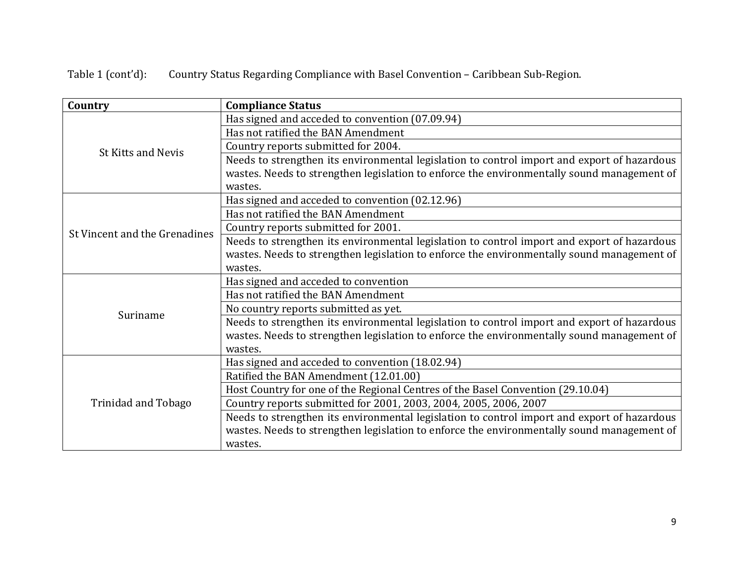Table 1 (cont'd): Country Status Regarding Compliance with Basel Convention – Caribbean Sub-Region.

| Country | Compliance Status |
|---|---|
| St Kitts and Nevis | Has signed and acceded to convention (07.09.94) |
| | Has not ratified the BAN Amendment |
| | Country reports submitted for 2004. |
| | Needs to strengthen its environmental legislation to control import and export of hazardous wastes. Needs to strengthen legislation to enforce the environmentally sound management of wastes. |
| St Vincent and the Grenadines | Has signed and acceded to convention (02.12.96) |
| | Has not ratified the BAN Amendment |
| | Country reports submitted for 2001. |
| | Needs to strengthen its environmental legislation to control import and export of hazardous wastes. Needs to strengthen legislation to enforce the environmentally sound management of wastes. |
| Suriname | Has signed and acceded to convention |
| | Has not ratified the BAN Amendment |
| | No country reports submitted as yet. |
| | Needs to strengthen its environmental legislation to control import and export of hazardous wastes. Needs to strengthen legislation to enforce the environmentally sound management of wastes. |
| Trinidad and Tobago | Has signed and acceded to convention (18.02.94) |
| | Ratified the BAN Amendment (12.01.00) |
| | Host Country for one of the Regional Centres of the Basel Convention (29.10.04) |
| | Country reports submitted for 2001, 2003, 2004, 2005, 2006, 2007 |
| | Needs to strengthen its environmental legislation to control import and export of hazardous wastes. Needs to strengthen legislation to enforce the environmentally sound management of wastes. |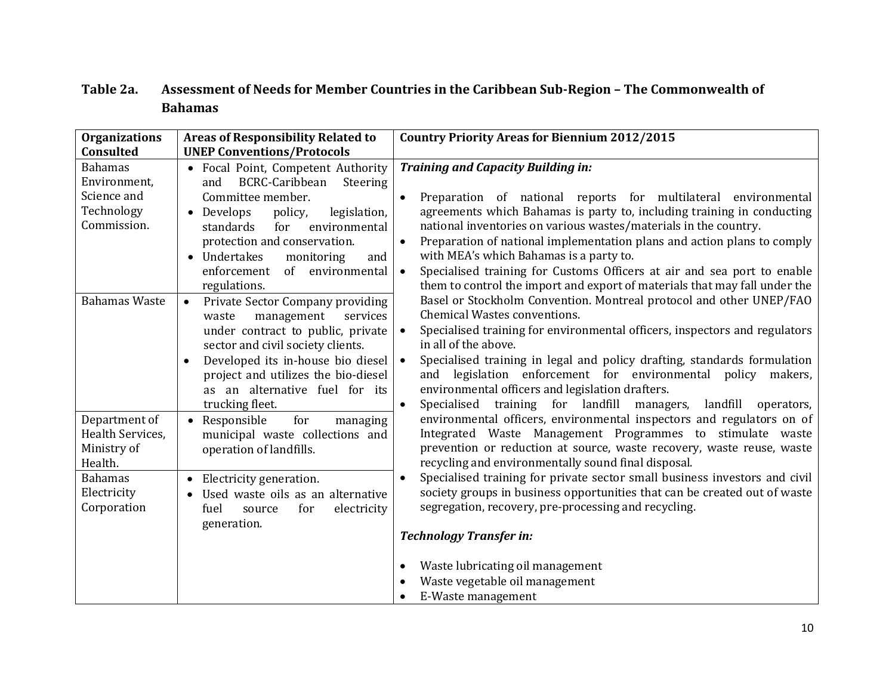**Table 2a. Assessment of Needs for Member Countries in the Caribbean Sub-Region – The Commonwealth of Bahamas**

| Organizations Consulted | Areas of Responsibility Related to UNEP Conventions/Protocols | Country Priority Areas for Biennium 2012/2015 |
|---|---|---|
| Bahamas Environment, Science and Technology Commission. | • Focal Point, Competent Authority and BCRC-Caribbean Steering Committee member.<br>• Develops policy, legislation, standards for environmental protection and conservation.<br>• Undertakes monitoring and enforcement of environmental regulations. | ***Training and Capacity Building in:***<br><br>• Preparation of national reports for multilateral environmental agreements which Bahamas is party to, including training in conducting national inventories on various wastes/materials in the country.<br>• Preparation of national implementation plans and action plans to comply with MEA's which Bahamas is a party to.<br>• Specialised training for Customs Officers at air and sea port to enable them to control the import and export of materials that may fall under the Basel or Stockholm Convention. Montreal protocol and other UNEP/FAO Chemical Wastes conventions.<br>• Specialised training for environmental officers, inspectors and regulators in all of the above.<br>• Specialised training in legal and policy drafting, standards formulation and legislation enforcement for environmental policy makers, environmental officers and legislation drafters.<br>• Specialised training for landfill managers, landfill operators, environmental officers, environmental inspectors and regulators on of Integrated Waste Management Programmes to stimulate waste prevention or reduction at source, waste recovery, waste reuse, waste recycling and environmentally sound final disposal.<br>• Specialised training for private sector small business investors and civil society groups in business opportunities that can be created out of waste segregation, recovery, pre-processing and recycling.<br><br>***Technology Transfer in:***<br><br>• Waste lubricating oil management<br>• Waste vegetable oil management<br>• E-Waste management |
| Bahamas Waste | • Private Sector Company providing waste management services under contract to public, private sector and civil society clients.<br>• Developed its in-house bio diesel project and utilizes the bio-diesel as an alternative fuel for its trucking fleet. | |
| Department of Health Services, Ministry of Health. | • Responsible for managing municipal waste collections and operation of landfills. | |
| Bahamas Electricity Corporation | • Electricity generation.<br>• Used waste oils as an alternative fuel source for electricity generation. | |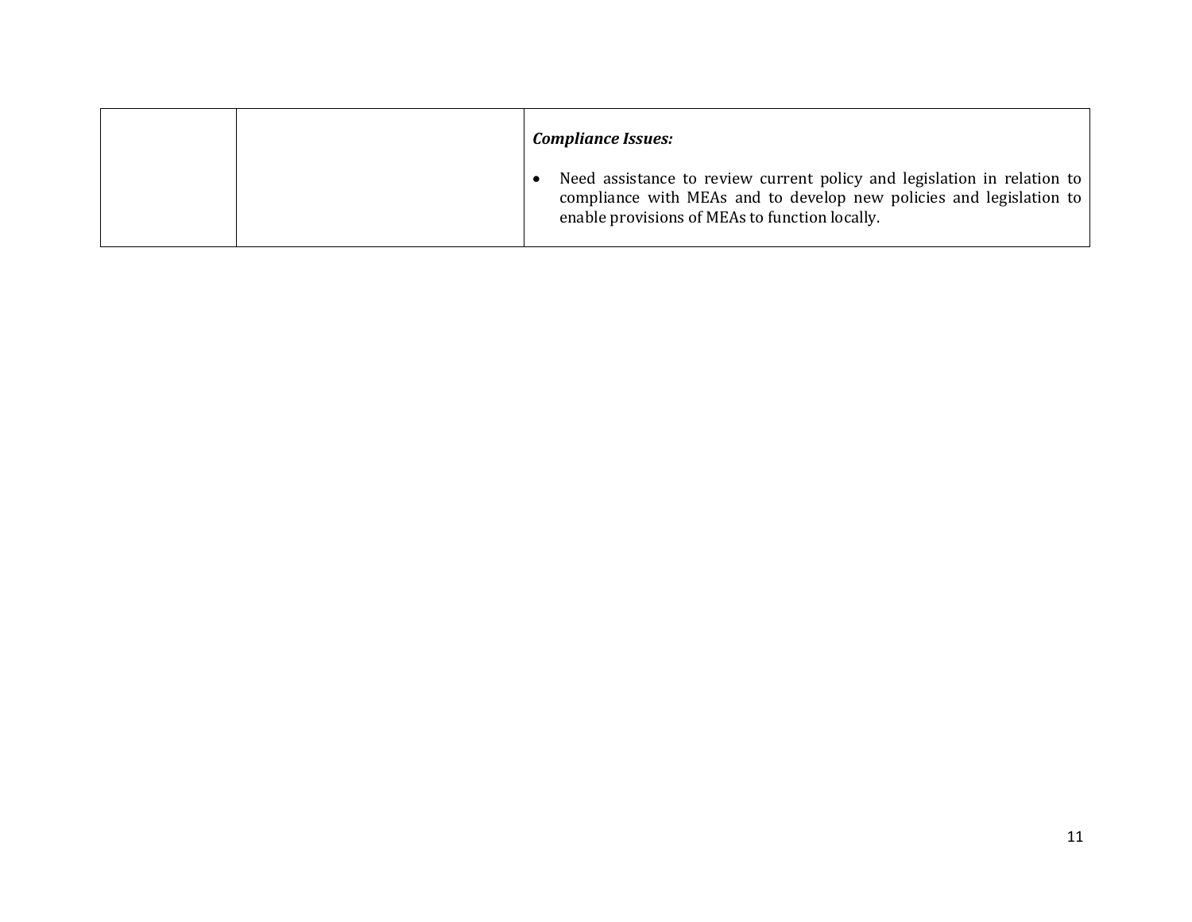| | | |
|---|---|---|
| | | ***Compliance Issues:*** <br> • Need assistance to review current policy and legislation in relation to compliance with MEAs and to develop new policies and legislation to enable provisions of MEAs to function locally. |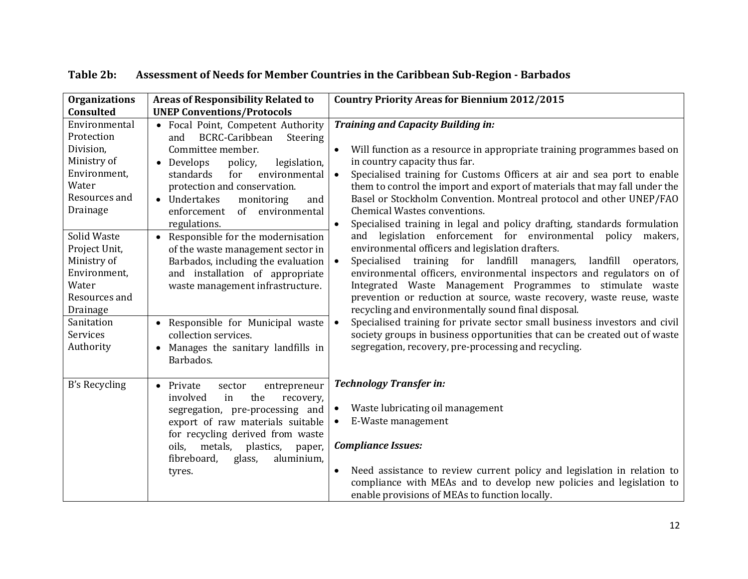**Table 2b: Assessment of Needs for Member Countries in the Caribbean Sub-Region - Barbados**

| Organizations Consulted | Areas of Responsibility Related to UNEP Conventions/Protocols | Country Priority Areas for Biennium 2012/2015 |
|---|---|---|
| Environmental Protection Division, Ministry of Environment, Water Resources and Drainage | • Focal Point, Competent Authority and BCRC-Caribbean Steering Committee member.<br>• Develops policy, legislation, standards for environmental protection and conservation.<br>• Undertakes monitoring and enforcement of environmental regulations. | ***Training and Capacity Building in:***<br>• Will function as a resource in appropriate training programmes based on in country capacity thus far.<br>• Specialised training for Customs Officers at air and sea port to enable them to control the import and export of materials that may fall under the Basel or Stockholm Convention. Montreal protocol and other UNEP/FAO Chemical Wastes conventions.<br>• Specialised training in legal and policy drafting, standards formulation and legislation enforcement for environmental policy makers, environmental officers and legislation drafters.<br>• Specialised training for landfill managers, landfill operators, environmental officers, environmental inspectors and regulators on of Integrated Waste Management Programmes to stimulate waste prevention or reduction at source, waste recovery, waste reuse, waste recycling and environmentally sound final disposal.<br>• Specialised training for private sector small business investors and civil society groups in business opportunities that can be created out of waste segregation, recovery, pre-processing and recycling. |
| Solid Waste Project Unit, Ministry of Environment, Water Resources and Drainage | • Responsible for the modernisation of the waste management sector in Barbados, including the evaluation and installation of appropriate waste management infrastructure. | |
| Sanitation Services Authority | • Responsible for Municipal waste collection services.<br>• Manages the sanitary landfills in Barbados. | |
| B's Recycling | • Private sector entrepreneur involved in the recovery, segregation, pre-processing and export of raw materials suitable for recycling derived from waste oils, metals, plastics, paper, fibreboard, glass, aluminium, tyres. | ***Technology Transfer in:***<br>• Waste lubricating oil management<br>• E-Waste management<br><br>***Compliance Issues:***<br>• Need assistance to review current policy and legislation in relation to compliance with MEAs and to develop new policies and legislation to enable provisions of MEAs to function locally. |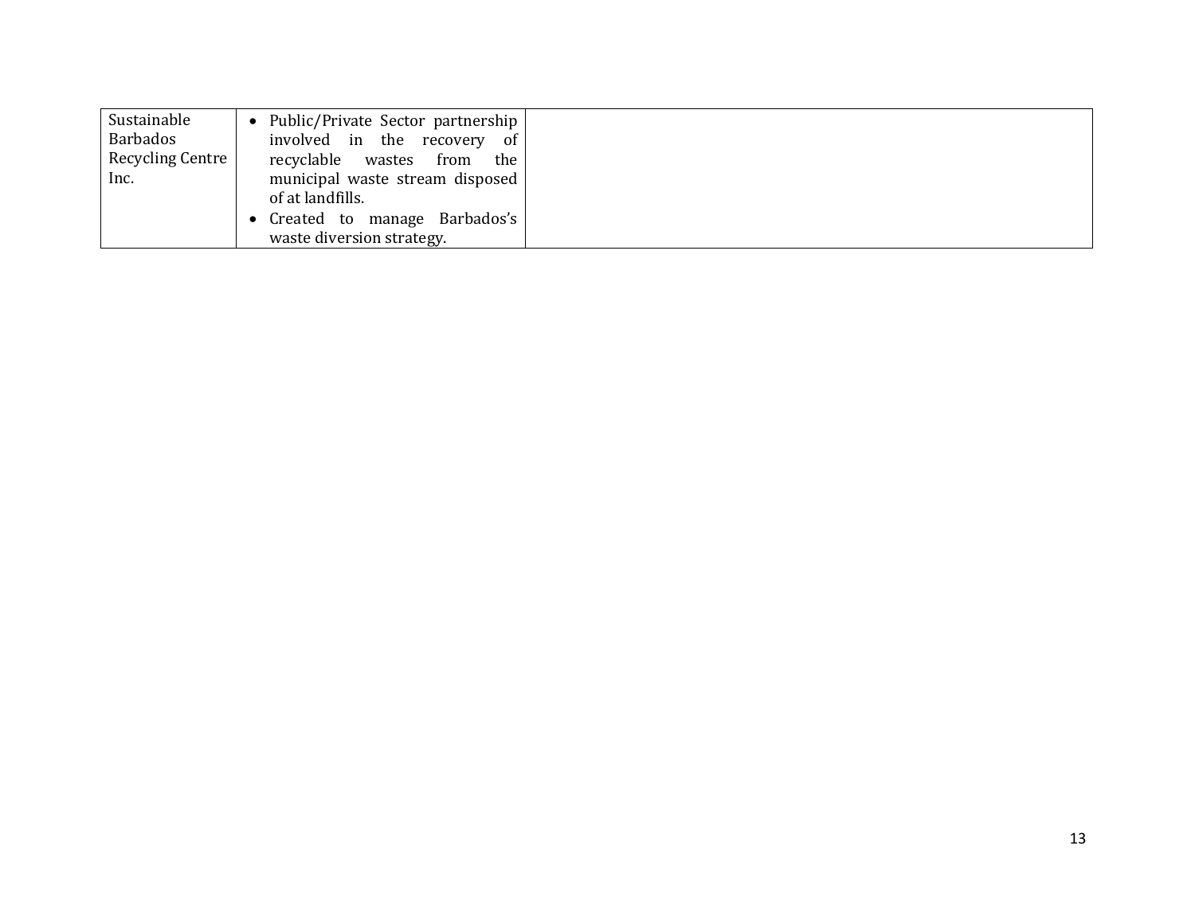| | | |
|---|---|---|
| Sustainable Barbados Recycling Centre Inc. | • Public/Private Sector partnership involved in the recovery of recyclable wastes from the municipal waste stream disposed of at landfills.<br>• Created to manage Barbados's waste diversion strategy. | |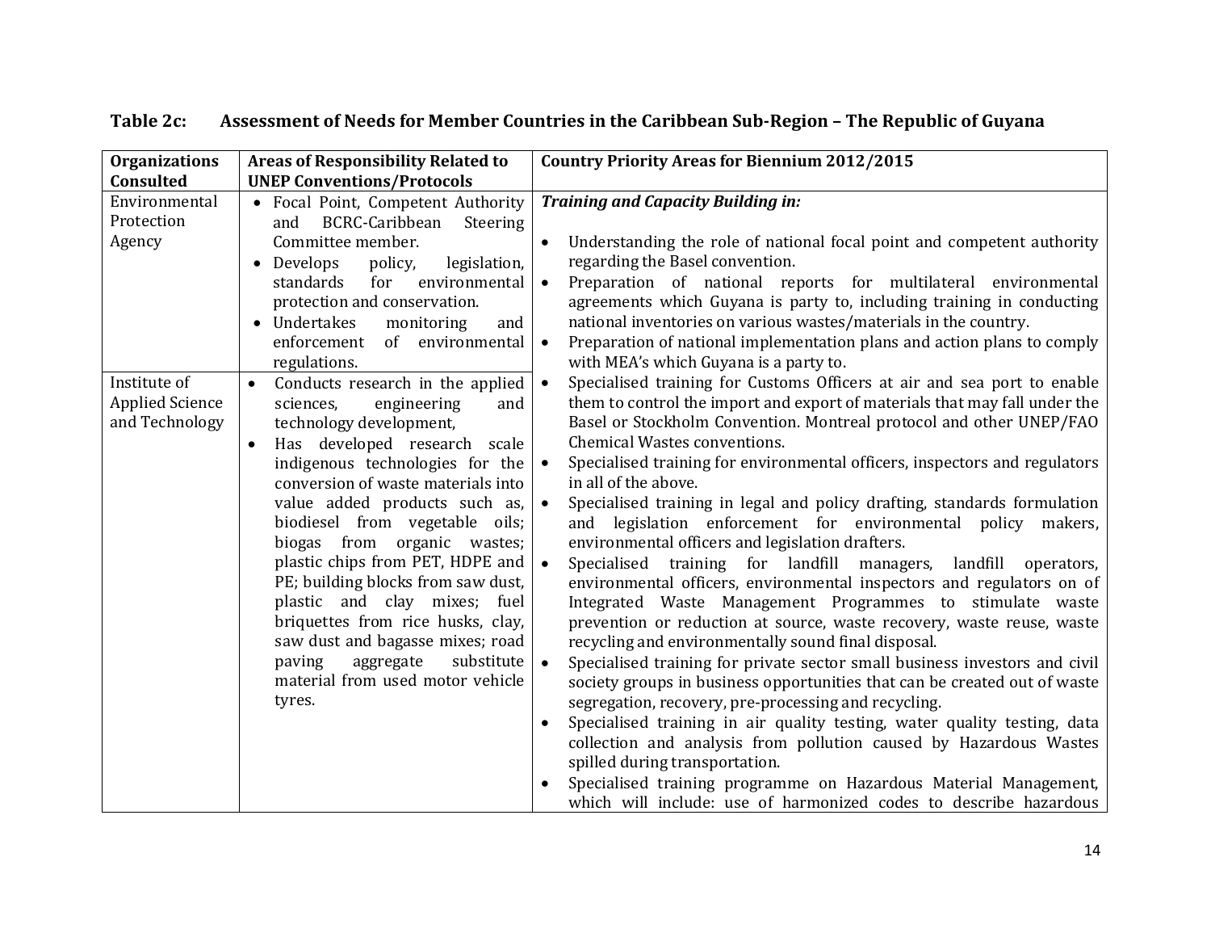**Table 2c: Assessment of Needs for Member Countries in the Caribbean Sub-Region – The Republic of Guyana**

| Organizations Consulted | Areas of Responsibility Related to UNEP Conventions/Protocols | Country Priority Areas for Biennium 2012/2015 |
|---|---|---|
| Environmental Protection Agency | • Focal Point, Competent Authority and BCRC-Caribbean Steering Committee member.<br>• Develops policy, legislation, standards for environmental protection and conservation.<br>• Undertakes monitoring and enforcement of environmental regulations. | ***Training and Capacity Building in:***<br>• Understanding the role of national focal point and competent authority regarding the Basel convention.<br>• Preparation of national reports for multilateral environmental agreements which Guyana is party to, including training in conducting national inventories on various wastes/materials in the country.<br>• Preparation of national implementation plans and action plans to comply with MEA's which Guyana is a party to.<br>• Specialised training for Customs Officers at air and sea port to enable them to control the import and export of materials that may fall under the Basel or Stockholm Convention. Montreal protocol and other UNEP/FAO Chemical Wastes conventions.<br>• Specialised training for environmental officers, inspectors and regulators in all of the above.<br>• Specialised training in legal and policy drafting, standards formulation and legislation enforcement for environmental policy makers, environmental officers and legislation drafters.<br>• Specialised training for landfill managers, landfill operators, environmental officers, environmental inspectors and regulators on of Integrated Waste Management Programmes to stimulate waste prevention or reduction at source, waste recovery, waste reuse, waste recycling and environmentally sound final disposal.<br>• Specialised training for private sector small business investors and civil society groups in business opportunities that can be created out of waste segregation, recovery, pre-processing and recycling.<br>• Specialised training in air quality testing, water quality testing, data collection and analysis from pollution caused by Hazardous Wastes spilled during transportation.<br>• Specialised training programme on Hazardous Material Management, which will include: use of harmonized codes to describe hazardous |
| Institute of Applied Science and Technology | • Conducts research in the applied sciences, engineering and technology development,<br>• Has developed research scale indigenous technologies for the conversion of waste materials into value added products such as, biodiesel from vegetable oils; biogas from organic wastes; plastic chips from PET, HDPE and PE; building blocks from saw dust, plastic and clay mixes; fuel briquettes from rice husks, clay, saw dust and bagasse mixes; road paving aggregate substitute material from used motor vehicle tyres. | |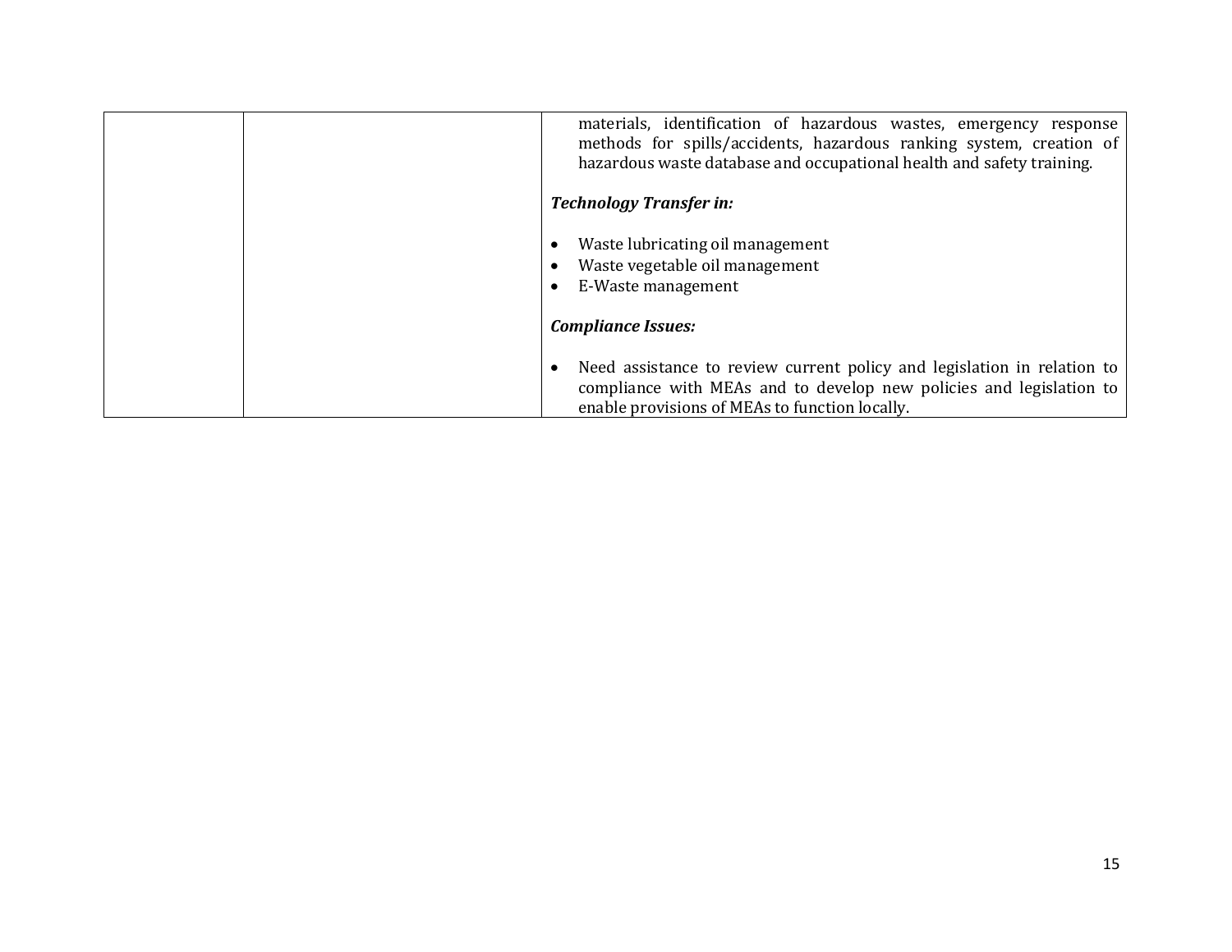| | | |
|---|---|---|
| | | materials, identification of hazardous wastes, emergency response methods for spills/accidents, hazardous ranking system, creation of hazardous waste database and occupational health and safety training.<br><br>***Technology Transfer in:***<br><br>• Waste lubricating oil management<br>• Waste vegetable oil management<br>• E-Waste management<br><br>***Compliance Issues:***<br><br>• Need assistance to review current policy and legislation in relation to compliance with MEAs and to develop new policies and legislation to enable provisions of MEAs to function locally. |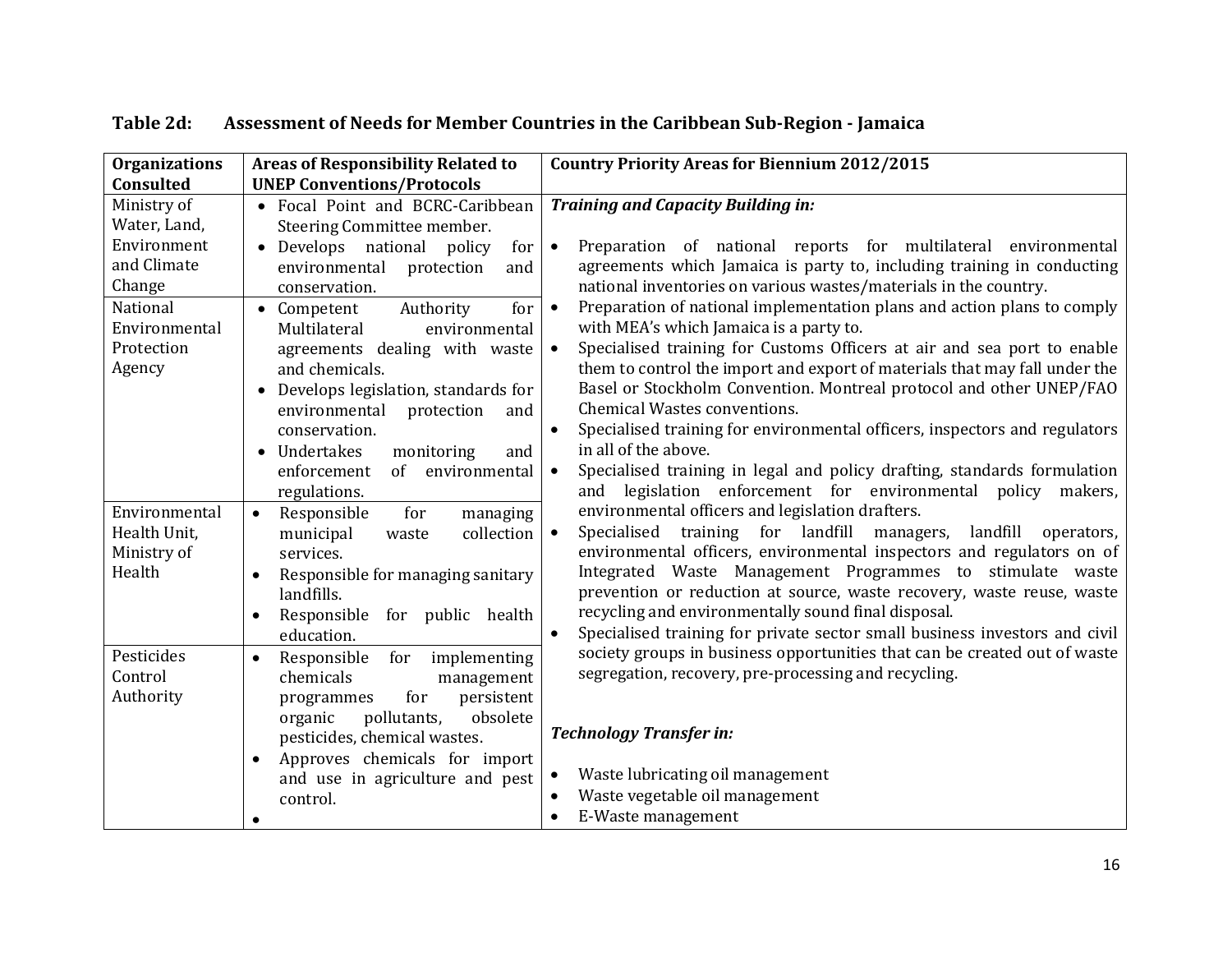**Table 2d: Assessment of Needs for Member Countries in the Caribbean Sub-Region - Jamaica**

| Organizations Consulted | Areas of Responsibility Related to UNEP Conventions/Protocols | Country Priority Areas for Biennium 2012/2015 |
|---|---|---|
| Ministry of Water, Land, Environment and Climate Change | • Focal Point and BCRC-Caribbean Steering Committee member.<br>• Develops national policy for environmental protection and conservation. | ***Training and Capacity Building in:***<br>• Preparation of national reports for multilateral environmental agreements which Jamaica is party to, including training in conducting national inventories on various wastes/materials in the country.<br>• Preparation of national implementation plans and action plans to comply with MEA's which Jamaica is a party to.<br>• Specialised training for Customs Officers at air and sea port to enable them to control the import and export of materials that may fall under the Basel or Stockholm Convention. Montreal protocol and other UNEP/FAO Chemical Wastes conventions.<br>• Specialised training for environmental officers, inspectors and regulators in all of the above.<br>• Specialised training in legal and policy drafting, standards formulation and legislation enforcement for environmental policy makers, environmental officers and legislation drafters.<br>• Specialised training for landfill managers, landfill operators, environmental officers, environmental inspectors and regulators on of Integrated Waste Management Programmes to stimulate waste prevention or reduction at source, waste recovery, waste reuse, waste recycling and environmentally sound final disposal.<br>• Specialised training for private sector small business investors and civil society groups in business opportunities that can be created out of waste segregation, recovery, pre-processing and recycling.<br><br>***Technology Transfer in:***<br>• Waste lubricating oil management<br>• Waste vegetable oil management<br>• E-Waste management |
| National Environmental Protection Agency | • Competent Authority for Multilateral environmental agreements dealing with waste and chemicals.<br>• Develops legislation, standards for environmental protection and conservation.<br>• Undertakes monitoring and enforcement of environmental regulations. | |
| Environmental Health Unit, Ministry of Health | • Responsible for managing municipal waste collection services.<br>• Responsible for managing sanitary landfills.<br>• Responsible for public health education. | |
| Pesticides Control Authority | • Responsible for implementing chemicals management programmes for persistent organic pollutants, obsolete pesticides, chemical wastes.<br>• Approves chemicals for import and use in agriculture and pest control.<br>• | |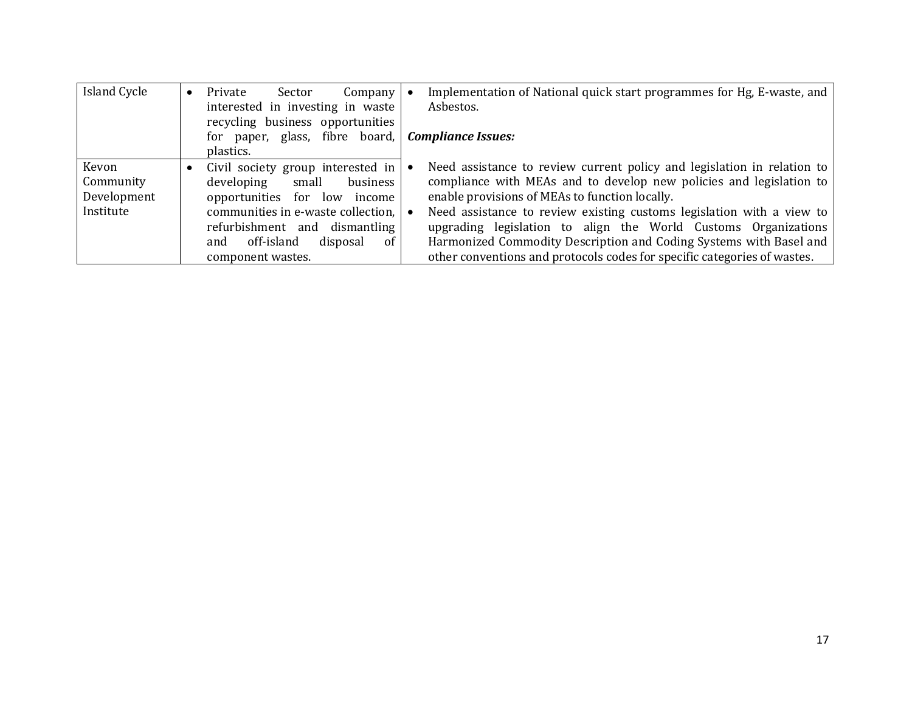| | | |
|---|---|---|
| Island Cycle | • Private Sector Company interested in investing in waste recycling business opportunities for paper, glass, fibre board, plastics. | • Implementation of National quick start programmes for Hg, E-waste, and Asbestos.<br><br>***Compliance Issues:***<br><br>• Need assistance to review current policy and legislation in relation to compliance with MEAs and to develop new policies and legislation to enable provisions of MEAs to function locally.<br>• Need assistance to review existing customs legislation with a view to upgrading legislation to align the World Customs Organizations Harmonized Commodity Description and Coding Systems with Basel and other conventions and protocols codes for specific categories of wastes. |
| Kevon Community Development Institute | • Civil society group interested in developing small business opportunities for low income communities in e-waste collection, refurbishment and dismantling and off-island disposal of component wastes. | |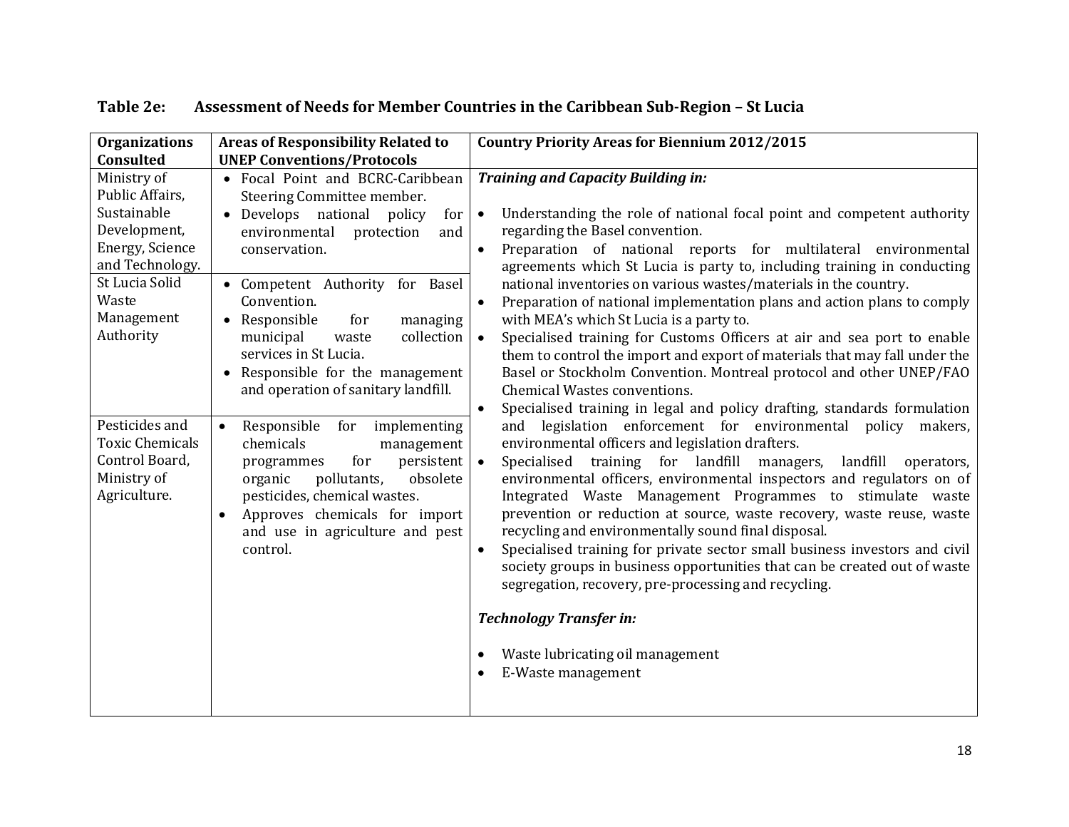**Table 2e: Assessment of Needs for Member Countries in the Caribbean Sub-Region – St Lucia**

| Organizations Consulted | Areas of Responsibility Related to UNEP Conventions/Protocols | Country Priority Areas for Biennium 2012/2015 |
|---|---|---|
| Ministry of Public Affairs, Sustainable Development, Energy, Science and Technology. | • Focal Point and BCRC-Caribbean Steering Committee member.<br>• Develops national policy for environmental protection and conservation. | ***Training and Capacity Building in:***<br>• Understanding the role of national focal point and competent authority regarding the Basel convention.<br>• Preparation of national reports for multilateral environmental agreements which St Lucia is party to, including training in conducting national inventories on various wastes/materials in the country.<br>• Preparation of national implementation plans and action plans to comply with MEA's which St Lucia is a party to.<br>• Specialised training for Customs Officers at air and sea port to enable them to control the import and export of materials that may fall under the Basel or Stockholm Convention. Montreal protocol and other UNEP/FAO Chemical Wastes conventions.<br>• Specialised training in legal and policy drafting, standards formulation and legislation enforcement for environmental policy makers, environmental officers and legislation drafters.<br>• Specialised training for landfill managers, landfill operators, environmental officers, environmental inspectors and regulators on of Integrated Waste Management Programmes to stimulate waste prevention or reduction at source, waste recovery, waste reuse, waste recycling and environmentally sound final disposal.<br>• Specialised training for private sector small business investors and civil society groups in business opportunities that can be created out of waste segregation, recovery, pre-processing and recycling.<br><br>***Technology Transfer in:***<br>• Waste lubricating oil management<br>• E-Waste management |
| St Lucia Solid Waste Management Authority | • Competent Authority for Basel Convention.<br>• Responsible for managing municipal waste collection services in St Lucia.<br>• Responsible for the management and operation of sanitary landfill. | |
| Pesticides and Toxic Chemicals Control Board, Ministry of Agriculture. | • Responsible for implementing chemicals management programmes for persistent organic pollutants, obsolete pesticides, chemical wastes.<br>• Approves chemicals for import and use in agriculture and pest control. | |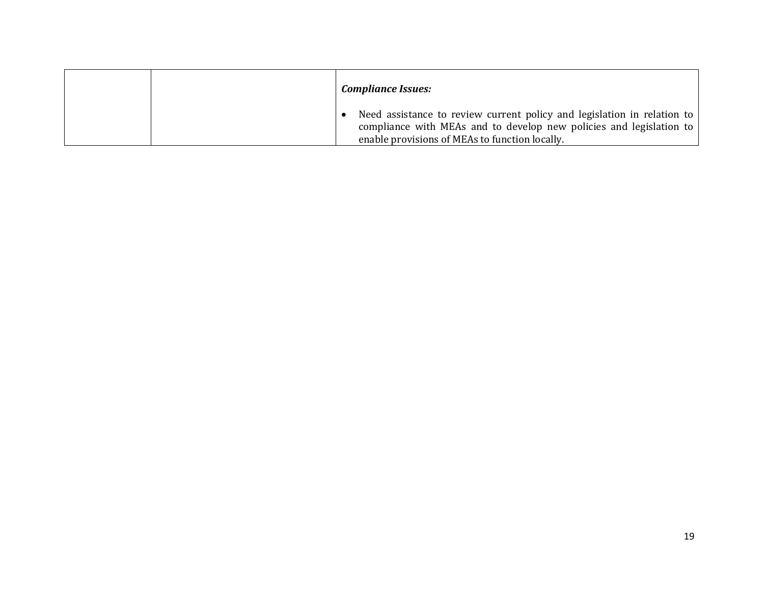| | | |
|---|---|---|
| | | ***Compliance Issues:*** <br><br> • Need assistance to review current policy and legislation in relation to compliance with MEAs and to develop new policies and legislation to enable provisions of MEAs to function locally. |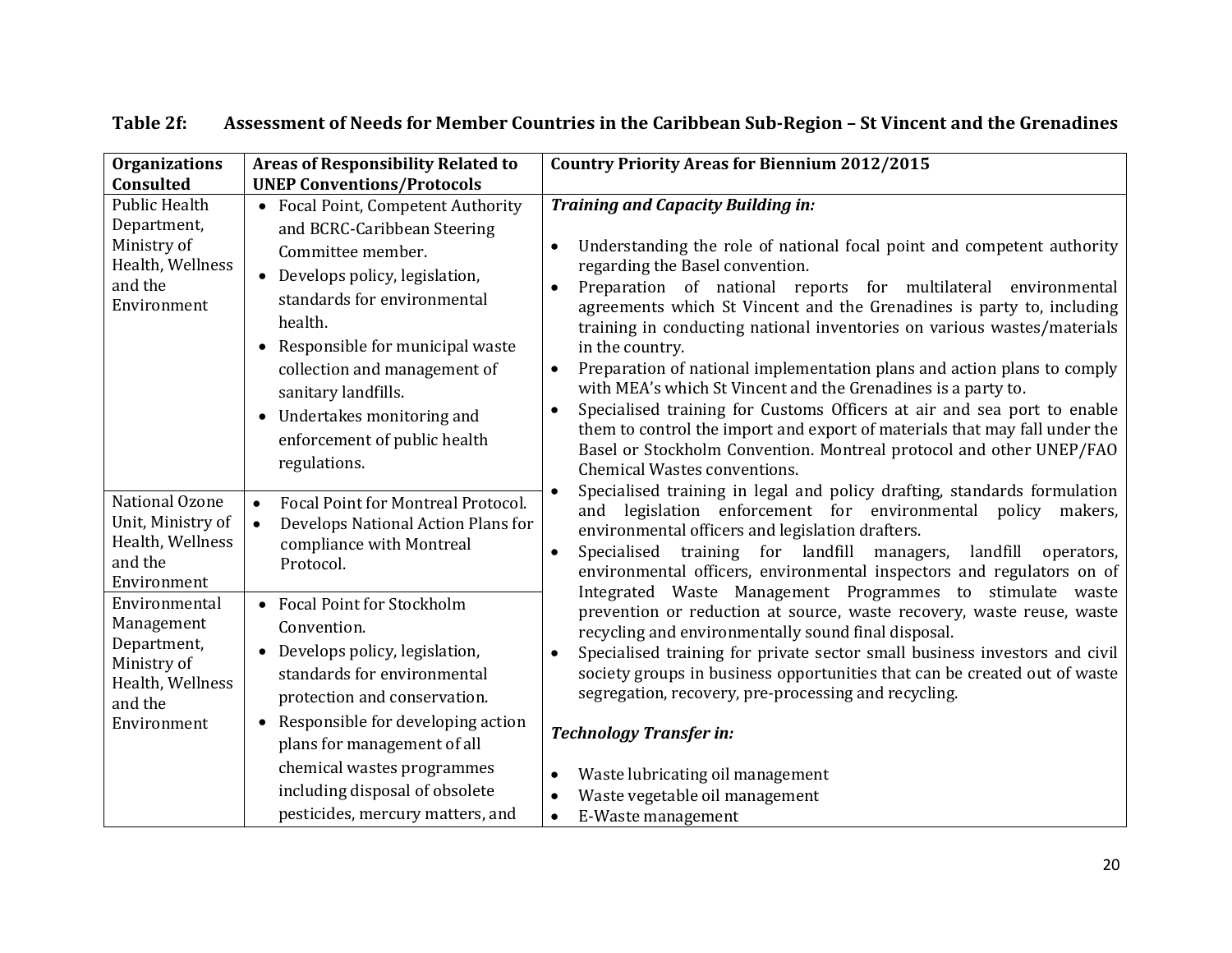**Table 2f: Assessment of Needs for Member Countries in the Caribbean Sub-Region – St Vincent and the Grenadines**

| Organizations Consulted | Areas of Responsibility Related to UNEP Conventions/Protocols | Country Priority Areas for Biennium 2012/2015 |
|---|---|---|
| Public Health Department, Ministry of Health, Wellness and the Environment | • Focal Point, Competent Authority and BCRC-Caribbean Steering Committee member.<br>• Develops policy, legislation, standards for environmental health.<br>• Responsible for municipal waste collection and management of sanitary landfills.<br>• Undertakes monitoring and enforcement of public health regulations. | ***Training and Capacity Building in:***<br>• Understanding the role of national focal point and competent authority regarding the Basel convention.<br>• Preparation of national reports for multilateral environmental agreements which St Vincent and the Grenadines is party to, including training in conducting national inventories on various wastes/materials in the country.<br>• Preparation of national implementation plans and action plans to comply with MEA's which St Vincent and the Grenadines is a party to.<br>• Specialised training for Customs Officers at air and sea port to enable them to control the import and export of materials that may fall under the Basel or Stockholm Convention. Montreal protocol and other UNEP/FAO Chemical Wastes conventions.<br>• Specialised training in legal and policy drafting, standards formulation and legislation enforcement for environmental policy makers, environmental officers and legislation drafters.<br>• Specialised training for landfill managers, landfill operators, environmental officers, environmental inspectors and regulators on of Integrated Waste Management Programmes to stimulate waste prevention or reduction at source, waste recovery, waste reuse, waste recycling and environmentally sound final disposal.<br>• Specialised training for private sector small business investors and civil society groups in business opportunities that can be created out of waste segregation, recovery, pre-processing and recycling.<br><br>***Technology Transfer in:***<br>• Waste lubricating oil management<br>• Waste vegetable oil management<br>• E-Waste management |
| National Ozone Unit, Ministry of Health, Wellness and the Environment | • Focal Point for Montreal Protocol.<br>• Develops National Action Plans for compliance with Montreal Protocol. | |
| Environmental Management Department, Ministry of Health, Wellness and the Environment | • Focal Point for Stockholm Convention.<br>• Develops policy, legislation, standards for environmental protection and conservation.<br>• Responsible for developing action plans for management of all chemical wastes programmes including disposal of obsolete pesticides, mercury matters, and | |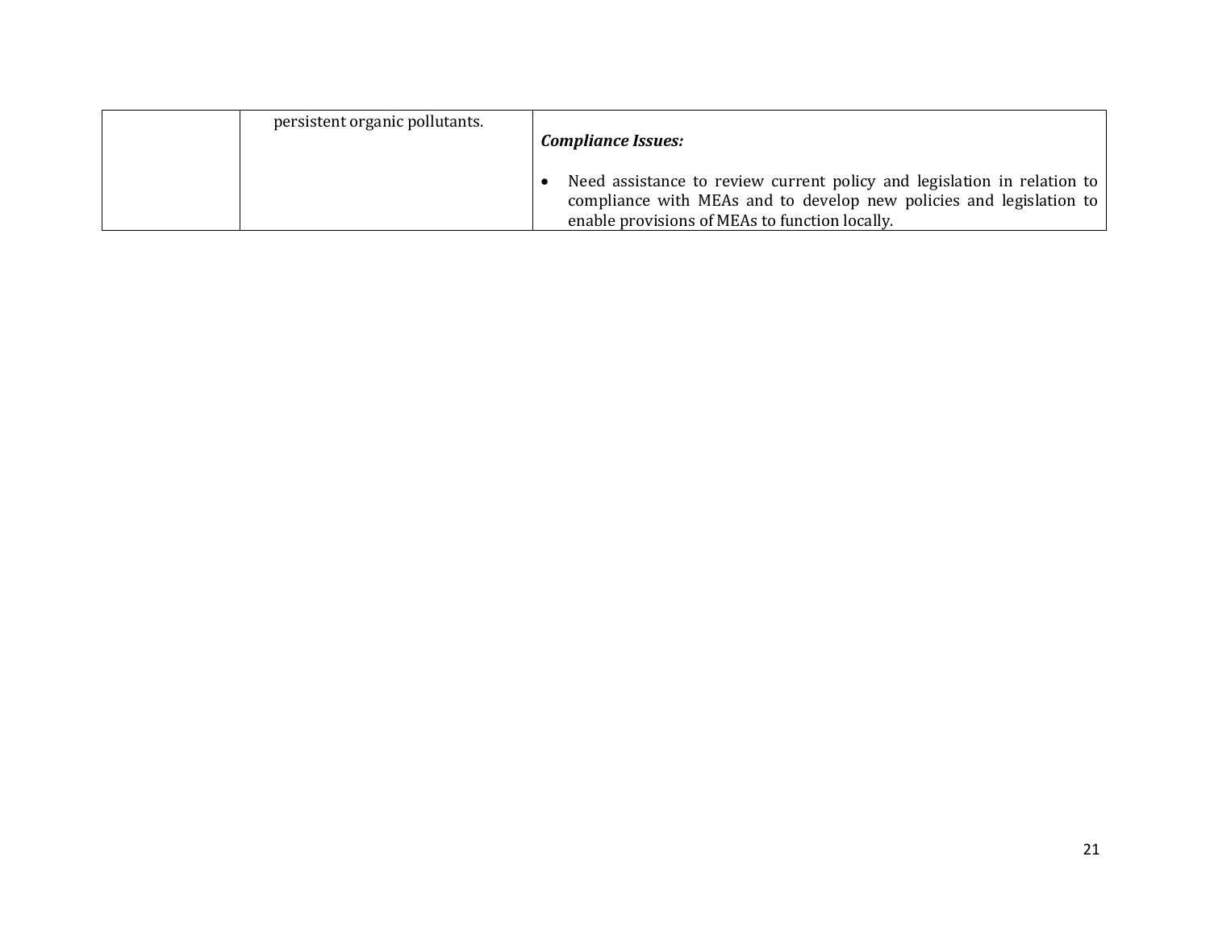| | | |
|---|---|---|
| | persistent organic pollutants. | ***Compliance Issues:*** <br><br> • Need assistance to review current policy and legislation in relation to compliance with MEAs and to develop new policies and legislation to enable provisions of MEAs to function locally. |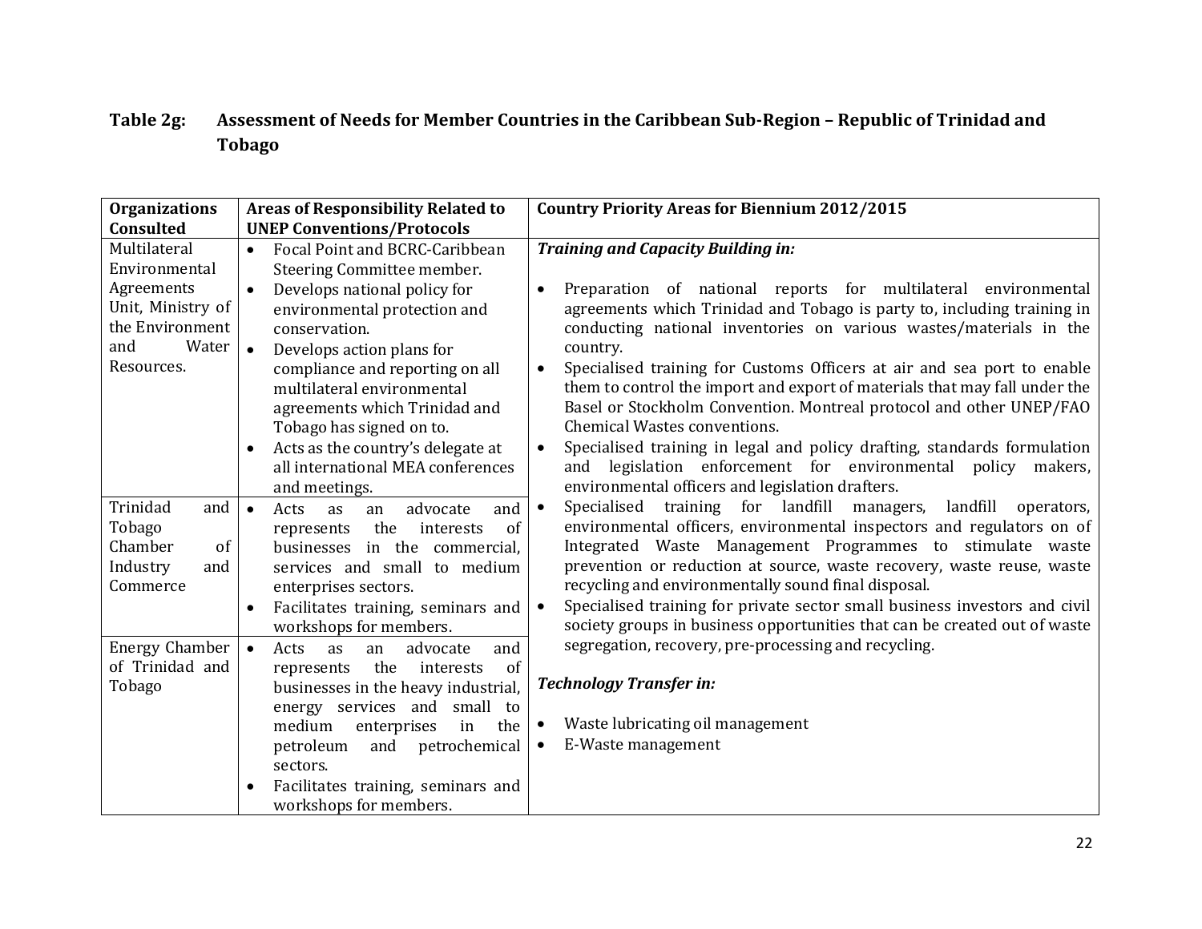**Table 2g: Assessment of Needs for Member Countries in the Caribbean Sub-Region – Republic of Trinidad and Tobago**

| Organizations Consulted | Areas of Responsibility Related to UNEP Conventions/Protocols | Country Priority Areas for Biennium 2012/2015 |
| --- | --- | --- |
| Multilateral Environmental Agreements Unit, Ministry of the Environment and Water Resources. | • Focal Point and BCRC-Caribbean Steering Committee member.<br>• Develops national policy for environmental protection and conservation.<br>• Develops action plans for compliance and reporting on all multilateral environmental agreements which Trinidad and Tobago has signed on to.<br>• Acts as the country's delegate at all international MEA conferences and meetings. | ***Training and Capacity Building in:***<br><br>• Preparation of national reports for multilateral environmental agreements which Trinidad and Tobago is party to, including training in conducting national inventories on various wastes/materials in the country.<br>• Specialised training for Customs Officers at air and sea port to enable them to control the import and export of materials that may fall under the Basel or Stockholm Convention. Montreal protocol and other UNEP/FAO Chemical Wastes conventions.<br>• Specialised training in legal and policy drafting, standards formulation and legislation enforcement for environmental policy makers, environmental officers and legislation drafters.<br>• Specialised training for landfill managers, landfill operators, environmental officers, environmental inspectors and regulators on of Integrated Waste Management Programmes to stimulate waste prevention or reduction at source, waste recovery, waste reuse, waste recycling and environmentally sound final disposal.<br>• Specialised training for private sector small business investors and civil society groups in business opportunities that can be created out of waste segregation, recovery, pre-processing and recycling.<br><br>***Technology Transfer in:***<br><br>• Waste lubricating oil management<br>• E-Waste management |
| Trinidad and Tobago Chamber of Industry and Commerce | • Acts as an advocate and represents the interests of businesses in the commercial, services and small to medium enterprises sectors.<br>• Facilitates training, seminars and workshops for members. | |
| Energy Chamber of Trinidad and Tobago | • Acts as an advocate and represents the interests of businesses in the heavy industrial, energy services and small to medium enterprises in the petroleum and petrochemical sectors.<br>• Facilitates training, seminars and workshops for members. | |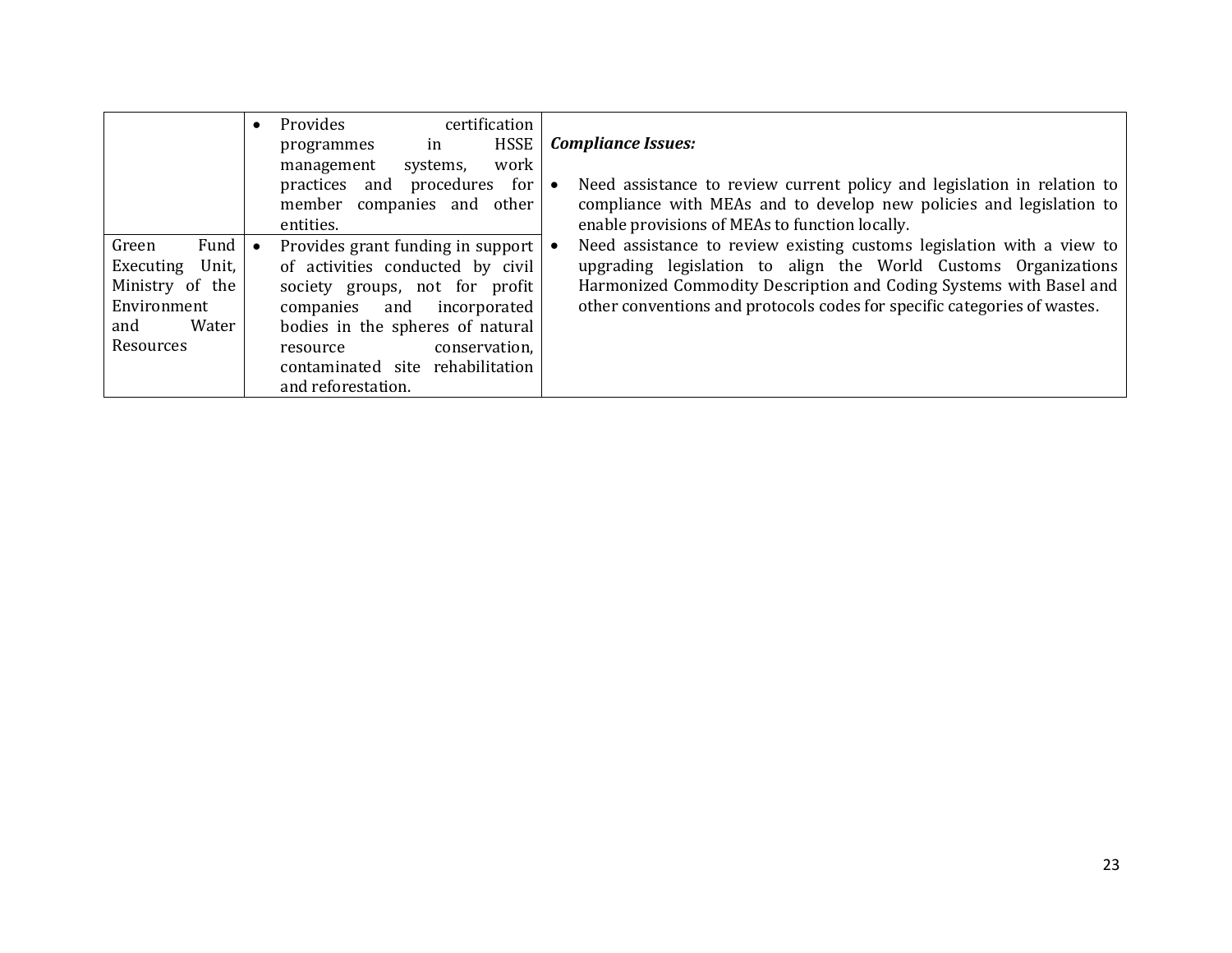| | | |
|---|---|---|
| | • Provides certification programmes in HSSE management systems, work practices and procedures for member companies and other entities. | ***Compliance Issues:*** <br><br> • Need assistance to review current policy and legislation in relation to compliance with MEAs and to develop new policies and legislation to enable provisions of MEAs to function locally. <br> • Need assistance to review existing customs legislation with a view to upgrading legislation to align the World Customs Organizations Harmonized Commodity Description and Coding Systems with Basel and other conventions and protocols codes for specific categories of wastes. |
| Green Fund Executing Unit, Ministry of the Environment and Water Resources | • Provides grant funding in support of activities conducted by civil society groups, not for profit companies and incorporated bodies in the spheres of natural resource conservation, contaminated site rehabilitation and reforestation. | |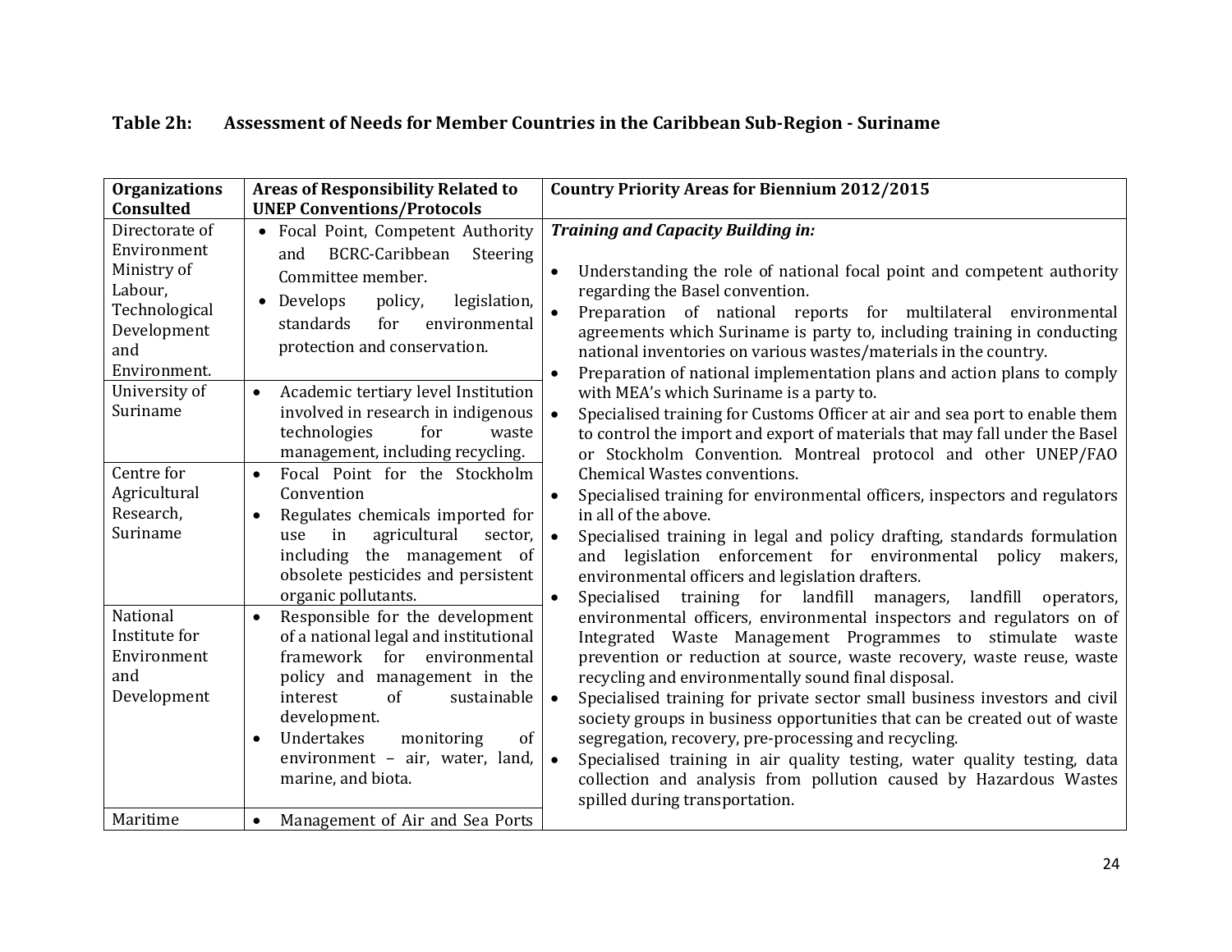**Table 2h: Assessment of Needs for Member Countries in the Caribbean Sub-Region - Suriname**

| Organizations Consulted | Areas of Responsibility Related to UNEP Conventions/Protocols | Country Priority Areas for Biennium 2012/2015 |
|---|---|---|
| Directorate of Environment Ministry of Labour, Technological Development and Environment. | • Focal Point, Competent Authority and BCRC-Caribbean Steering Committee member.<br>• Develops policy, legislation, standards for environmental protection and conservation. | ***Training and Capacity Building in:***<br>• Understanding the role of national focal point and competent authority regarding the Basel convention.<br>• Preparation of national reports for multilateral environmental agreements which Suriname is party to, including training in conducting national inventories on various wastes/materials in the country.<br>• Preparation of national implementation plans and action plans to comply with MEA's which Suriname is a party to.<br>• Specialised training for Customs Officer at air and sea port to enable them to control the import and export of materials that may fall under the Basel or Stockholm Convention. Montreal protocol and other UNEP/FAO Chemical Wastes conventions.<br>• Specialised training for environmental officers, inspectors and regulators in all of the above.<br>• Specialised training in legal and policy drafting, standards formulation and legislation enforcement for environmental policy makers, environmental officers and legislation drafters.<br>• Specialised training for landfill managers, landfill operators, environmental officers, environmental inspectors and regulators on of Integrated Waste Management Programmes to stimulate waste prevention or reduction at source, waste recovery, waste reuse, waste recycling and environmentally sound final disposal.<br>• Specialised training for private sector small business investors and civil society groups in business opportunities that can be created out of waste segregation, recovery, pre-processing and recycling.<br>• Specialised training in air quality testing, water quality testing, data collection and analysis from pollution caused by Hazardous Wastes spilled during transportation. |
| University of Suriname | • Academic tertiary level Institution involved in research in indigenous technologies for waste management, including recycling. | |
| Centre for Agricultural Research, Suriname | • Focal Point for the Stockholm Convention<br>• Regulates chemicals imported for use in agricultural sector, including the management of obsolete pesticides and persistent organic pollutants. | |
| National Institute for Environment and Development | • Responsible for the development of a national legal and institutional framework for environmental policy and management in the interest of sustainable development.<br>• Undertakes monitoring of environment – air, water, land, marine, and biota. | |
| Maritime | • Management of Air and Sea Ports | |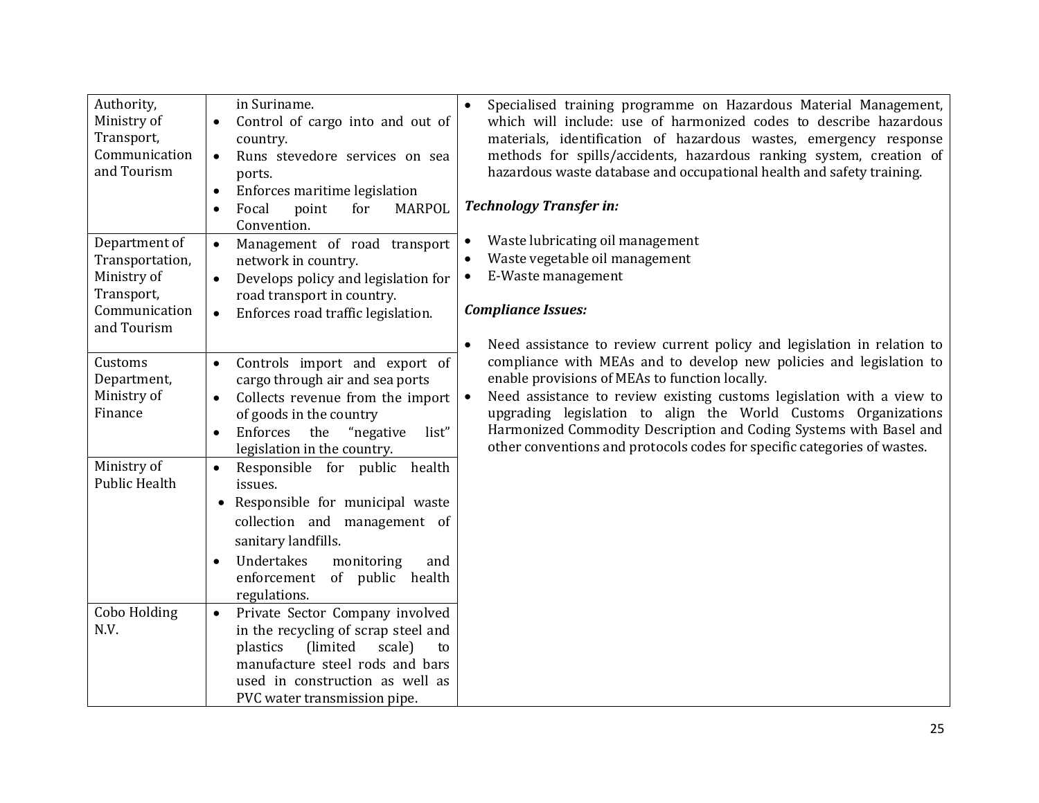| | | |
|---|---|---|
| Authority, Ministry of Transport, Communication and Tourism | in Suriname.<br>• Control of cargo into and out of country.<br>• Runs stevedore services on sea ports.<br>• Enforces maritime legislation<br>• Focal point for MARPOL Convention. | • Specialised training programme on Hazardous Material Management, which will include: use of harmonized codes to describe hazardous materials, identification of hazardous wastes, emergency response methods for spills/accidents, hazardous ranking system, creation of hazardous waste database and occupational health and safety training.<br><br>***Technology Transfer in:***<br><br>• Waste lubricating oil management<br>• Waste vegetable oil management<br>• E-Waste management<br><br>***Compliance Issues:***<br><br>• Need assistance to review current policy and legislation in relation to compliance with MEAs and to develop new policies and legislation to enable provisions of MEAs to function locally.<br>• Need assistance to review existing customs legislation with a view to upgrading legislation to align the World Customs Organizations Harmonized Commodity Description and Coding Systems with Basel and other conventions and protocols codes for specific categories of wastes. |
| Department of Transportation, Ministry of Transport, Communication and Tourism | • Management of road transport network in country.<br>• Develops policy and legislation for road transport in country.<br>• Enforces road traffic legislation. | |
| Customs Department, Ministry of Finance | • Controls import and export of cargo through air and sea ports<br>• Collects revenue from the import of goods in the country<br>• Enforces the "negative list" legislation in the country. | |
| Ministry of Public Health | • Responsible for public health issues.<br>• Responsible for municipal waste collection and management of sanitary landfills.<br>• Undertakes monitoring and enforcement of public health regulations. | |
| Cobo Holding N.V. | • Private Sector Company involved in the recycling of scrap steel and plastics (limited scale) to manufacture steel rods and bars used in construction as well as PVC water transmission pipe. | |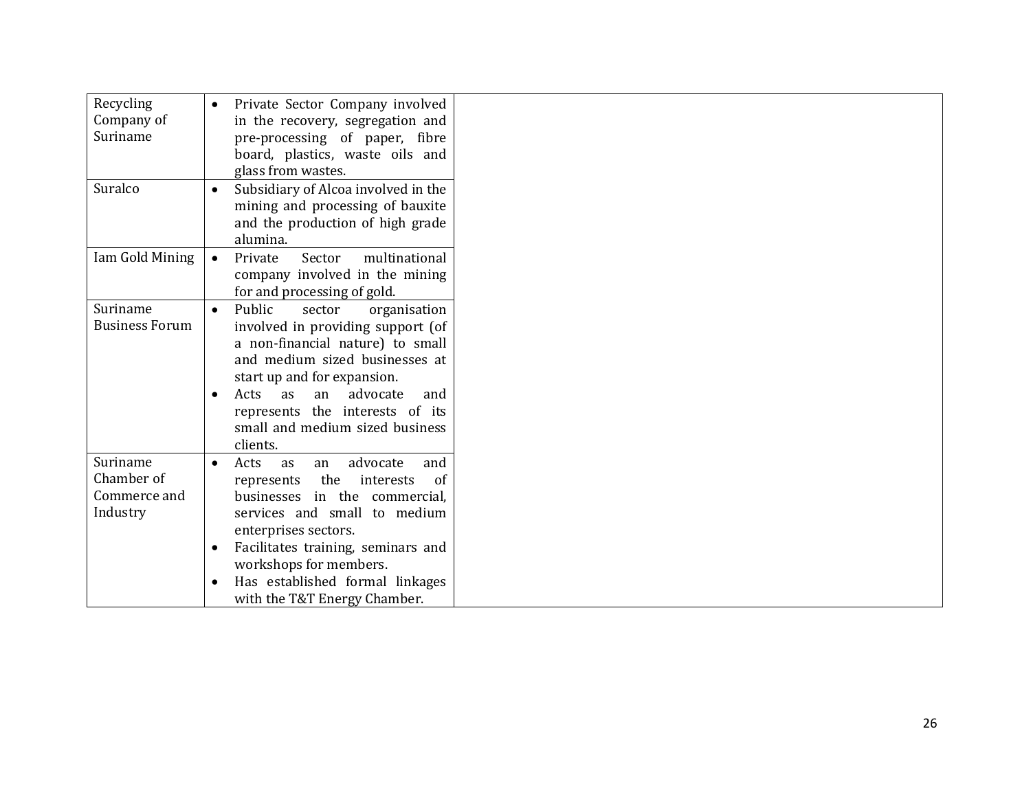| | | |
|---|---|---|
| Recycling Company of Suriname | • Private Sector Company involved in the recovery, segregation and pre-processing of paper, fibre board, plastics, waste oils and glass from wastes. | |
| Suralco | • Subsidiary of Alcoa involved in the mining and processing of bauxite and the production of high grade alumina. | |
| Iam Gold Mining | • Private Sector multinational company involved in the mining for and processing of gold. | |
| Suriname Business Forum | • Public sector organisation involved in providing support (of a non-financial nature) to small and medium sized businesses at start up and for expansion.<br>• Acts as an advocate and represents the interests of its small and medium sized business clients. | |
| Suriname Chamber of Commerce and Industry | • Acts as an advocate and represents the interests of businesses in the commercial, services and small to medium enterprises sectors.<br>• Facilitates training, seminars and workshops for members.<br>• Has established formal linkages with the T&T Energy Chamber. | |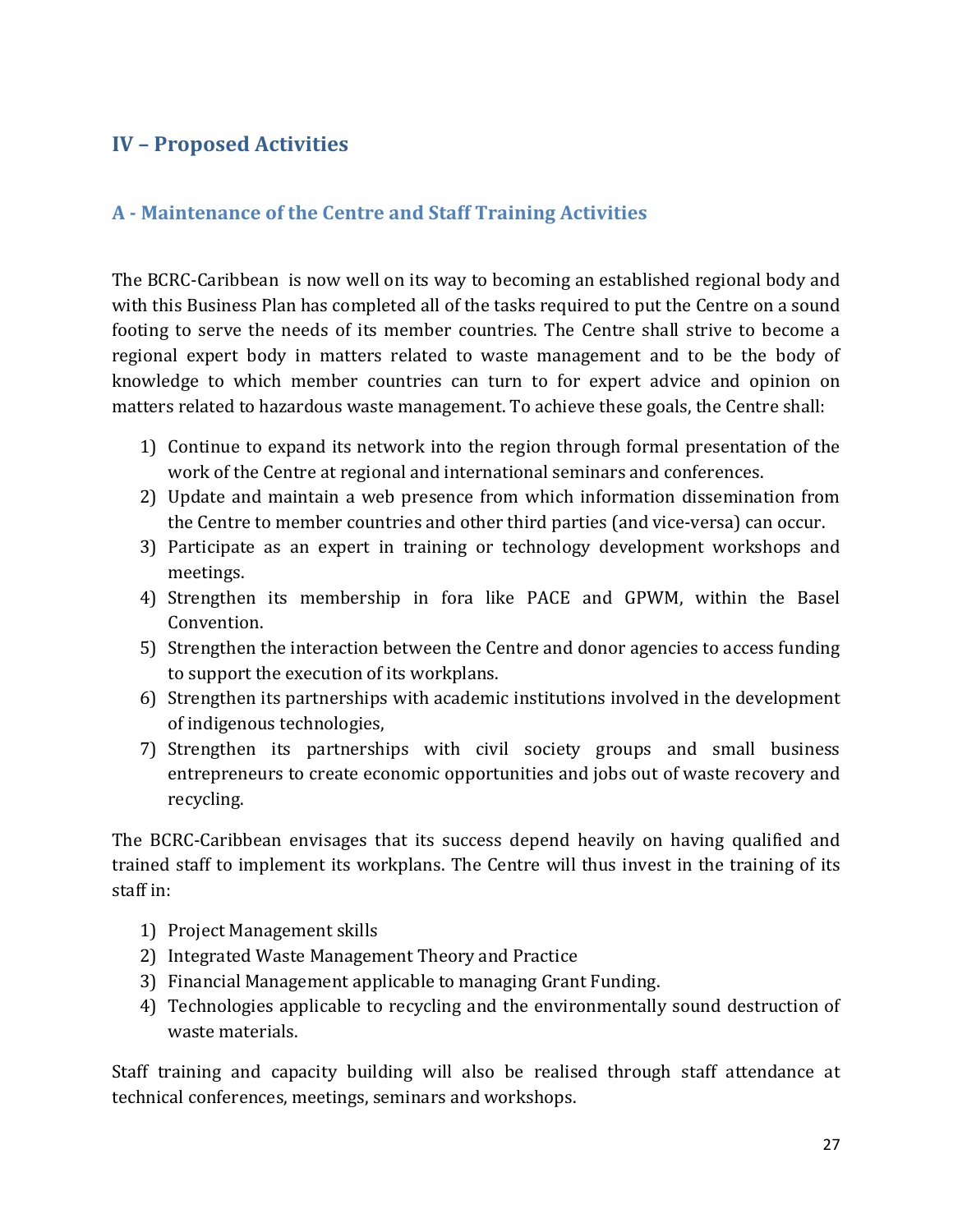## IV – Proposed Activities

### A - Maintenance of the Centre and Staff Training Activities

The BCRC-Caribbean is now well on its way to becoming an established regional body and with this Business Plan has completed all of the tasks required to put the Centre on a sound footing to serve the needs of its member countries. The Centre shall strive to become a regional expert body in matters related to waste management and to be the body of knowledge to which member countries can turn to for expert advice and opinion on matters related to hazardous waste management. To achieve these goals, the Centre shall:

1) Continue to expand its network into the region through formal presentation of the work of the Centre at regional and international seminars and conferences.
2) Update and maintain a web presence from which information dissemination from the Centre to member countries and other third parties (and vice-versa) can occur.
3) Participate as an expert in training or technology development workshops and meetings.
4) Strengthen its membership in fora like PACE and GPWM, within the Basel Convention.
5) Strengthen the interaction between the Centre and donor agencies to access funding to support the execution of its workplans.
6) Strengthen its partnerships with academic institutions involved in the development of indigenous technologies,
7) Strengthen its partnerships with civil society groups and small business entrepreneurs to create economic opportunities and jobs out of waste recovery and recycling.

The BCRC-Caribbean envisages that its success depend heavily on having qualified and trained staff to implement its workplans. The Centre will thus invest in the training of its staff in:

1) Project Management skills
2) Integrated Waste Management Theory and Practice
3) Financial Management applicable to managing Grant Funding.
4) Technologies applicable to recycling and the environmentally sound destruction of waste materials.

Staff training and capacity building will also be realised through staff attendance at technical conferences, meetings, seminars and workshops.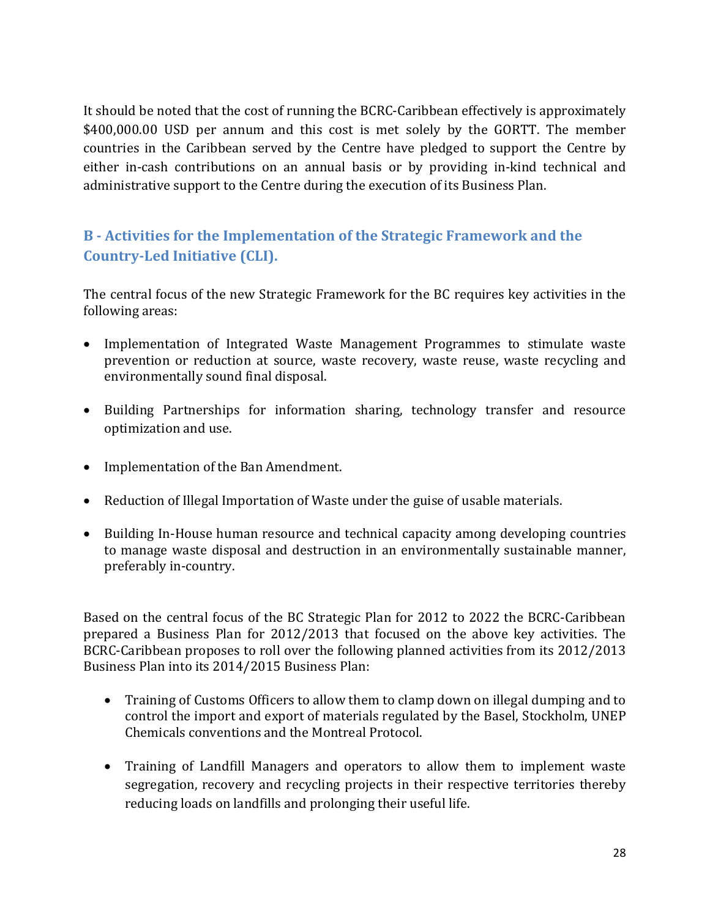It should be noted that the cost of running the BCRC-Caribbean effectively is approximately $400,000.00 USD per annum and this cost is met solely by the GORTT. The member countries in the Caribbean served by the Centre have pledged to support the Centre by either in-cash contributions on an annual basis or by providing in-kind technical and administrative support to the Centre during the execution of its Business Plan.

## B - Activities for the Implementation of the Strategic Framework and the Country-Led Initiative (CLI).

The central focus of the new Strategic Framework for the BC requires key activities in the following areas:

- Implementation of Integrated Waste Management Programmes to stimulate waste prevention or reduction at source, waste recovery, waste reuse, waste recycling and environmentally sound final disposal.
- Building Partnerships for information sharing, technology transfer and resource optimization and use.
- Implementation of the Ban Amendment.
- Reduction of Illegal Importation of Waste under the guise of usable materials.
- Building In-House human resource and technical capacity among developing countries to manage waste disposal and destruction in an environmentally sustainable manner, preferably in-country.

Based on the central focus of the BC Strategic Plan for 2012 to 2022 the BCRC-Caribbean prepared a Business Plan for 2012/2013 that focused on the above key activities. The BCRC-Caribbean proposes to roll over the following planned activities from its 2012/2013 Business Plan into its 2014/2015 Business Plan:

- Training of Customs Officers to allow them to clamp down on illegal dumping and to control the import and export of materials regulated by the Basel, Stockholm, UNEP Chemicals conventions and the Montreal Protocol.
- Training of Landfill Managers and operators to allow them to implement waste segregation, recovery and recycling projects in their respective territories thereby reducing loads on landfills and prolonging their useful life.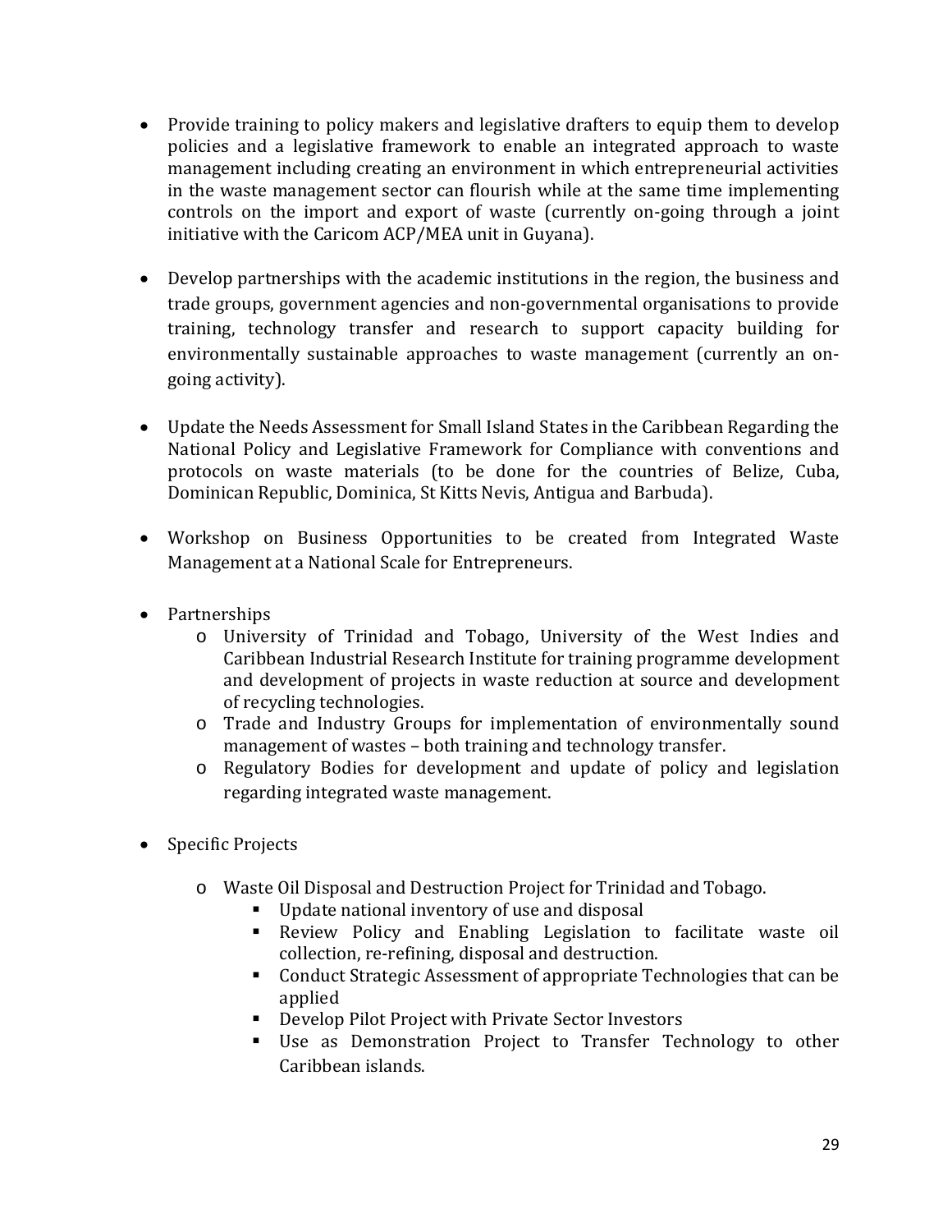- Provide training to policy makers and legislative drafters to equip them to develop policies and a legislative framework to enable an integrated approach to waste management including creating an environment in which entrepreneurial activities in the waste management sector can flourish while at the same time implementing controls on the import and export of waste (currently on-going through a joint initiative with the Caricom ACP/MEA unit in Guyana).

- Develop partnerships with the academic institutions in the region, the business and trade groups, government agencies and non-governmental organisations to provide training, technology transfer and research to support capacity building for environmentally sustainable approaches to waste management (currently an on-going activity).

- Update the Needs Assessment for Small Island States in the Caribbean Regarding the National Policy and Legislative Framework for Compliance with conventions and protocols on waste materials (to be done for the countries of Belize, Cuba, Dominican Republic, Dominica, St Kitts Nevis, Antigua and Barbuda).

- Workshop on Business Opportunities to be created from Integrated Waste Management at a National Scale for Entrepreneurs.

- Partnerships
  - University of Trinidad and Tobago, University of the West Indies and Caribbean Industrial Research Institute for training programme development and development of projects in waste reduction at source and development of recycling technologies.
  - Trade and Industry Groups for implementation of environmentally sound management of wastes – both training and technology transfer.
  - Regulatory Bodies for development and update of policy and legislation regarding integrated waste management.

- Specific Projects

  - Waste Oil Disposal and Destruction Project for Trinidad and Tobago.
    - Update national inventory of use and disposal
    - Review Policy and Enabling Legislation to facilitate waste oil collection, re-refining, disposal and destruction.
    - Conduct Strategic Assessment of appropriate Technologies that can be applied
    - Develop Pilot Project with Private Sector Investors
    - Use as Demonstration Project to Transfer Technology to other Caribbean islands.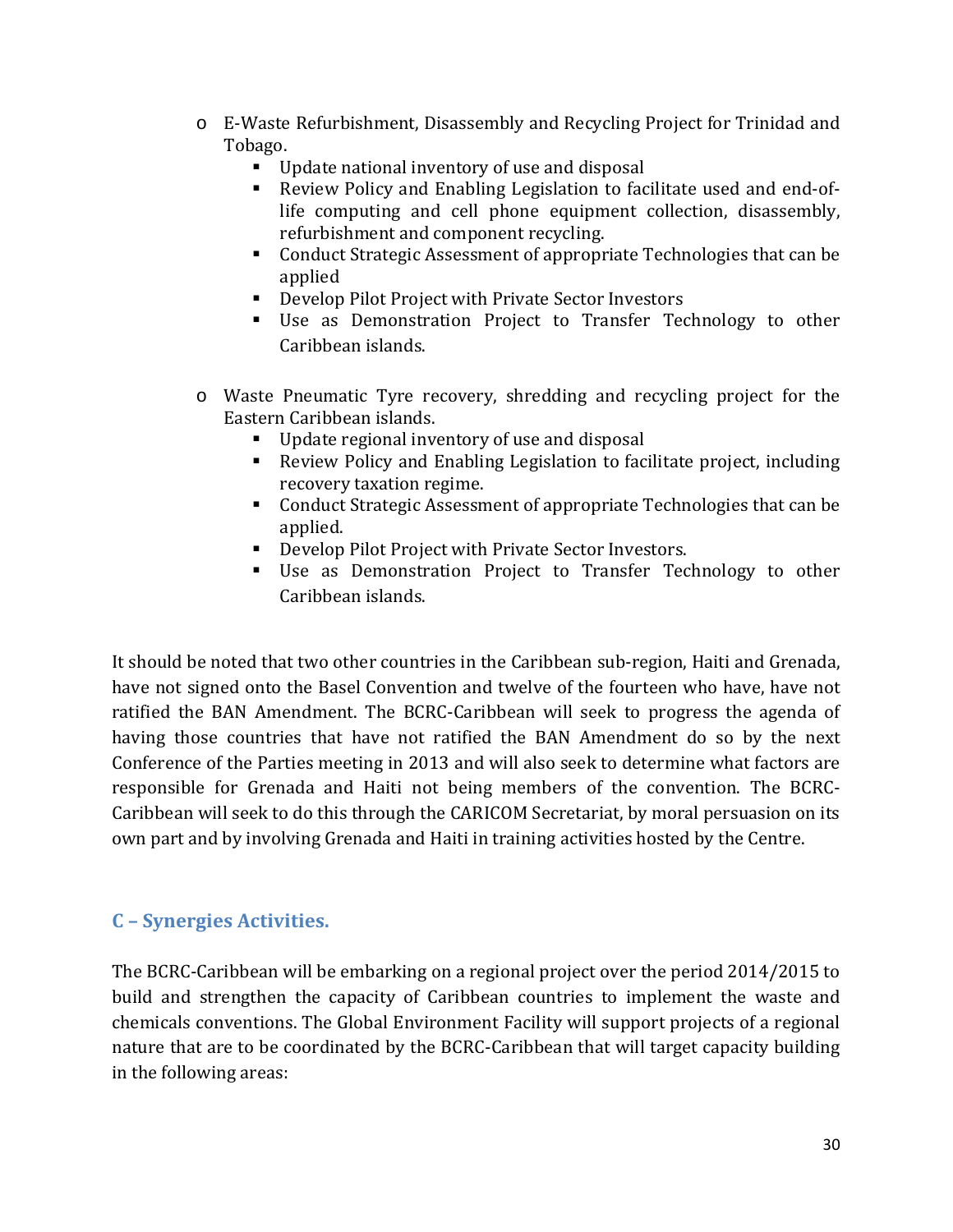- E-Waste Refurbishment, Disassembly and Recycling Project for Trinidad and Tobago.
  - Update national inventory of use and disposal
  - Review Policy and Enabling Legislation to facilitate used and end-of-life computing and cell phone equipment collection, disassembly, refurbishment and component recycling.
  - Conduct Strategic Assessment of appropriate Technologies that can be applied
  - Develop Pilot Project with Private Sector Investors
  - Use as Demonstration Project to Transfer Technology to other Caribbean islands.

- Waste Pneumatic Tyre recovery, shredding and recycling project for the Eastern Caribbean islands.
  - Update regional inventory of use and disposal
  - Review Policy and Enabling Legislation to facilitate project, including recovery taxation regime.
  - Conduct Strategic Assessment of appropriate Technologies that can be applied.
  - Develop Pilot Project with Private Sector Investors.
  - Use as Demonstration Project to Transfer Technology to other Caribbean islands.

It should be noted that two other countries in the Caribbean sub-region, Haiti and Grenada, have not signed onto the Basel Convention and twelve of the fourteen who have, have not ratified the BAN Amendment. The BCRC-Caribbean will seek to progress the agenda of having those countries that have not ratified the BAN Amendment do so by the next Conference of the Parties meeting in 2013 and will also seek to determine what factors are responsible for Grenada and Haiti not being members of the convention. The BCRC-Caribbean will seek to do this through the CARICOM Secretariat, by moral persuasion on its own part and by involving Grenada and Haiti in training activities hosted by the Centre.

## C – Synergies Activities.

The BCRC-Caribbean will be embarking on a regional project over the period 2014/2015 to build and strengthen the capacity of Caribbean countries to implement the waste and chemicals conventions. The Global Environment Facility will support projects of a regional nature that are to be coordinated by the BCRC-Caribbean that will target capacity building in the following areas: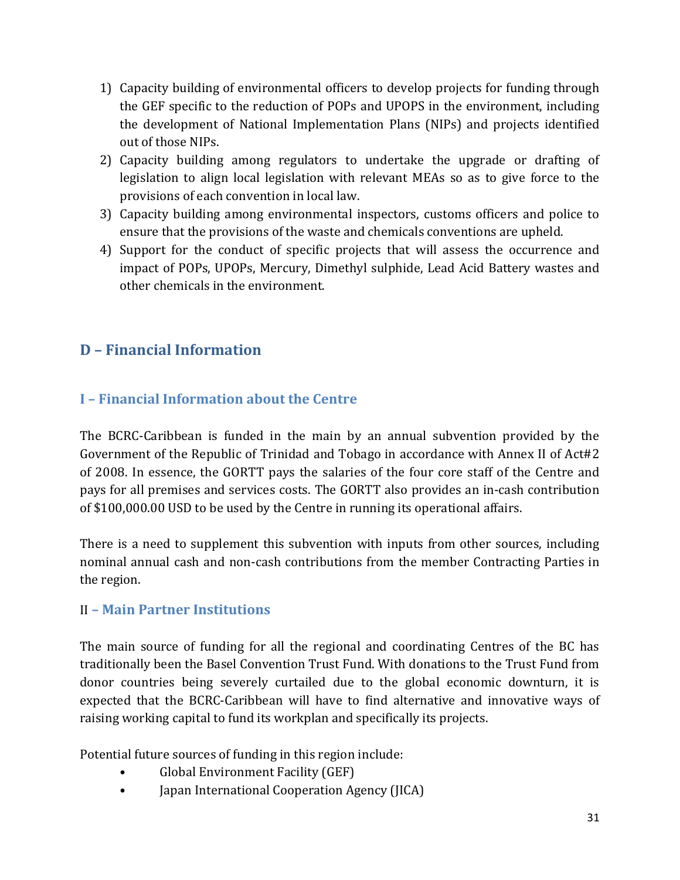1) Capacity building of environmental officers to develop projects for funding through the GEF specific to the reduction of POPs and UPOPS in the environment, including the development of National Implementation Plans (NIPs) and projects identified out of those NIPs.
2) Capacity building among regulators to undertake the upgrade or drafting of legislation to align local legislation with relevant MEAs so as to give force to the provisions of each convention in local law.
3) Capacity building among environmental inspectors, customs officers and police to ensure that the provisions of the waste and chemicals conventions are upheld.
4) Support for the conduct of specific projects that will assess the occurrence and impact of POPs, UPOPs, Mercury, Dimethyl sulphide, Lead Acid Battery wastes and other chemicals in the environment.

## D – Financial Information

### I – Financial Information about the Centre

The BCRC-Caribbean is funded in the main by an annual subvention provided by the Government of the Republic of Trinidad and Tobago in accordance with Annex II of Act#2 of 2008. In essence, the GORTT pays the salaries of the four core staff of the Centre and pays for all premises and services costs. The GORTT also provides an in-cash contribution of $100,000.00 USD to be used by the Centre in running its operational affairs.

There is a need to supplement this subvention with inputs from other sources, including nominal annual cash and non-cash contributions from the member Contracting Parties in the region.

### II – Main Partner Institutions

The main source of funding for all the regional and coordinating Centres of the BC has traditionally been the Basel Convention Trust Fund. With donations to the Trust Fund from donor countries being severely curtailed due to the global economic downturn, it is expected that the BCRC-Caribbean will have to find alternative and innovative ways of raising working capital to fund its workplan and specifically its projects.

Potential future sources of funding in this region include:

- Global Environment Facility (GEF)
- Japan International Cooperation Agency (JICA)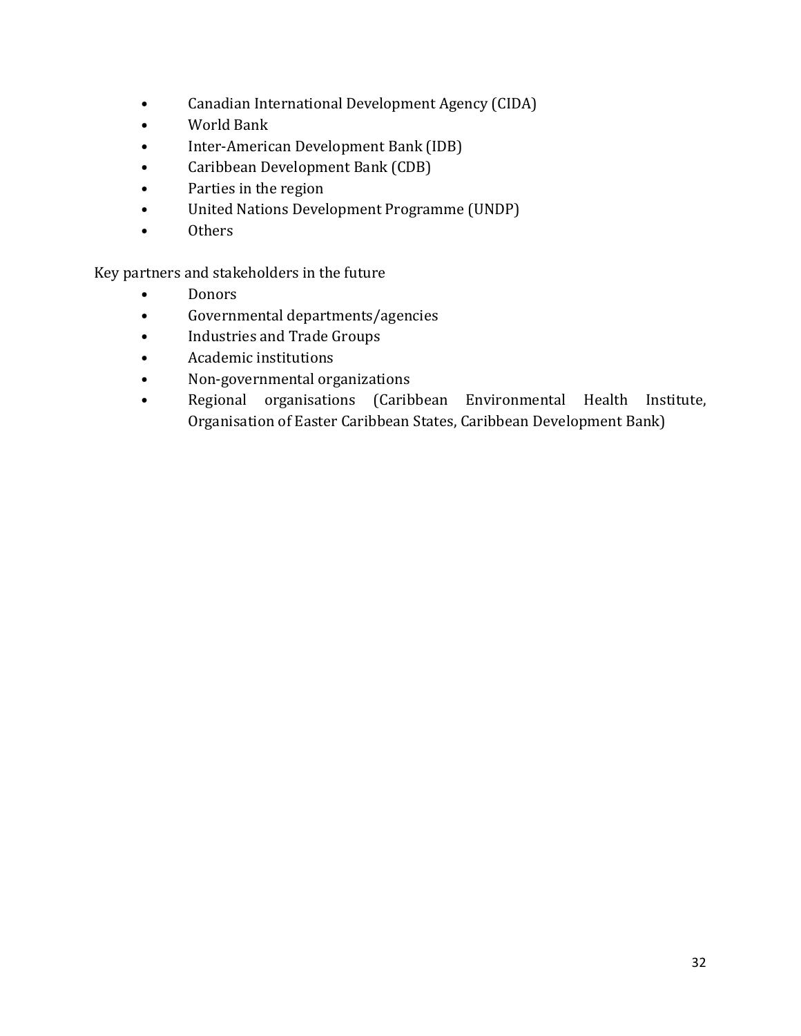- Canadian International Development Agency (CIDA)
- World Bank
- Inter-American Development Bank (IDB)
- Caribbean Development Bank (CDB)
- Parties in the region
- United Nations Development Programme (UNDP)
- Others

Key partners and stakeholders in the future

- Donors
- Governmental departments/agencies
- Industries and Trade Groups
- Academic institutions
- Non-governmental organizations
- Regional organisations (Caribbean Environmental Health Institute, Organisation of Easter Caribbean States, Caribbean Development Bank)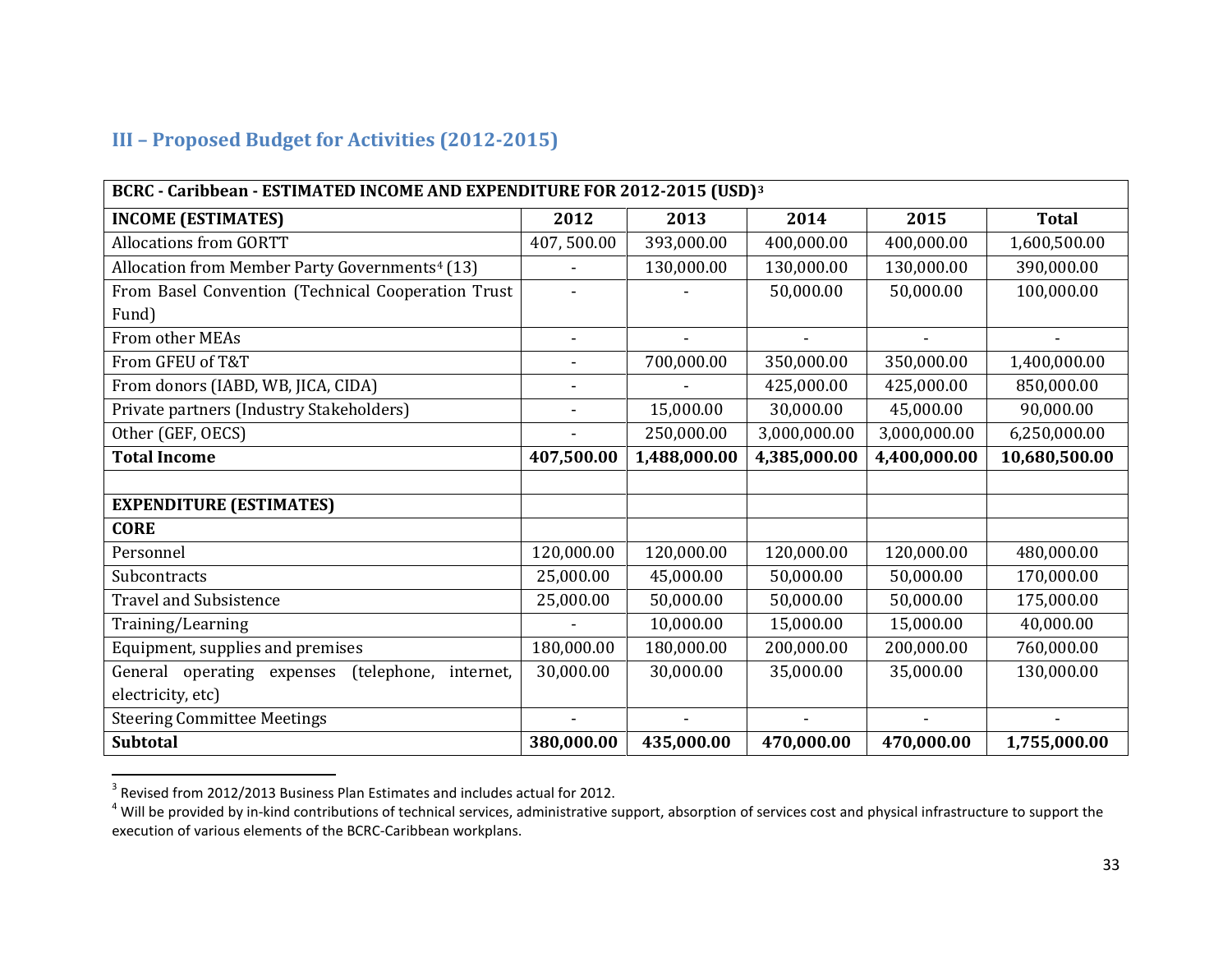## III – Proposed Budget for Activities (2012-2015)

| BCRC - Caribbean - ESTIMATED INCOME AND EXPENDITURE FOR 2012-2015 (USD)[3] | | | | | |
|---|---|---|---|---|---|
| **INCOME (ESTIMATES)** | **2012** | **2013** | **2014** | **2015** | **Total** |
| Allocations from GORTT | 407, 500.00 | 393,000.00 | 400,000.00 | 400,000.00 | 1,600,500.00 |
| Allocation from Member Party Governments[4] (13) | - | 130,000.00 | 130,000.00 | 130,000.00 | 390,000.00 |
| From Basel Convention (Technical Cooperation Trust Fund) | - | - | 50,000.00 | 50,000.00 | 100,000.00 |
| From other MEAs | - | - | - | - | - |
| From GFEU of T&T | - | 700,000.00 | 350,000.00 | 350,000.00 | 1,400,000.00 |
| From donors (IABD, WB, JICA, CIDA) | - | - | 425,000.00 | 425,000.00 | 850,000.00 |
| Private partners (Industry Stakeholders) | - | 15,000.00 | 30,000.00 | 45,000.00 | 90,000.00 |
| Other (GEF, OECS) | - | 250,000.00 | 3,000,000.00 | 3,000,000.00 | 6,250,000.00 |
| **Total Income** | **407,500.00** | **1,488,000.00** | **4,385,000.00** | **4,400,000.00** | **10,680,500.00** |
| | | | | | |
| **EXPENDITURE (ESTIMATES)** | | | | | |
| **CORE** | | | | | |
| Personnel | 120,000.00 | 120,000.00 | 120,000.00 | 120,000.00 | 480,000.00 |
| Subcontracts | 25,000.00 | 45,000.00 | 50,000.00 | 50,000.00 | 170,000.00 |
| Travel and Subsistence | 25,000.00 | 50,000.00 | 50,000.00 | 50,000.00 | 175,000.00 |
| Training/Learning | - | 10,000.00 | 15,000.00 | 15,000.00 | 40,000.00 |
| Equipment, supplies and premises | 180,000.00 | 180,000.00 | 200,000.00 | 200,000.00 | 760,000.00 |
| General operating expenses (telephone, internet, electricity, etc) | 30,000.00 | 30,000.00 | 35,000.00 | 35,000.00 | 130,000.00 |
| Steering Committee Meetings | - | - | - | - | - |
| **Subtotal** | **380,000.00** | **435,000.00** | **470,000.00** | **470,000.00** | **1,755,000.00** |

[3] Revised from 2012/2013 Business Plan Estimates and includes actual for 2012.

[4] Will be provided by in-kind contributions of technical services, administrative support, absorption of services cost and physical infrastructure to support the execution of various elements of the BCRC-Caribbean workplans.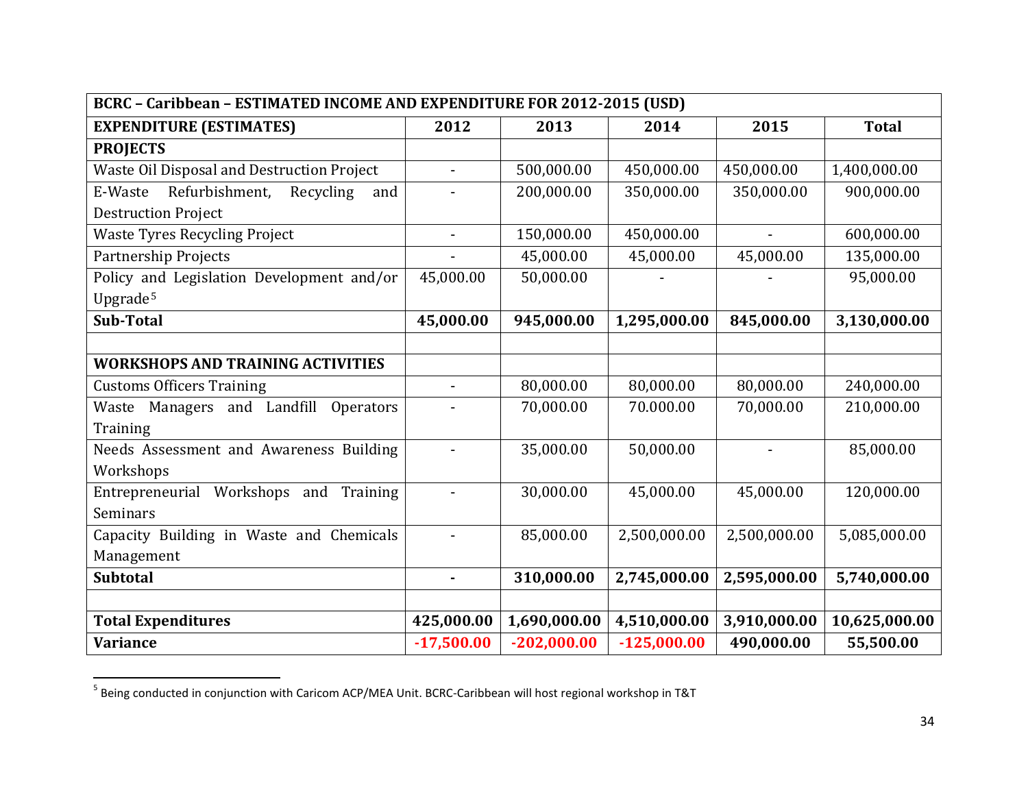| BCRC – Caribbean – ESTIMATED INCOME AND EXPENDITURE FOR 2012-2015 (USD) | | | | | |
|---|---|---|---|---|---|
| **EXPENDITURE (ESTIMATES)** | **2012** | **2013** | **2014** | **2015** | **Total** |
| **PROJECTS** | | | | | |
| Waste Oil Disposal and Destruction Project | - | 500,000.00 | 450,000.00 | 450,000.00 | 1,400,000.00 |
| E-Waste Refurbishment, Recycling and Destruction Project | - | 200,000.00 | 350,000.00 | 350,000.00 | 900,000.00 |
| Waste Tyres Recycling Project | - | 150,000.00 | 450,000.00 | - | 600,000.00 |
| Partnership Projects | - | 45,000.00 | 45,000.00 | 45,000.00 | 135,000.00 |
| Policy and Legislation Development and/or Upgrade[5] | 45,000.00 | 50,000.00 | - | - | 95,000.00 |
| **Sub-Total** | **45,000.00** | **945,000.00** | **1,295,000.00** | **845,000.00** | **3,130,000.00** |
| | | | | | |
| **WORKSHOPS AND TRAINING ACTIVITIES** | | | | | |
| Customs Officers Training | - | 80,000.00 | 80,000.00 | 80,000.00 | 240,000.00 |
| Waste Managers and Landfill Operators Training | - | 70,000.00 | 70.000.00 | 70,000.00 | 210,000.00 |
| Needs Assessment and Awareness Building Workshops | - | 35,000.00 | 50,000.00 | - | 85,000.00 |
| Entrepreneurial Workshops and Training Seminars | - | 30,000.00 | 45,000.00 | 45,000.00 | 120,000.00 |
| Capacity Building in Waste and Chemicals Management | - | 85,000.00 | 2,500,000.00 | 2,500,000.00 | 5,085,000.00 |
| **Subtotal** | **-** | **310,000.00** | **2,745,000.00** | **2,595,000.00** | **5,740,000.00** |
| | | | | | |
| **Total Expenditures** | **425,000.00** | **1,690,000.00** | **4,510,000.00** | **3,910,000.00** | **10,625,000.00** |
| **Variance** | **-17,500.00** | **-202,000.00** | **-125,000.00** | **490,000.00** | **55,500.00** |

[5] Being conducted in conjunction with Caricom ACP/MEA Unit. BCRC-Caribbean will host regional workshop in T&T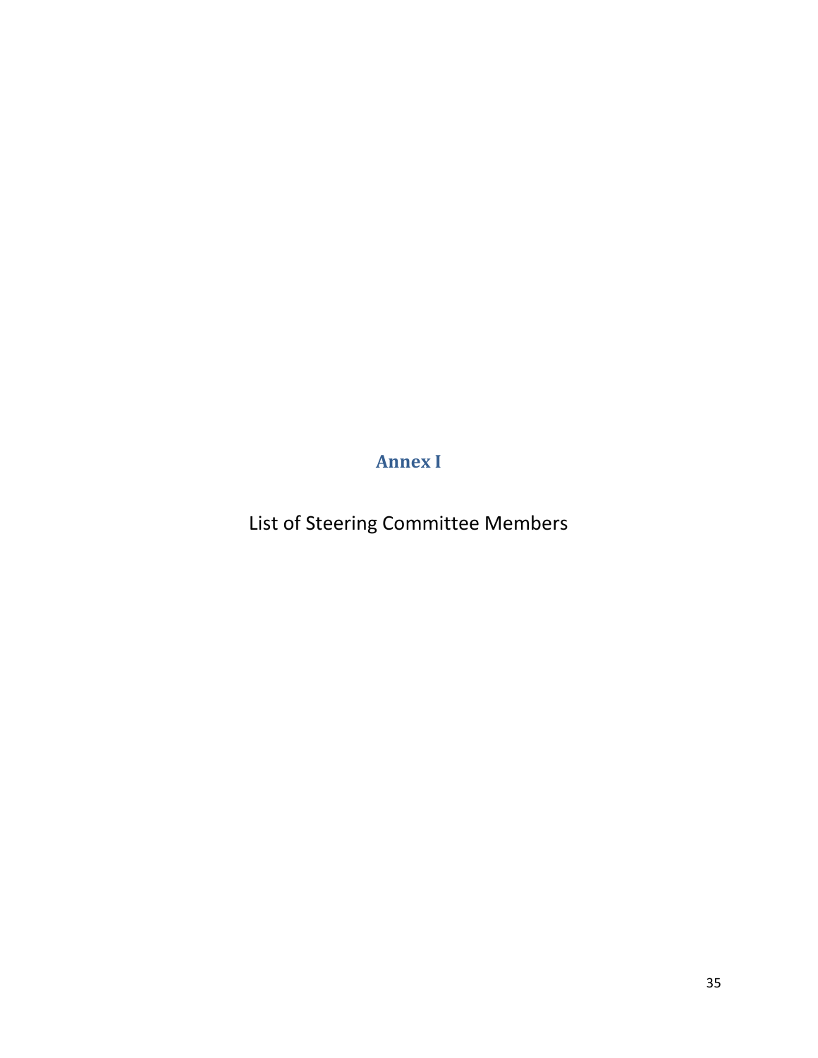# Annex I

List of Steering Committee Members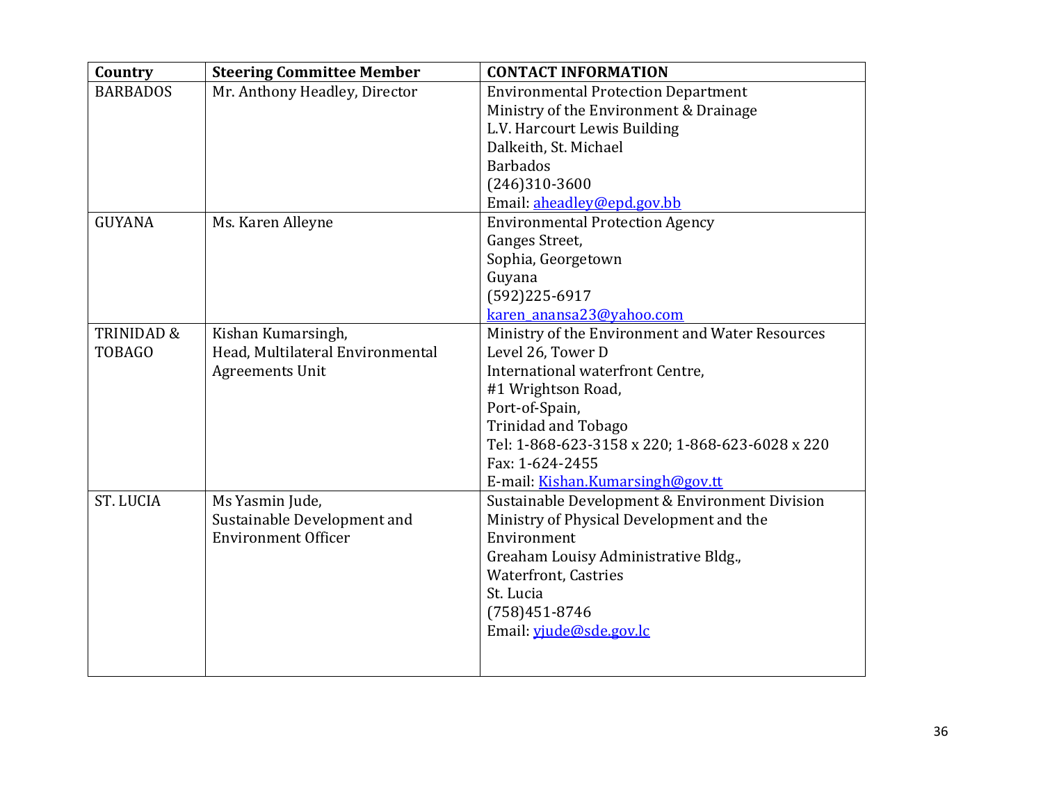| Country | Steering Committee Member | CONTACT INFORMATION |
|---|---|---|
| BARBADOS | Mr. Anthony Headley, Director | Environmental Protection Department<br>Ministry of the Environment & Drainage<br>L.V. Harcourt Lewis Building<br>Dalkeith, St. Michael<br>Barbados<br>(246)310-3600<br>Email: aheadley@epd.gov.bb |
| GUYANA | Ms. Karen Alleyne | Environmental Protection Agency<br>Ganges Street,<br>Sophia, Georgetown<br>Guyana<br>(592)225-6917<br>karen_anansa23@yahoo.com |
| TRINIDAD & TOBAGO | Kishan Kumarsingh,<br>Head, Multilateral Environmental Agreements Unit | Ministry of the Environment and Water Resources<br>Level 26, Tower D<br>International waterfront Centre,<br>#1 Wrightson Road,<br>Port-of-Spain,<br>Trinidad and Tobago<br>Tel: 1-868-623-3158 x 220; 1-868-623-6028 x 220<br>Fax: 1-624-2455<br>E-mail: Kishan.Kumarsingh@gov.tt |
| ST. LUCIA | Ms Yasmin Jude,<br>Sustainable Development and Environment Officer | Sustainable Development & Environment Division<br>Ministry of Physical Development and the Environment<br>Greaham Louisy Administrative Bldg.,<br>Waterfront, Castries<br>St. Lucia<br>(758)451-8746<br>Email: yjude@sde.gov.lc |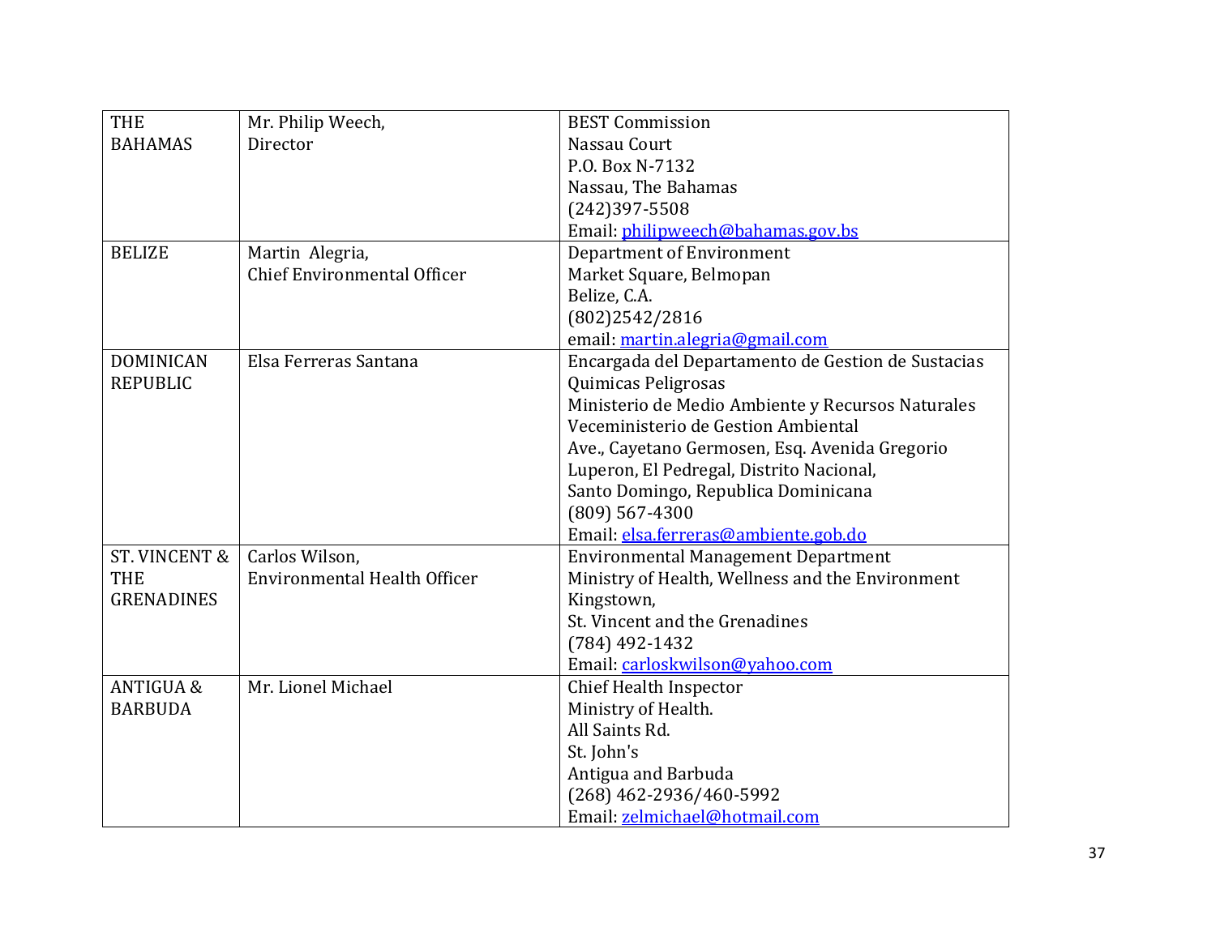| | | |
|---|---|---|
| THE BAHAMAS | Mr. Philip Weech,<br>Director | BEST Commission<br>Nassau Court<br>P.O. Box N-7132<br>Nassau, The Bahamas<br>(242)397-5508<br>Email: philipweech@bahamas.gov.bs |
| BELIZE | Martin Alegria,<br>Chief Environmental Officer | Department of Environment<br>Market Square, Belmopan<br>Belize, C.A.<br>(802)2542/2816<br>email: martin.alegria@gmail.com |
| DOMINICAN REPUBLIC | Elsa Ferreras Santana | Encargada del Departamento de Gestion de Sustacias Quimicas Peligrosas<br>Ministerio de Medio Ambiente y Recursos Naturales<br>Veceministerio de Gestion Ambiental<br>Ave., Cayetano Germosen, Esq. Avenida Gregorio Luperon, El Pedregal, Distrito Nacional,<br>Santo Domingo, Republica Dominicana<br>(809) 567-4300<br>Email: elsa.ferreras@ambiente.gob.do |
| ST. VINCENT & THE GRENADINES | Carlos Wilson,<br>Environmental Health Officer | Environmental Management Department<br>Ministry of Health, Wellness and the Environment<br>Kingstown,<br>St. Vincent and the Grenadines<br>(784) 492-1432<br>Email: carloskwilson@yahoo.com |
| ANTIGUA & BARBUDA | Mr. Lionel Michael | Chief Health Inspector<br>Ministry of Health.<br>All Saints Rd.<br>St. John's<br>Antigua and Barbuda<br>(268) 462-2936/460-5992<br>Email: zelmichael@hotmail.com |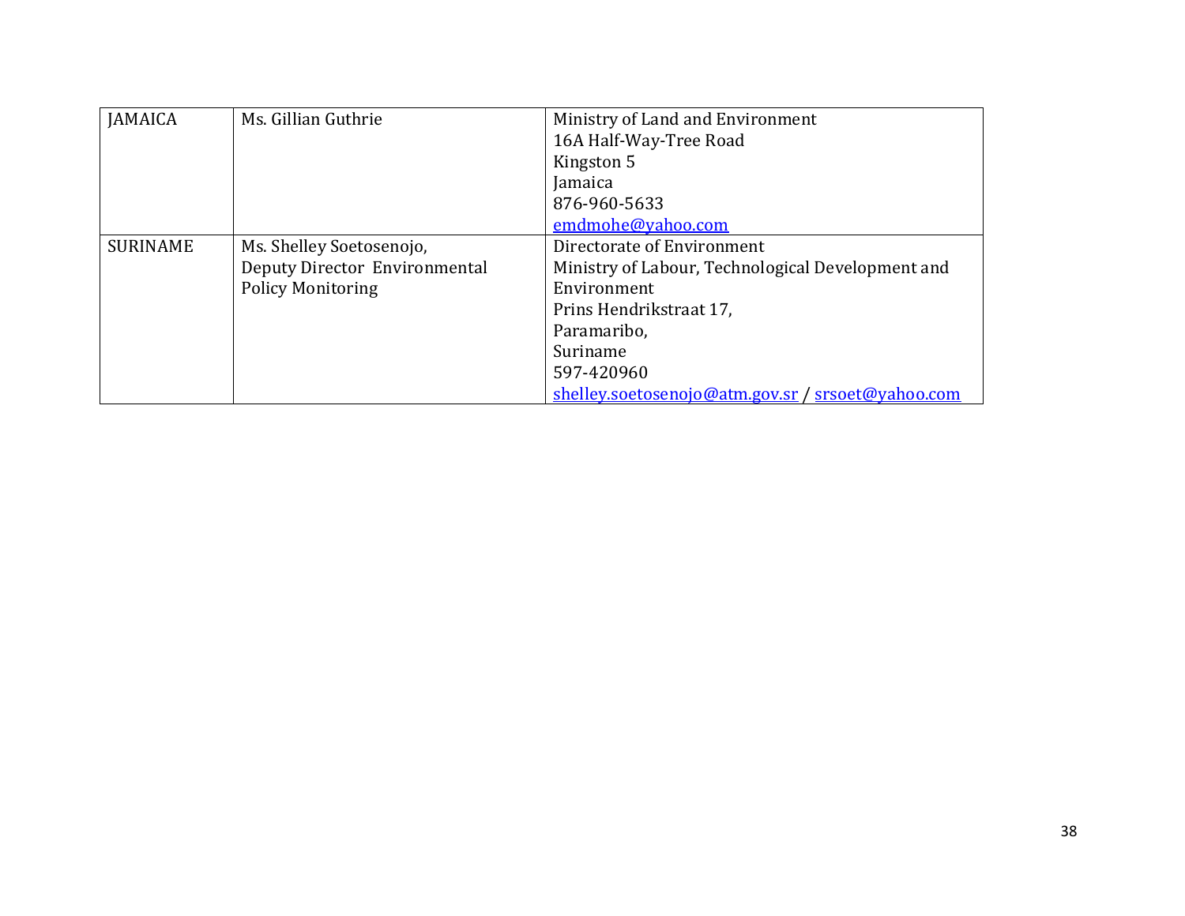| | | |
|---|---|---|
| JAMAICA | Ms. Gillian Guthrie | Ministry of Land and Environment<br>16A Half-Way-Tree Road<br>Kingston 5<br>Jamaica<br>876-960-5633<br>emdmohe@yahoo.com |
| SURINAME | Ms. Shelley Soetosenojo,<br>Deputy Director Environmental Policy Monitoring | Directorate of Environment<br>Ministry of Labour, Technological Development and Environment<br>Prins Hendrikstraat 17,<br>Paramaribo,<br>Suriname<br>597-420960<br>shelley.soetosenojo@atm.gov.sr / srsoet@yahoo.com |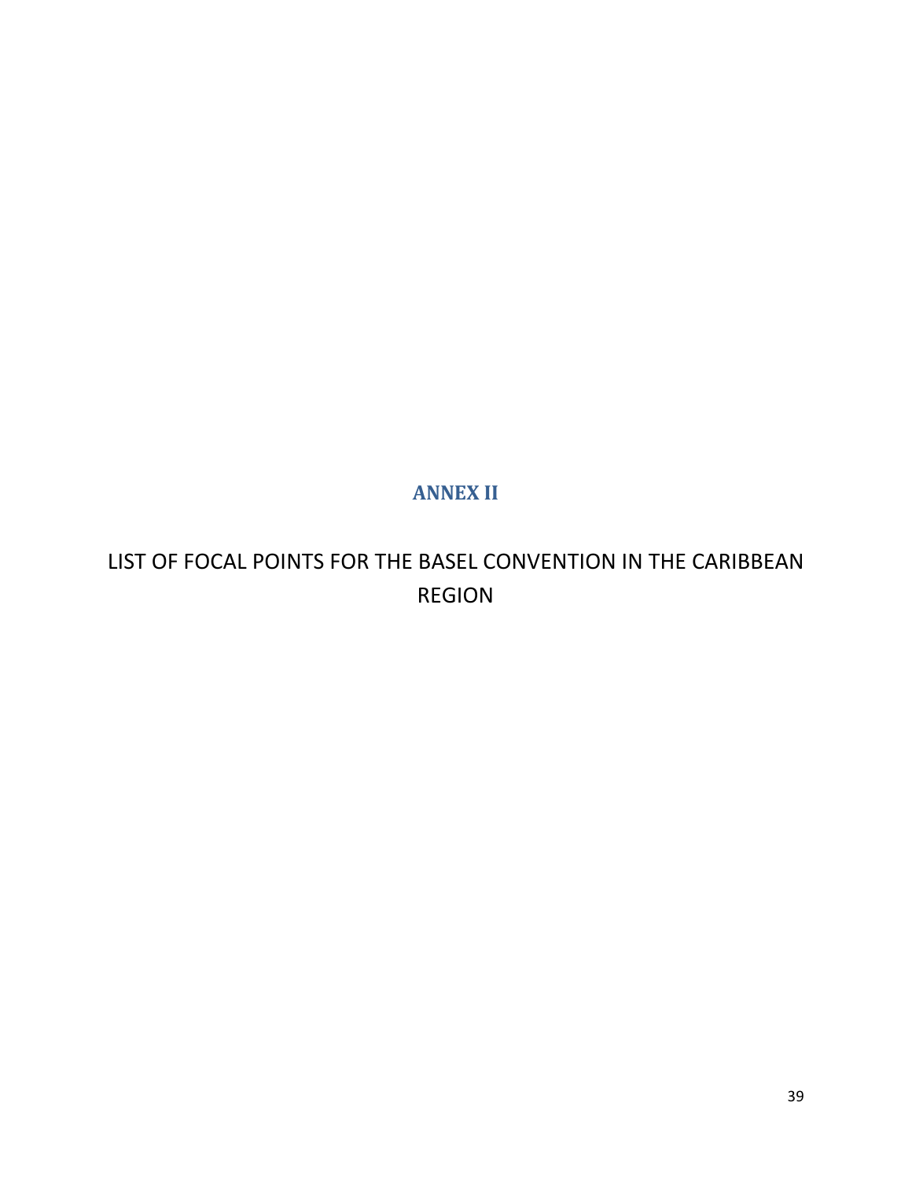# ANNEX II

LIST OF FOCAL POINTS FOR THE BASEL CONVENTION IN THE CARIBBEAN REGION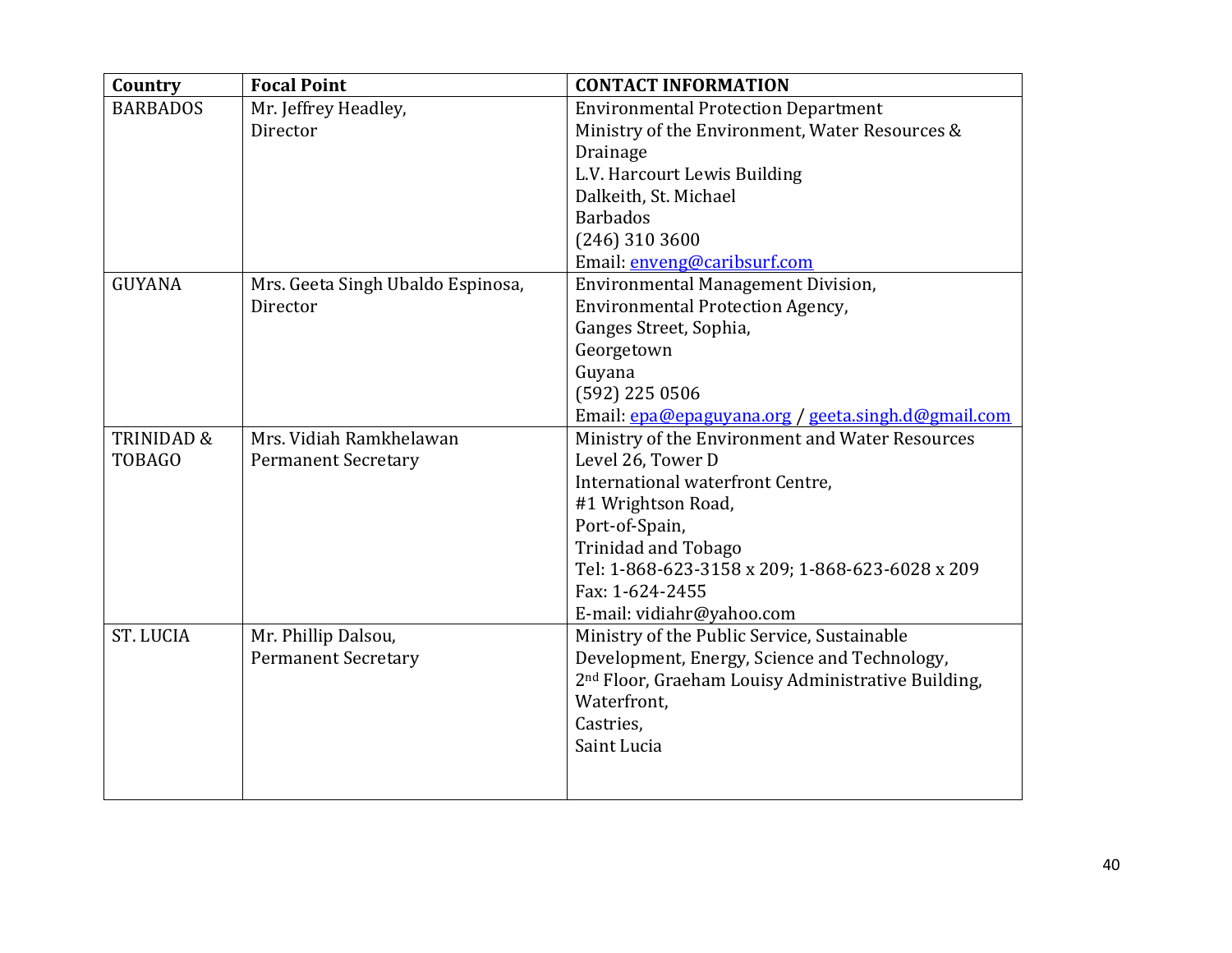| Country | Focal Point | CONTACT INFORMATION |
|---|---|---|
| BARBADOS | Mr. Jeffrey Headley,<br>Director | Environmental Protection Department<br>Ministry of the Environment, Water Resources & Drainage<br>L.V. Harcourt Lewis Building<br>Dalkeith, St. Michael<br>Barbados<br>(246) 310 3600<br>Email: enveng@caribsurf.com |
| GUYANA | Mrs. Geeta Singh Ubaldo Espinosa,<br>Director | Environmental Management Division,<br>Environmental Protection Agency,<br>Ganges Street, Sophia,<br>Georgetown<br>Guyana<br>(592) 225 0506<br>Email: epa@epaguyana.org / geeta.singh.d@gmail.com |
| TRINIDAD & TOBAGO | Mrs. Vidiah Ramkhelawan<br>Permanent Secretary | Ministry of the Environment and Water Resources<br>Level 26, Tower D<br>International waterfront Centre,<br>#1 Wrightson Road,<br>Port-of-Spain,<br>Trinidad and Tobago<br>Tel: 1-868-623-3158 x 209; 1-868-623-6028 x 209<br>Fax: 1-624-2455<br>E-mail: vidiahr@yahoo.com |
| ST. LUCIA | Mr. Phillip Dalsou,<br>Permanent Secretary | Ministry of the Public Service, Sustainable Development, Energy, Science and Technology,<br>2nd Floor, Graeham Louisy Administrative Building,<br>Waterfront,<br>Castries,<br>Saint Lucia |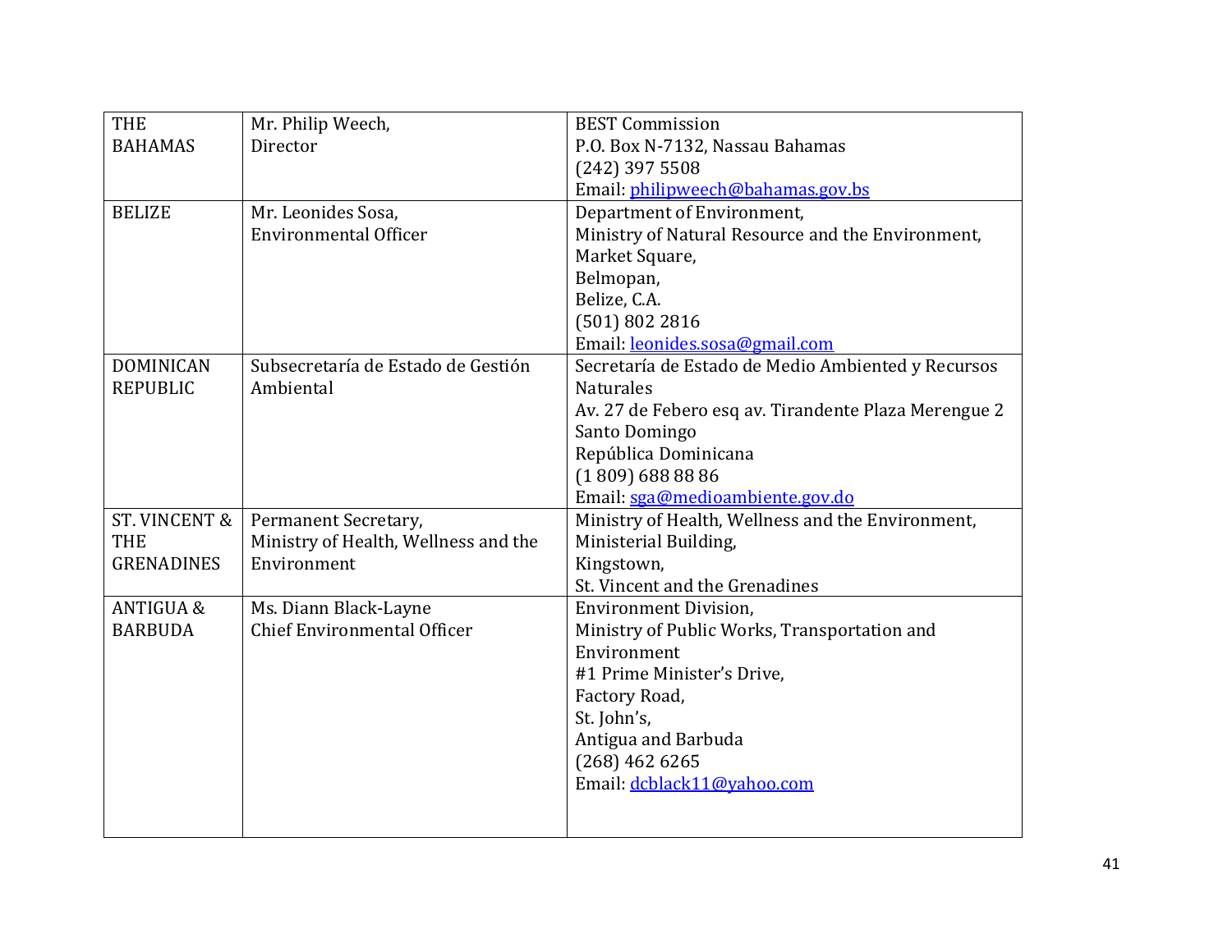| | | |
|---|---|---|
| THE BAHAMAS | Mr. Philip Weech,<br>Director | BEST Commission<br>P.O. Box N-7132, Nassau Bahamas<br>(242) 397 5508<br>Email: philipweech@bahamas.gov.bs |
| BELIZE | Mr. Leonides Sosa,<br>Environmental Officer | Department of Environment,<br>Ministry of Natural Resource and the Environment,<br>Market Square,<br>Belmopan,<br>Belize, C.A.<br>(501) 802 2816<br>Email: leonides.sosa@gmail.com |
| DOMINICAN REPUBLIC | Subsecretaría de Estado de Gestión Ambiental | Secretaría de Estado de Medio Ambiented y Recursos Naturales<br>Av. 27 de Febero esq av. Tirandente Plaza Merengue 2<br>Santo Domingo<br>República Dominicana<br>(1 809) 688 88 86<br>Email: sga@medioambiente.gov.do |
| ST. VINCENT & THE GRENADINES | Permanent Secretary,<br>Ministry of Health, Wellness and the Environment | Ministry of Health, Wellness and the Environment,<br>Ministerial Building,<br>Kingstown,<br>St. Vincent and the Grenadines |
| ANTIGUA & BARBUDA | Ms. Diann Black-Layne<br>Chief Environmental Officer | Environment Division,<br>Ministry of Public Works, Transportation and Environment<br>#1 Prime Minister's Drive,<br>Factory Road,<br>St. John's,<br>Antigua and Barbuda<br>(268) 462 6265<br>Email: dcblack11@yahoo.com |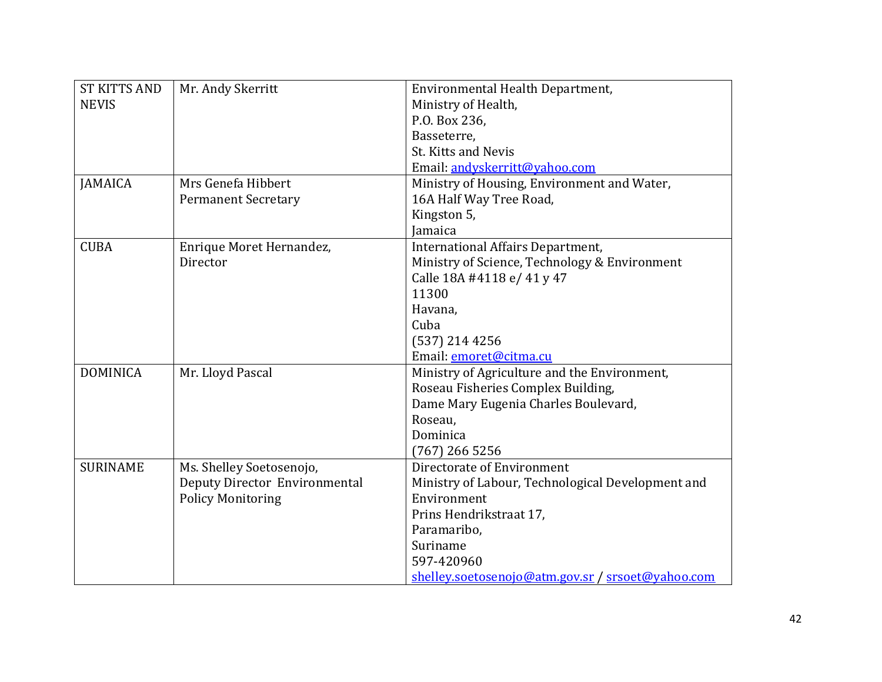| | | |
|---|---|---|
| ST KITTS AND NEVIS | Mr. Andy Skerritt | Environmental Health Department,<br>Ministry of Health,<br>P.O. Box 236,<br>Basseterre,<br>St. Kitts and Nevis<br>Email: andyskerritt@yahoo.com |
| JAMAICA | Mrs Genefa Hibbert<br>Permanent Secretary | Ministry of Housing, Environment and Water,<br>16A Half Way Tree Road,<br>Kingston 5,<br>Jamaica |
| CUBA | Enrique Moret Hernandez,<br>Director | International Affairs Department,<br>Ministry of Science, Technology & Environment<br>Calle 18A #4118 e/ 41 y 47<br>11300<br>Havana,<br>Cuba<br>(537) 214 4256<br>Email: emoret@citma.cu |
| DOMINICA | Mr. Lloyd Pascal | Ministry of Agriculture and the Environment,<br>Roseau Fisheries Complex Building,<br>Dame Mary Eugenia Charles Boulevard,<br>Roseau,<br>Dominica<br>(767) 266 5256 |
| SURINAME | Ms. Shelley Soetosenojo,<br>Deputy Director Environmental Policy Monitoring | Directorate of Environment<br>Ministry of Labour, Technological Development and Environment<br>Prins Hendrikstraat 17,<br>Paramaribo,<br>Suriname<br>597-420960<br>shelley.soetosenojo@atm.gov.sr / srsoet@yahoo.com |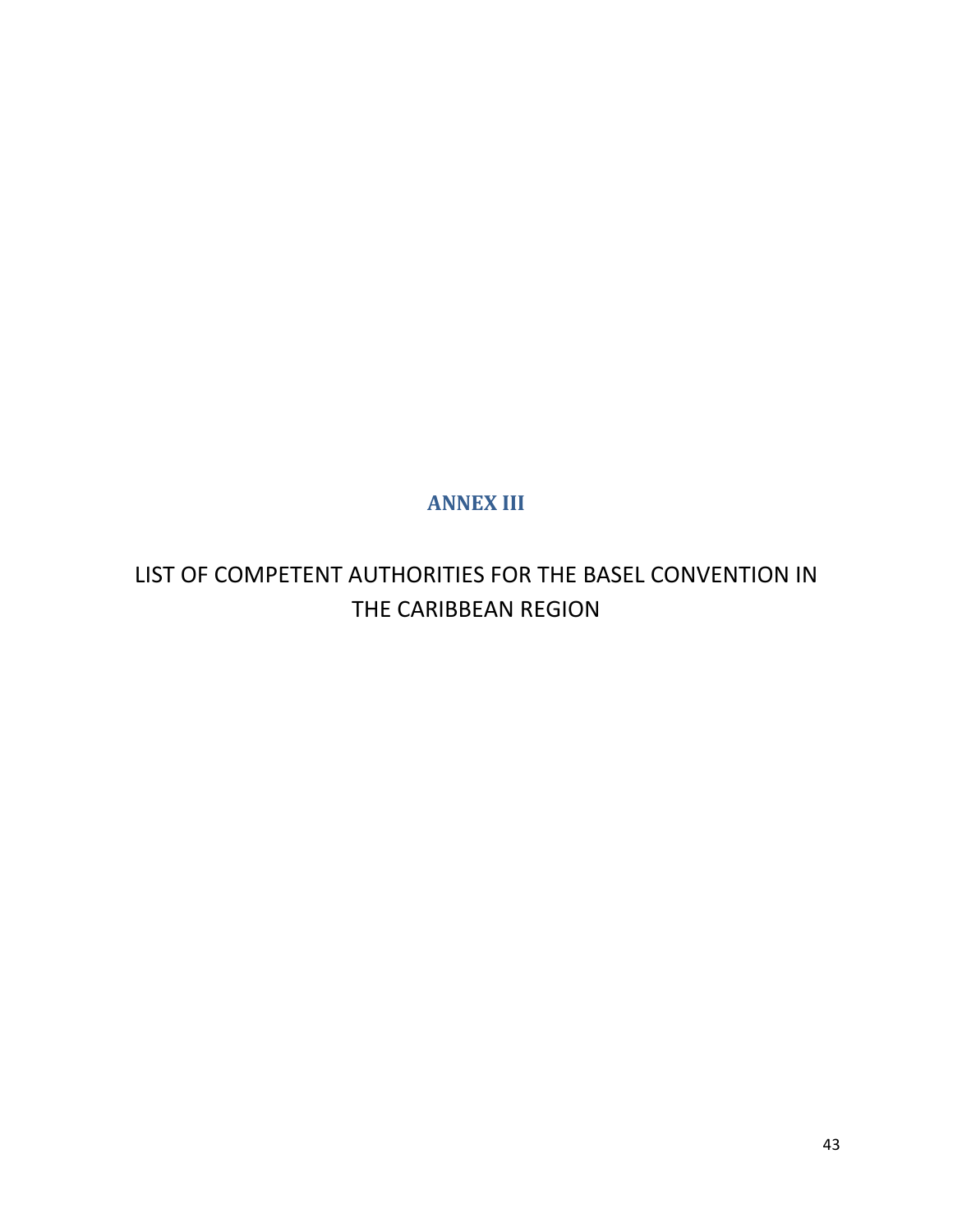# ANNEX III

## LIST OF COMPETENT AUTHORITIES FOR THE BASEL CONVENTION IN THE CARIBBEAN REGION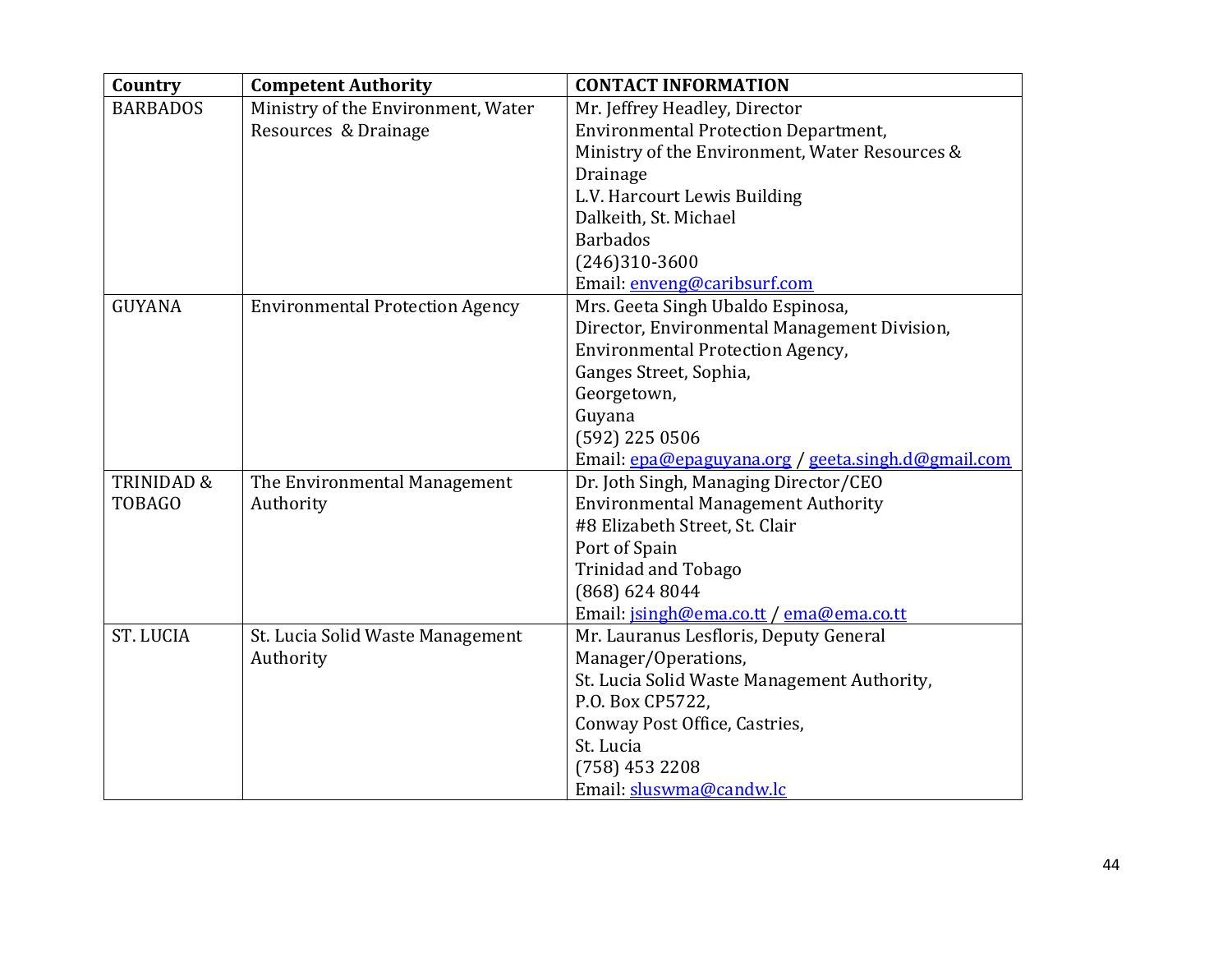| Country | Competent Authority | CONTACT INFORMATION |
|---|---|---|
| BARBADOS | Ministry of the Environment, Water Resources & Drainage | Mr. Jeffrey Headley, Director<br>Environmental Protection Department,<br>Ministry of the Environment, Water Resources & Drainage<br>L.V. Harcourt Lewis Building<br>Dalkeith, St. Michael<br>Barbados<br>(246)310-3600<br>Email: enveng@caribsurf.com |
| GUYANA | Environmental Protection Agency | Mrs. Geeta Singh Ubaldo Espinosa,<br>Director, Environmental Management Division,<br>Environmental Protection Agency,<br>Ganges Street, Sophia,<br>Georgetown,<br>Guyana<br>(592) 225 0506<br>Email: epa@epaguyana.org / geeta.singh.d@gmail.com |
| TRINIDAD & TOBAGO | The Environmental Management Authority | Dr. Joth Singh, Managing Director/CEO<br>Environmental Management Authority<br>#8 Elizabeth Street, St. Clair<br>Port of Spain<br>Trinidad and Tobago<br>(868) 624 8044<br>Email: jsingh@ema.co.tt / ema@ema.co.tt |
| ST. LUCIA | St. Lucia Solid Waste Management Authority | Mr. Lauranus Lesfloris, Deputy General Manager/Operations,<br>St. Lucia Solid Waste Management Authority,<br>P.O. Box CP5722,<br>Conway Post Office, Castries,<br>St. Lucia<br>(758) 453 2208<br>Email: sluswma@candw.lc |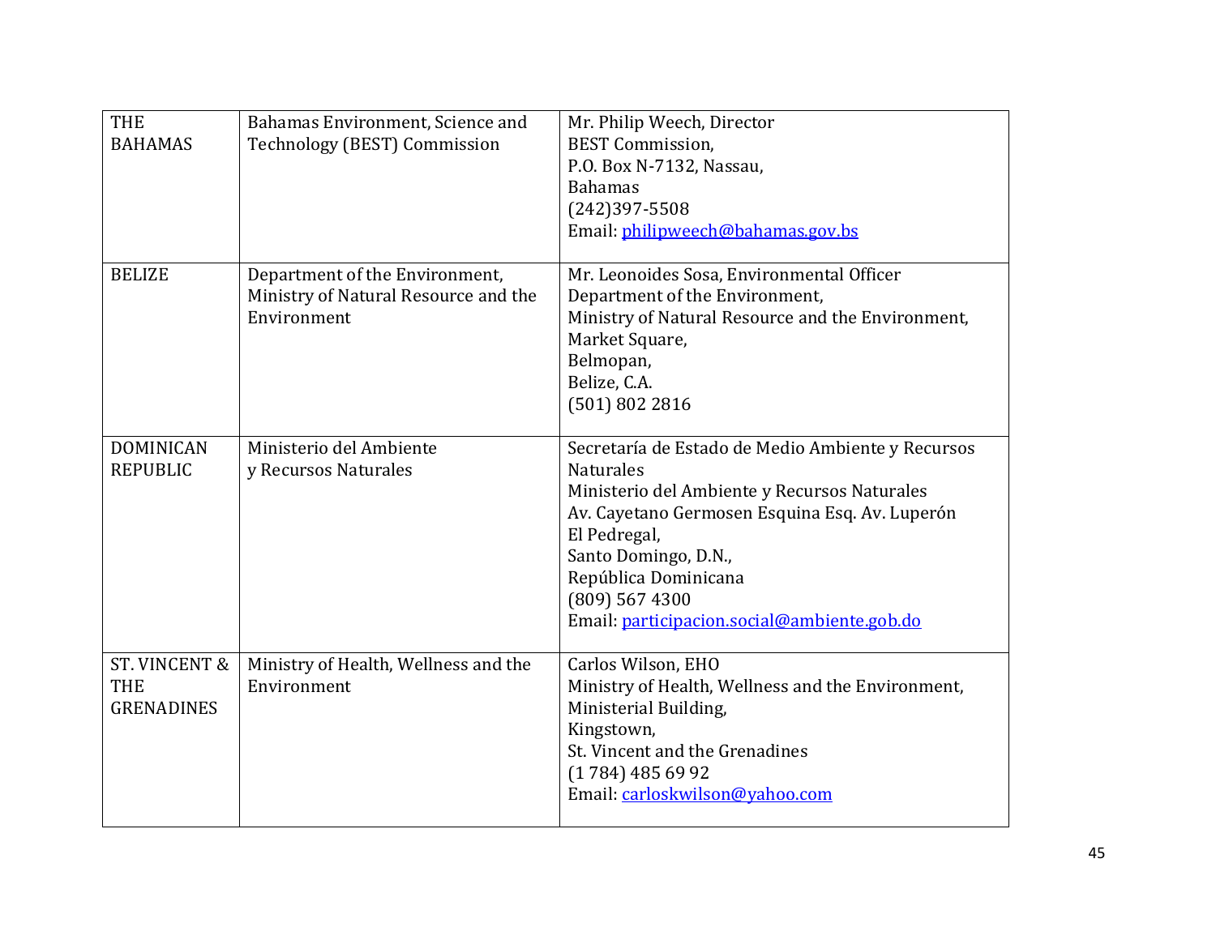| | | |
|---|---|---|
| THE BAHAMAS | Bahamas Environment, Science and Technology (BEST) Commission | Mr. Philip Weech, Director<br>BEST Commission,<br>P.O. Box N-7132, Nassau,<br>Bahamas<br>(242)397-5508<br>Email: philipweech@bahamas.gov.bs |
| BELIZE | Department of the Environment, Ministry of Natural Resource and the Environment | Mr. Leonoides Sosa, Environmental Officer<br>Department of the Environment,<br>Ministry of Natural Resource and the Environment,<br>Market Square,<br>Belmopan,<br>Belize, C.A.<br>(501) 802 2816 |
| DOMINICAN REPUBLIC | Ministerio del Ambiente y Recursos Naturales | Secretaría de Estado de Medio Ambiente y Recursos Naturales<br>Ministerio del Ambiente y Recursos Naturales<br>Av. Cayetano Germosen Esquina Esq. Av. Luperón<br>El Pedregal,<br>Santo Domingo, D.N.,<br>República Dominicana<br>(809) 567 4300<br>Email: participacion.social@ambiente.gob.do |
| ST. VINCENT & THE GRENADINES | Ministry of Health, Wellness and the Environment | Carlos Wilson, EHO<br>Ministry of Health, Wellness and the Environment,<br>Ministerial Building,<br>Kingstown,<br>St. Vincent and the Grenadines<br>(1 784) 485 69 92<br>Email: carloskwilson@yahoo.com |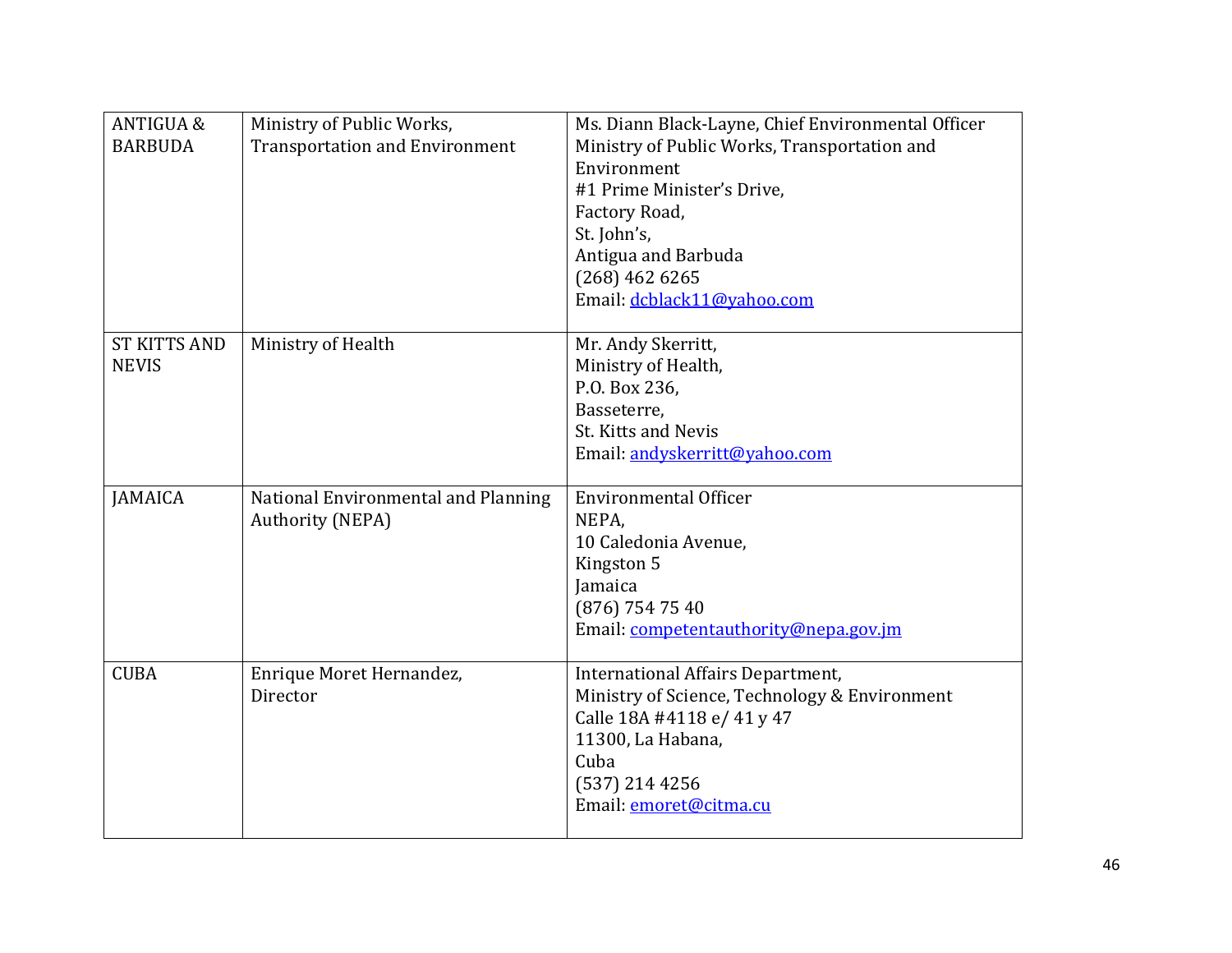| | | |
|---|---|---|
| ANTIGUA & BARBUDA | Ministry of Public Works, Transportation and Environment | Ms. Diann Black-Layne, Chief Environmental Officer<br>Ministry of Public Works, Transportation and Environment<br>#1 Prime Minister's Drive,<br>Factory Road,<br>St. John's,<br>Antigua and Barbuda<br>(268) 462 6265<br>Email: dcblack11@yahoo.com |
| ST KITTS AND NEVIS | Ministry of Health | Mr. Andy Skerritt,<br>Ministry of Health,<br>P.O. Box 236,<br>Basseterre,<br>St. Kitts and Nevis<br>Email: andyskerritt@yahoo.com |
| JAMAICA | National Environmental and Planning Authority (NEPA) | Environmental Officer<br>NEPA,<br>10 Caledonia Avenue,<br>Kingston 5<br>Jamaica<br>(876) 754 75 40<br>Email: competentauthority@nepa.gov.jm |
| CUBA | Enrique Moret Hernandez,<br>Director | International Affairs Department,<br>Ministry of Science, Technology & Environment<br>Calle 18A #4118 e/ 41 y 47<br>11300, La Habana,<br>Cuba<br>(537) 214 4256<br>Email: emoret@citma.cu |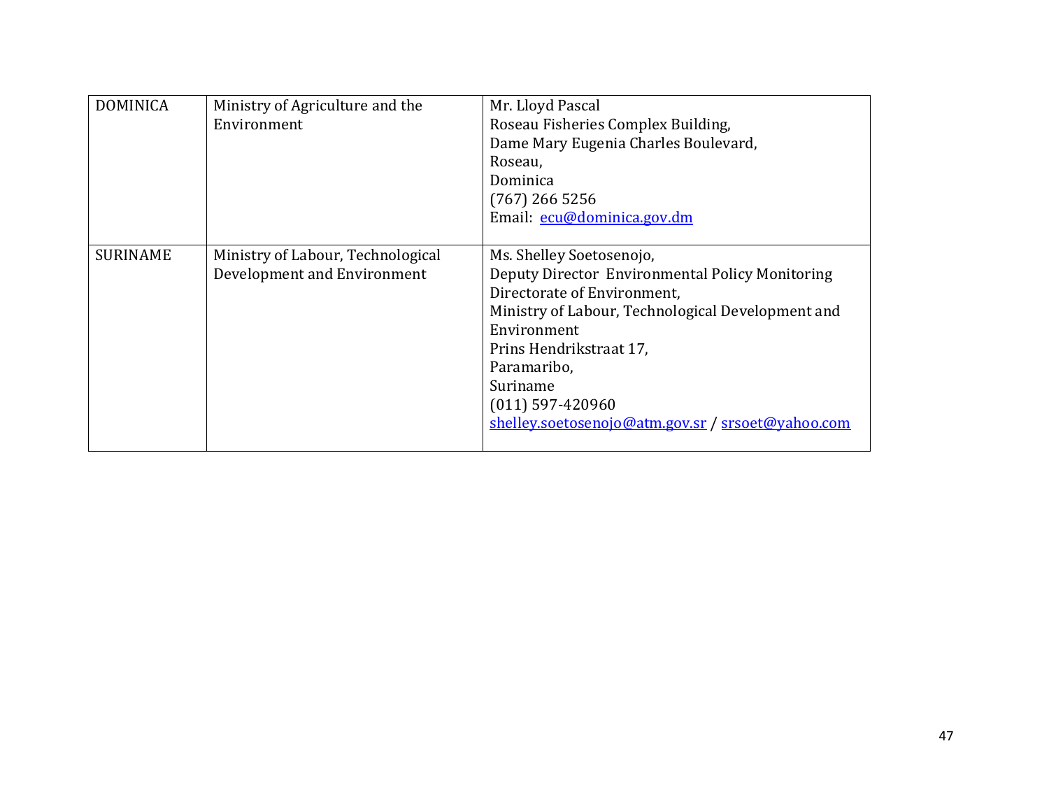| | | |
|---|---|---|
| DOMINICA | Ministry of Agriculture and the Environment | Mr. Lloyd Pascal<br>Roseau Fisheries Complex Building,<br>Dame Mary Eugenia Charles Boulevard,<br>Roseau,<br>Dominica<br>(767) 266 5256<br>Email: ecu@dominica.gov.dm |
| SURINAME | Ministry of Labour, Technological Development and Environment | Ms. Shelley Soetosenojo,<br>Deputy Director Environmental Policy Monitoring<br>Directorate of Environment,<br>Ministry of Labour, Technological Development and Environment<br>Prins Hendrikstraat 17,<br>Paramaribo,<br>Suriname<br>(011) 597-420960<br>shelley.soetosenojo@atm.gov.sr / srsoet@yahoo.com |